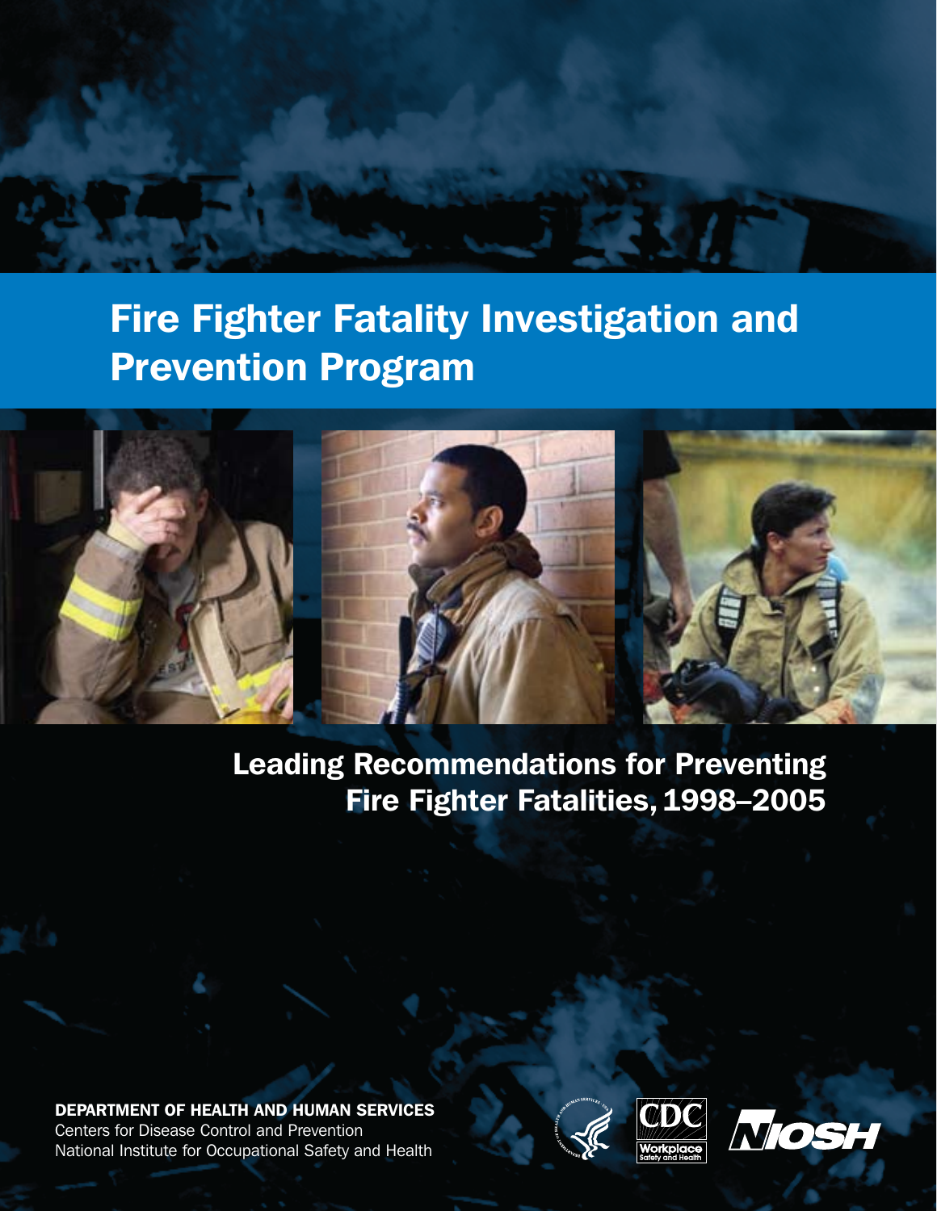# Fire Fighter Fatality Investigation and Prevention Program

## Leading Recommendations for Preventing Fire Fighter Fatalities, 1998–2005

**DEPARTMENT OF HEALTH AND HUMAN SERVICES**
Centers for Disease Control and Prevention
National Institute for Occupational Safety and Health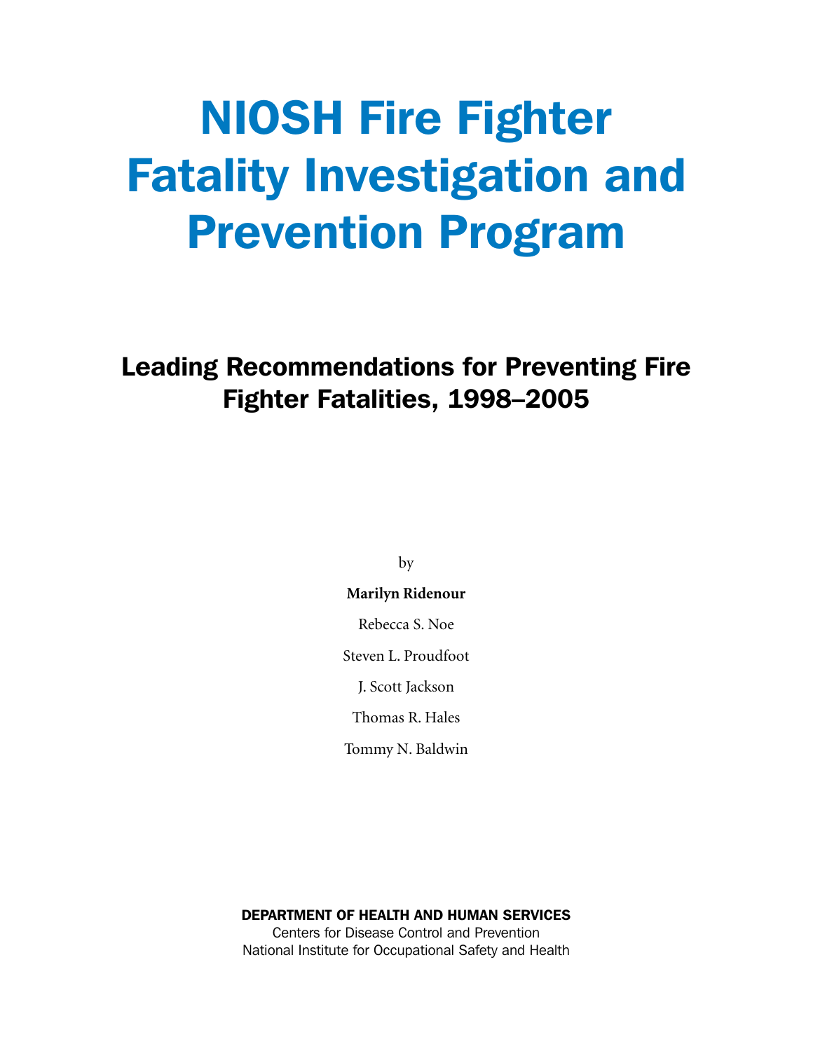# NIOSH Fire Fighter Fatality Investigation and Prevention Program

## Leading Recommendations for Preventing Fire Fighter Fatalities, 1998–2005

by

**Marilyn Ridenour**

Rebecca S. Noe

Steven L. Proudfoot

J. Scott Jackson

Thomas R. Hales

Tommy N. Baldwin

**DEPARTMENT OF HEALTH AND HUMAN SERVICES**

Centers for Disease Control and Prevention

National Institute for Occupational Safety and Health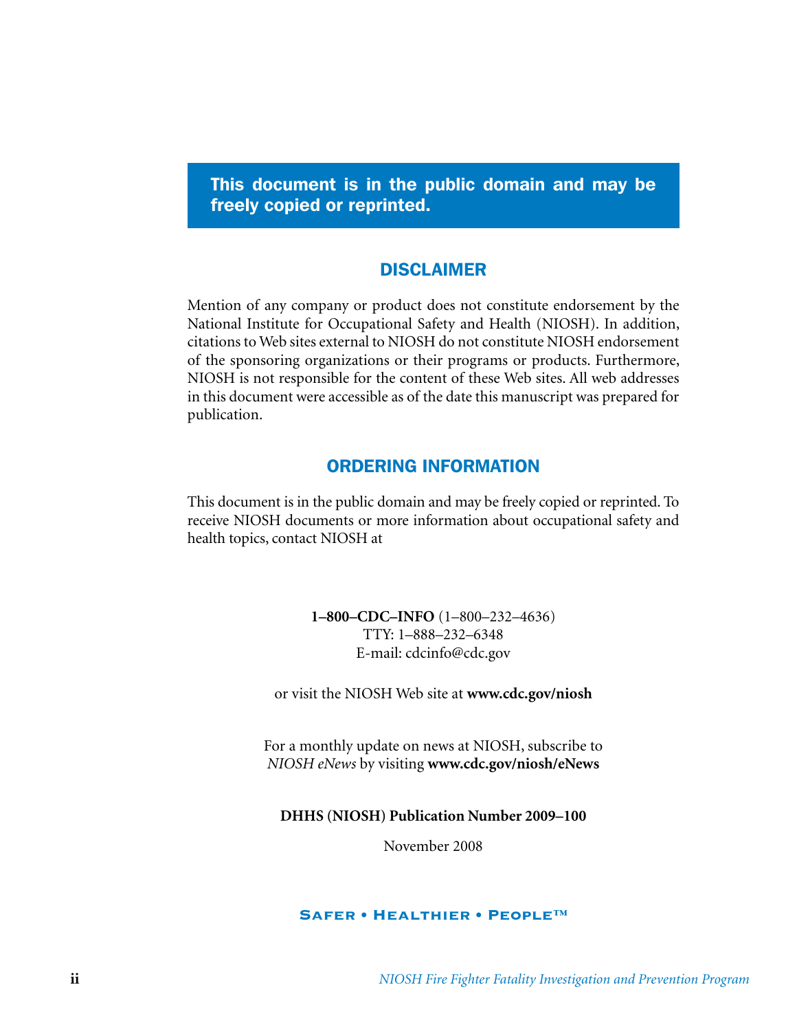**This document is in the public domain and may be freely copied or reprinted.**

## DISCLAIMER

Mention of any company or product does not constitute endorsement by the National Institute for Occupational Safety and Health (NIOSH). In addition, citations to Web sites external to NIOSH do not constitute NIOSH endorsement of the sponsoring organizations or their programs or products. Furthermore, NIOSH is not responsible for the content of these Web sites. All web addresses in this document were accessible as of the date this manuscript was prepared for publication.

## ORDERING INFORMATION

This document is in the public domain and may be freely copied or reprinted. To receive NIOSH documents or more information about occupational safety and health topics, contact NIOSH at

**1–800–CDC–INFO** (1–800–232–4636)
TTY: 1–888–232–6348
E-mail: cdcinfo@cdc.gov

or visit the NIOSH Web site at **www.cdc.gov/niosh**

For a monthly update on news at NIOSH, subscribe to *NIOSH eNews* by visiting **www.cdc.gov/niosh/eNews**

**DHHS (NIOSH) Publication Number 2009–100**

November 2008

**SAFER • HEALTHIER • PEOPLE™**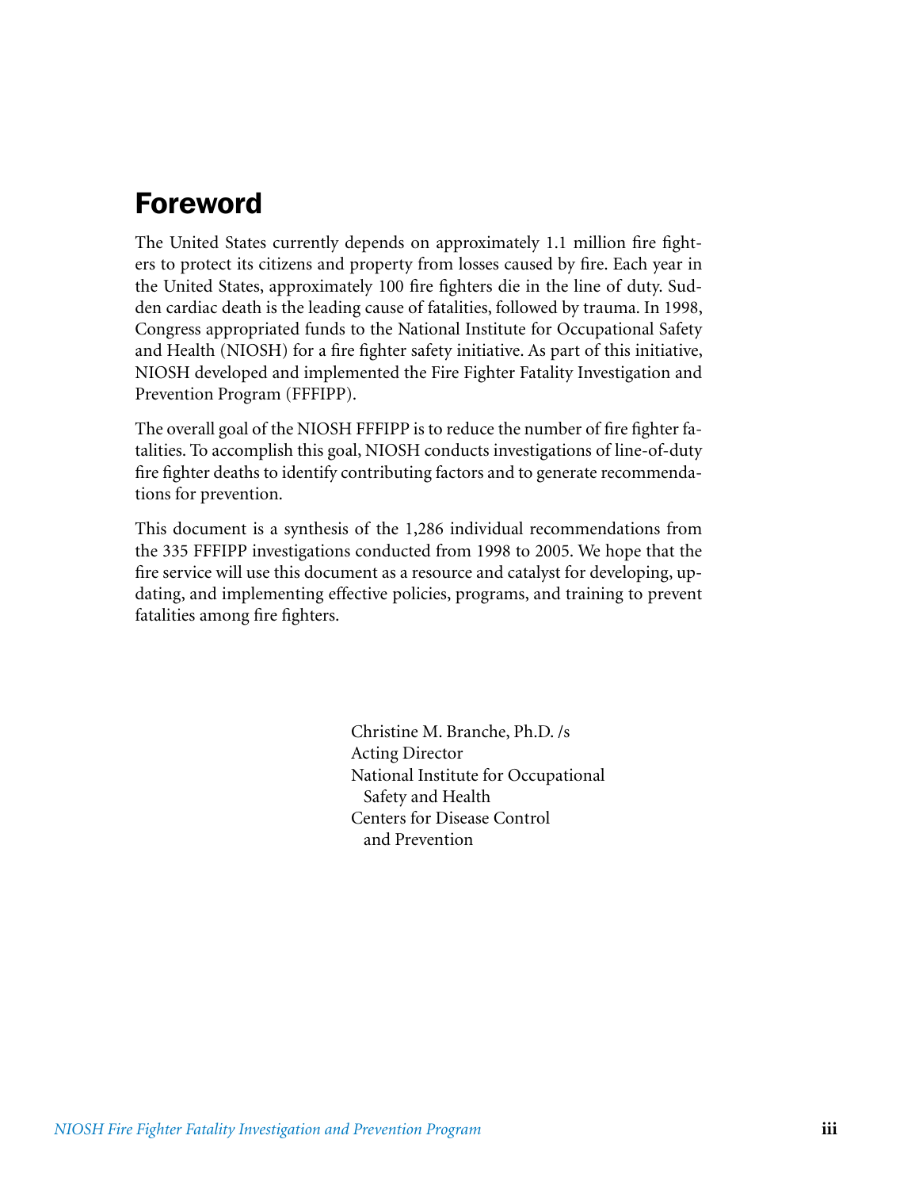# Foreword

The United States currently depends on approximately 1.1 million fire fighters to protect its citizens and property from losses caused by fire. Each year in the United States, approximately 100 fire fighters die in the line of duty. Sudden cardiac death is the leading cause of fatalities, followed by trauma. In 1998, Congress appropriated funds to the National Institute for Occupational Safety and Health (NIOSH) for a fire fighter safety initiative. As part of this initiative, NIOSH developed and implemented the Fire Fighter Fatality Investigation and Prevention Program (FFFIPP).

The overall goal of the NIOSH FFFIPP is to reduce the number of fire fighter fatalities. To accomplish this goal, NIOSH conducts investigations of line-of-duty fire fighter deaths to identify contributing factors and to generate recommendations for prevention.

This document is a synthesis of the 1,286 individual recommendations from the 335 FFFIPP investigations conducted from 1998 to 2005. We hope that the fire service will use this document as a resource and catalyst for developing, updating, and implementing effective policies, programs, and training to prevent fatalities among fire fighters.

Christine M. Branche, Ph.D. /s
Acting Director
National Institute for Occupational Safety and Health
Centers for Disease Control and Prevention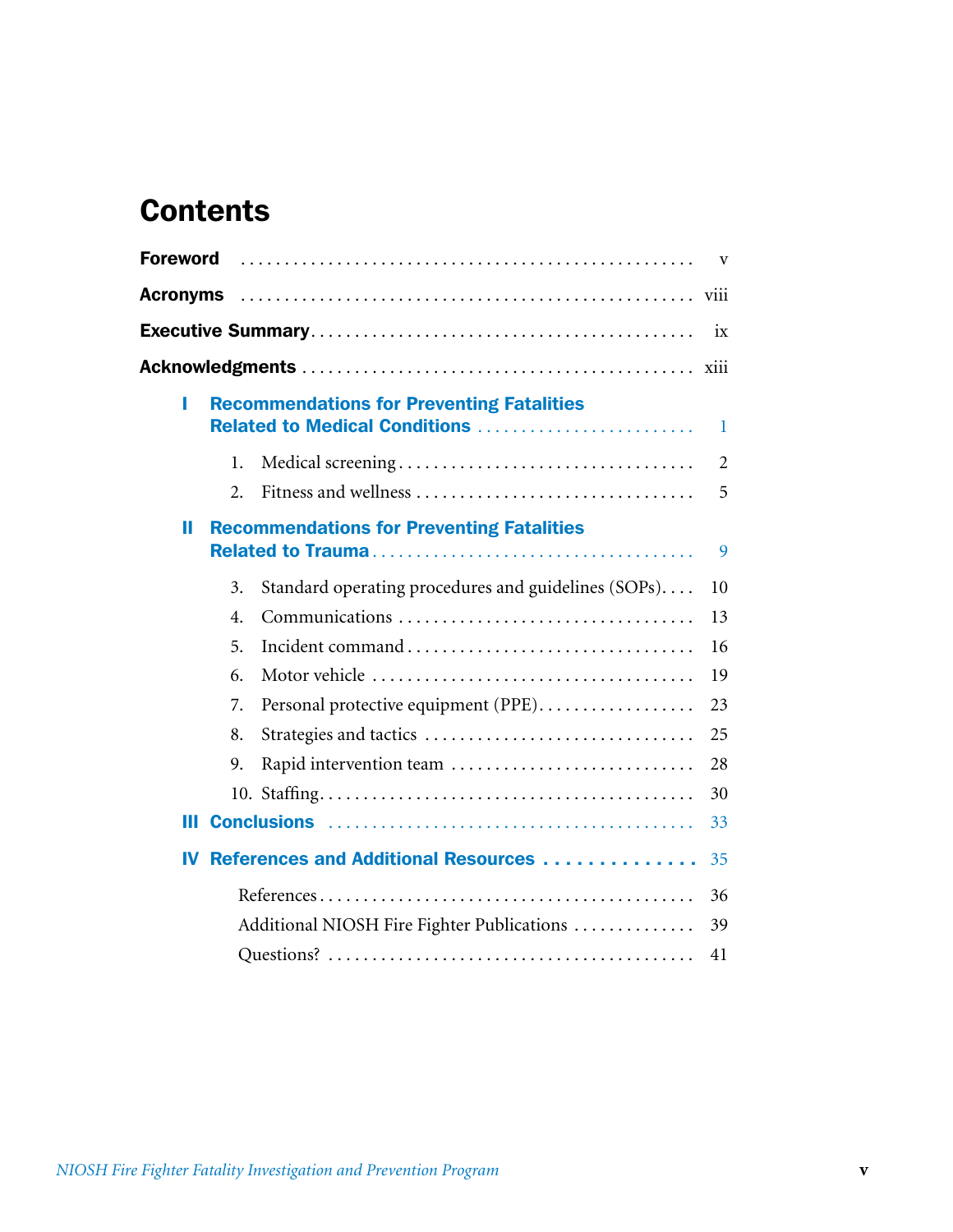# Contents

**Foreword** . . . . . . . . . . . . . . . . . . . . . . . . . . . . . . . . . . . . . . . . . . . . . . v

**Acronyms** . . . . . . . . . . . . . . . . . . . . . . . . . . . . . . . . . . . . . . . . . . . . . viii

**Executive Summary** . . . . . . . . . . . . . . . . . . . . . . . . . . . . . . . . . . . . . . . . ix

**Acknowledgments** . . . . . . . . . . . . . . . . . . . . . . . . . . . . . . . . . . . . . . . . xiii

**I Recommendations for Preventing Fatalities Related to Medical Conditions** . . . . . . . . . . . . . . . . . . . . . . . . . 1

1. Medical screening . . . . . . . . . . . . . . . . . . . . . . . . . . . . . . . . . 2
2. Fitness and wellness . . . . . . . . . . . . . . . . . . . . . . . . . . . . . . . 5

**II Recommendations for Preventing Fatalities Related to Trauma** . . . . . . . . . . . . . . . . . . . . . . . . . . . . . . . . . . . . 9

3. Standard operating procedures and guidelines (SOPs) . . . . 10
4. Communications . . . . . . . . . . . . . . . . . . . . . . . . . . . . . . . . . 13
5. Incident command . . . . . . . . . . . . . . . . . . . . . . . . . . . . . . . . 16
6. Motor vehicle . . . . . . . . . . . . . . . . . . . . . . . . . . . . . . . . . . . 19
7. Personal protective equipment (PPE) . . . . . . . . . . . . . . . . . 23
8. Strategies and tactics . . . . . . . . . . . . . . . . . . . . . . . . . . . . . . 25
9. Rapid intervention team . . . . . . . . . . . . . . . . . . . . . . . . . . . 28
10. Staffing . . . . . . . . . . . . . . . . . . . . . . . . . . . . . . . . . . . . . . . . . 30

**III Conclusions** . . . . . . . . . . . . . . . . . . . . . . . . . . . . . . . . . . . . . . . . 33

**IV References and Additional Resources** . . . . . . . . . . . . . . 35

References . . . . . . . . . . . . . . . . . . . . . . . . . . . . . . . . . . . . . . . . . 36

Additional NIOSH Fire Fighter Publications . . . . . . . . . . . . . 39

Questions? . . . . . . . . . . . . . . . . . . . . . . . . . . . . . . . . . . . . . . . . . 41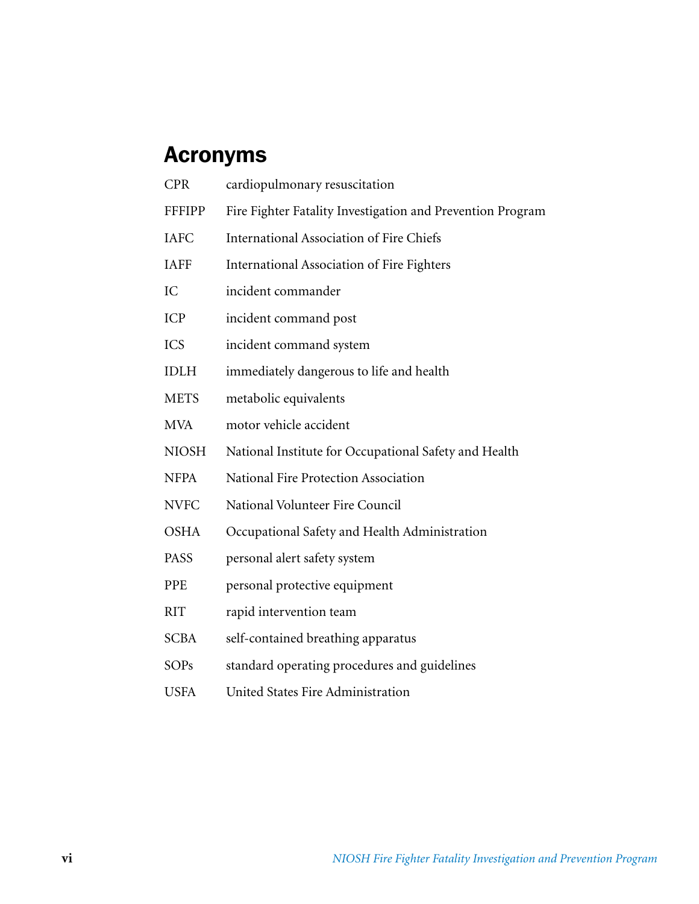# Acronyms

| | |
|---|---|
| CPR | cardiopulmonary resuscitation |
| FFFIPP | Fire Fighter Fatality Investigation and Prevention Program |
| IAFC | International Association of Fire Chiefs |
| IAFF | International Association of Fire Fighters |
| IC | incident commander |
| ICP | incident command post |
| ICS | incident command system |
| IDLH | immediately dangerous to life and health |
| METS | metabolic equivalents |
| MVA | motor vehicle accident |
| NIOSH | National Institute for Occupational Safety and Health |
| NFPA | National Fire Protection Association |
| NVFC | National Volunteer Fire Council |
| OSHA | Occupational Safety and Health Administration |
| PASS | personal alert safety system |
| PPE | personal protective equipment |
| RIT | rapid intervention team |
| SCBA | self-contained breathing apparatus |
| SOPs | standard operating procedures and guidelines |
| USFA | United States Fire Administration |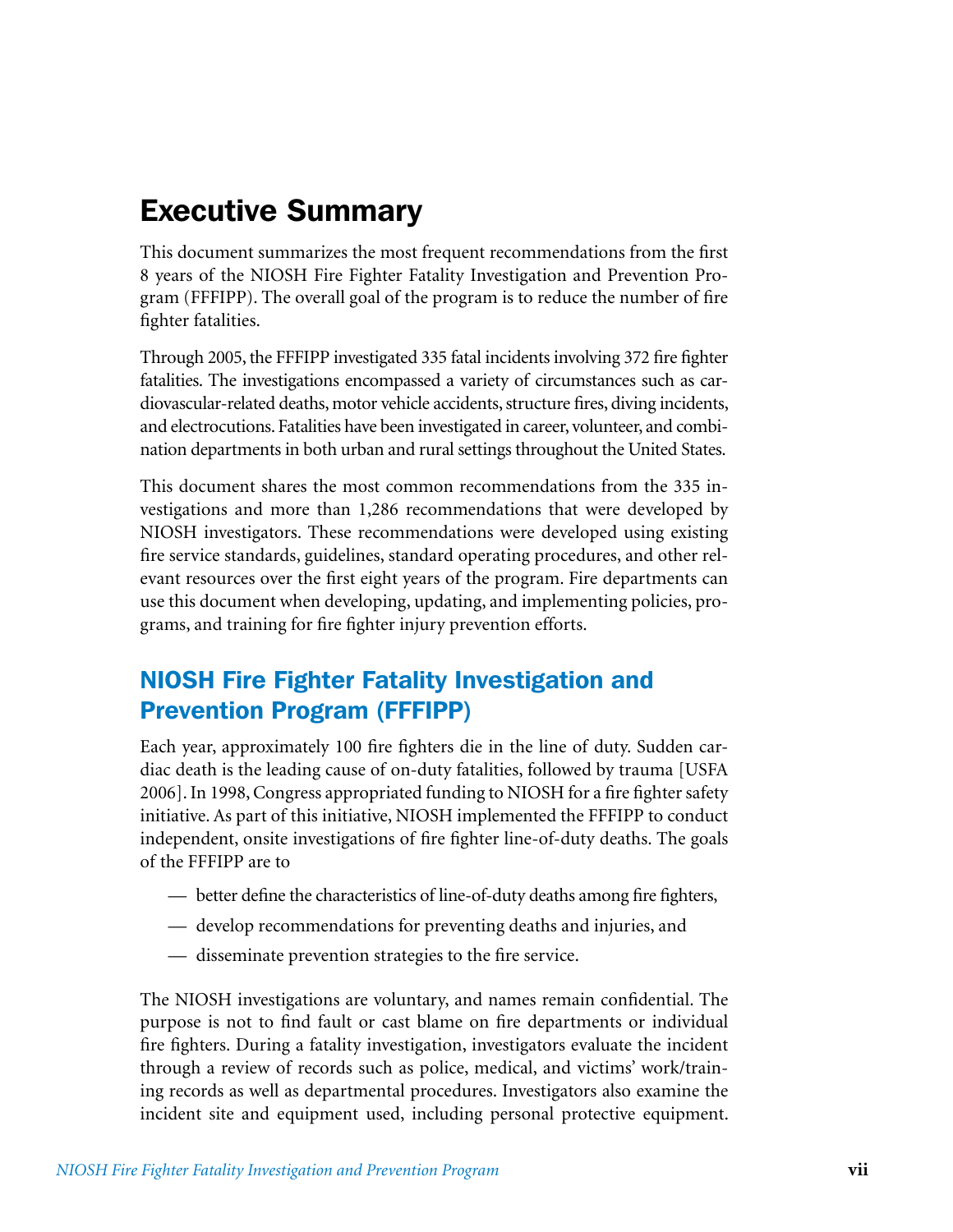# Executive Summary

This document summarizes the most frequent recommendations from the first 8 years of the NIOSH Fire Fighter Fatality Investigation and Prevention Program (FFFIPP). The overall goal of the program is to reduce the number of fire fighter fatalities.

Through 2005, the FFFIPP investigated 335 fatal incidents involving 372 fire fighter fatalities. The investigations encompassed a variety of circumstances such as cardiovascular-related deaths, motor vehicle accidents, structure fires, diving incidents, and electrocutions. Fatalities have been investigated in career, volunteer, and combination departments in both urban and rural settings throughout the United States.

This document shares the most common recommendations from the 335 investigations and more than 1,286 recommendations that were developed by NIOSH investigators. These recommendations were developed using existing fire service standards, guidelines, standard operating procedures, and other relevant resources over the first eight years of the program. Fire departments can use this document when developing, updating, and implementing policies, programs, and training for fire fighter injury prevention efforts.

## NIOSH Fire Fighter Fatality Investigation and Prevention Program (FFFIPP)

Each year, approximately 100 fire fighters die in the line of duty. Sudden cardiac death is the leading cause of on-duty fatalities, followed by trauma [USFA 2006]. In 1998, Congress appropriated funding to NIOSH for a fire fighter safety initiative. As part of this initiative, NIOSH implemented the FFFIPP to conduct independent, onsite investigations of fire fighter line-of-duty deaths. The goals of the FFFIPP are to

- better define the characteristics of line-of-duty deaths among fire fighters,
- develop recommendations for preventing deaths and injuries, and
- disseminate prevention strategies to the fire service.

The NIOSH investigations are voluntary, and names remain confidential. The purpose is not to find fault or cast blame on fire departments or individual fire fighters. During a fatality investigation, investigators evaluate the incident through a review of records such as police, medical, and victims' work/training records as well as departmental procedures. Investigators also examine the incident site and equipment used, including personal protective equipment.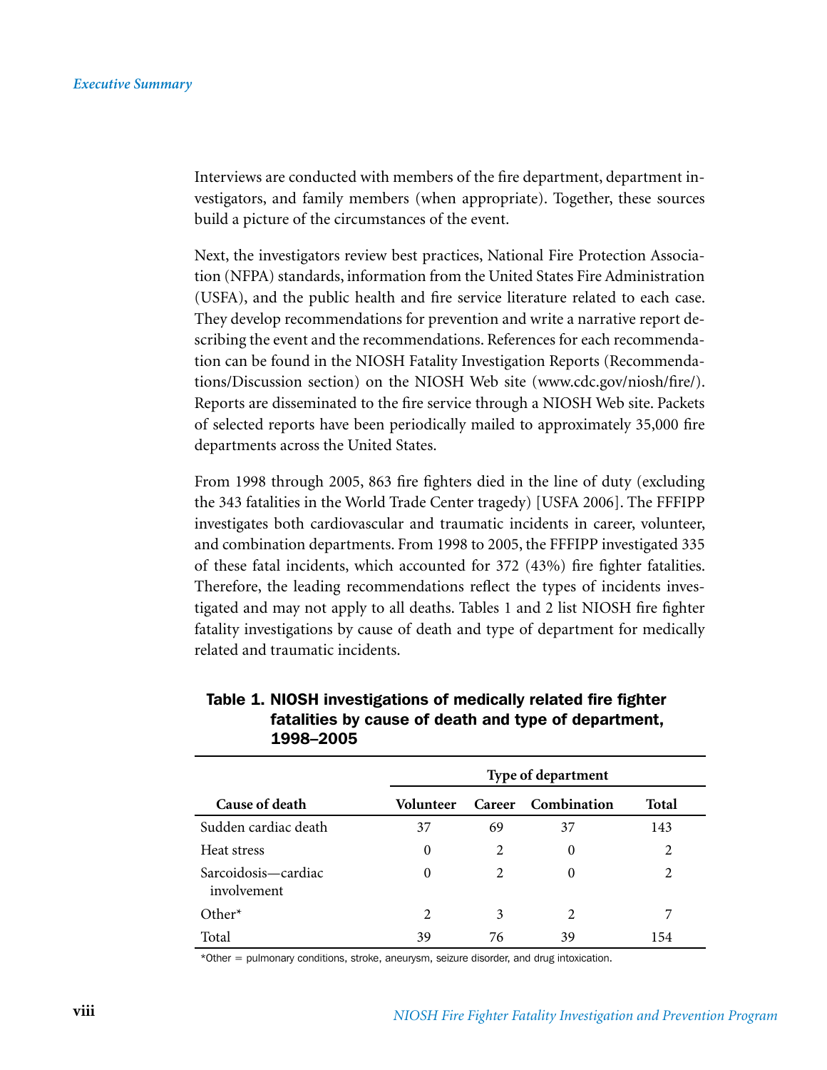Interviews are conducted with members of the fire department, department investigators, and family members (when appropriate). Together, these sources build a picture of the circumstances of the event.

Next, the investigators review best practices, National Fire Protection Association (NFPA) standards, information from the United States Fire Administration (USFA), and the public health and fire service literature related to each case. They develop recommendations for prevention and write a narrative report describing the event and the recommendations. References for each recommendation can be found in the NIOSH Fatality Investigation Reports (Recommendations/Discussion section) on the NIOSH Web site (www.cdc.gov/niosh/fire/). Reports are disseminated to the fire service through a NIOSH Web site. Packets of selected reports have been periodically mailed to approximately 35,000 fire departments across the United States.

From 1998 through 2005, 863 fire fighters died in the line of duty (excluding the 343 fatalities in the World Trade Center tragedy) [USFA 2006]. The FFFIPP investigates both cardiovascular and traumatic incidents in career, volunteer, and combination departments. From 1998 to 2005, the FFFIPP investigated 335 of these fatal incidents, which accounted for 372 (43%) fire fighter fatalities. Therefore, the leading recommendations reflect the types of incidents investigated and may not apply to all deaths. Tables 1 and 2 list NIOSH fire fighter fatality investigations by cause of death and type of department for medically related and traumatic incidents.

**Table 1. NIOSH investigations of medically related fire fighter fatalities by cause of death and type of department, 1998–2005**

| | Type of department | | | |
|---|---|---|---|---|
| **Cause of death** | **Volunteer** | **Career** | **Combination** | **Total** |
| Sudden cardiac death | 37 | 69 | 37 | 143 |
| Heat stress | 0 | 2 | 0 | 2 |
| Sarcoidosis—cardiac involvement | 0 | 2 | 0 | 2 |
| Other* | 2 | 3 | 2 | 7 |
| Total | 39 | 76 | 39 | 154 |

*Other = pulmonary conditions, stroke, aneurysm, seizure disorder, and drug intoxication.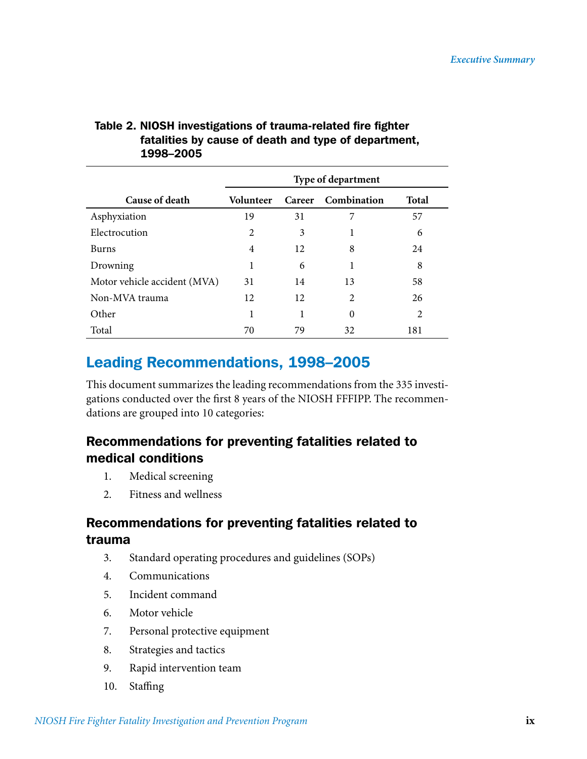**Table 2. NIOSH investigations of trauma-related fire fighter fatalities by cause of death and type of department, 1998–2005**

| Cause of death | Type of department | | | |
|---|---|---|---|---|
| | Volunteer | Career | Combination | Total |
| Asphyxiation | 19 | 31 | 7 | 57 |
| Electrocution | 2 | 3 | 1 | 6 |
| Burns | 4 | 12 | 8 | 24 |
| Drowning | 1 | 6 | 1 | 8 |
| Motor vehicle accident (MVA) | 31 | 14 | 13 | 58 |
| Non-MVA trauma | 12 | 12 | 2 | 26 |
| Other | 1 | 1 | 0 | 2 |
| Total | 70 | 79 | 32 | 181 |

## Leading Recommendations, 1998–2005

This document summarizes the leading recommendations from the 335 investigations conducted over the first 8 years of the NIOSH FFFIPP. The recommendations are grouped into 10 categories:

### Recommendations for preventing fatalities related to medical conditions

1. Medical screening
2. Fitness and wellness

### Recommendations for preventing fatalities related to trauma

3. Standard operating procedures and guidelines (SOPs)
4. Communications
5. Incident command
6. Motor vehicle
7. Personal protective equipment
8. Strategies and tactics
9. Rapid intervention team
10. Staffing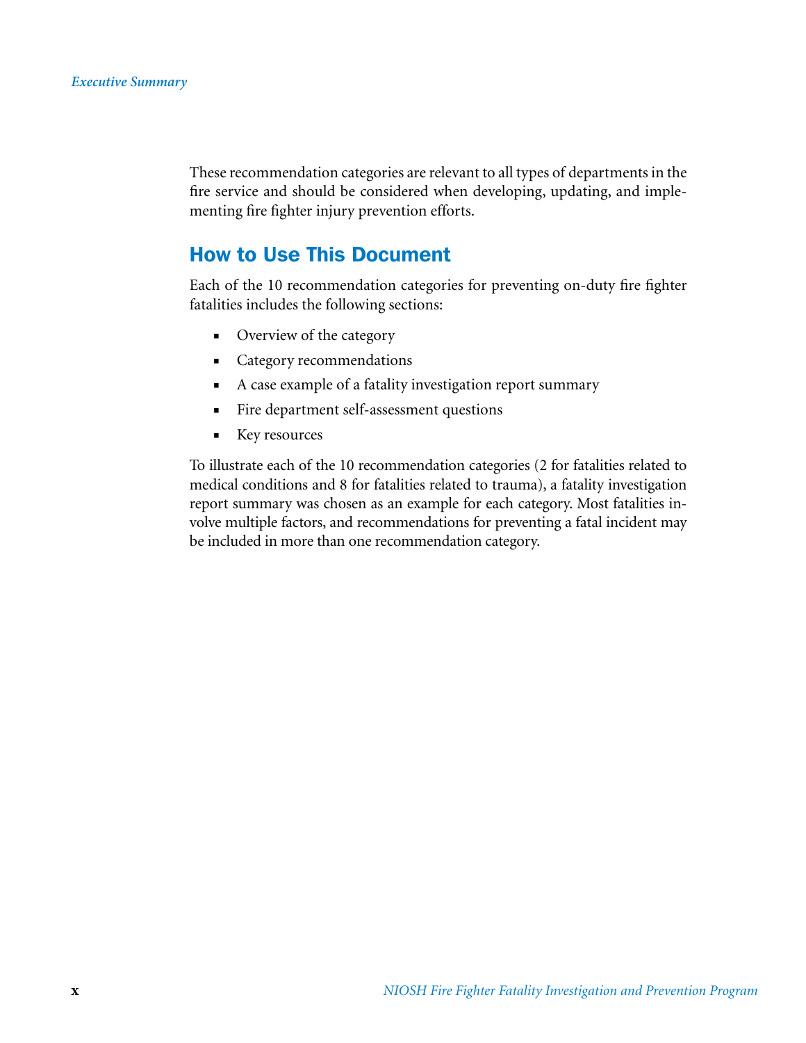These recommendation categories are relevant to all types of departments in the fire service and should be considered when developing, updating, and implementing fire fighter injury prevention efforts.

## How to Use This Document

Each of the 10 recommendation categories for preventing on-duty fire fighter fatalities includes the following sections:

- Overview of the category
- Category recommendations
- A case example of a fatality investigation report summary
- Fire department self-assessment questions
- Key resources

To illustrate each of the 10 recommendation categories (2 for fatalities related to medical conditions and 8 for fatalities related to trauma), a fatality investigation report summary was chosen as an example for each category. Most fatalities involve multiple factors, and recommendations for preventing a fatal incident may be included in more than one recommendation category.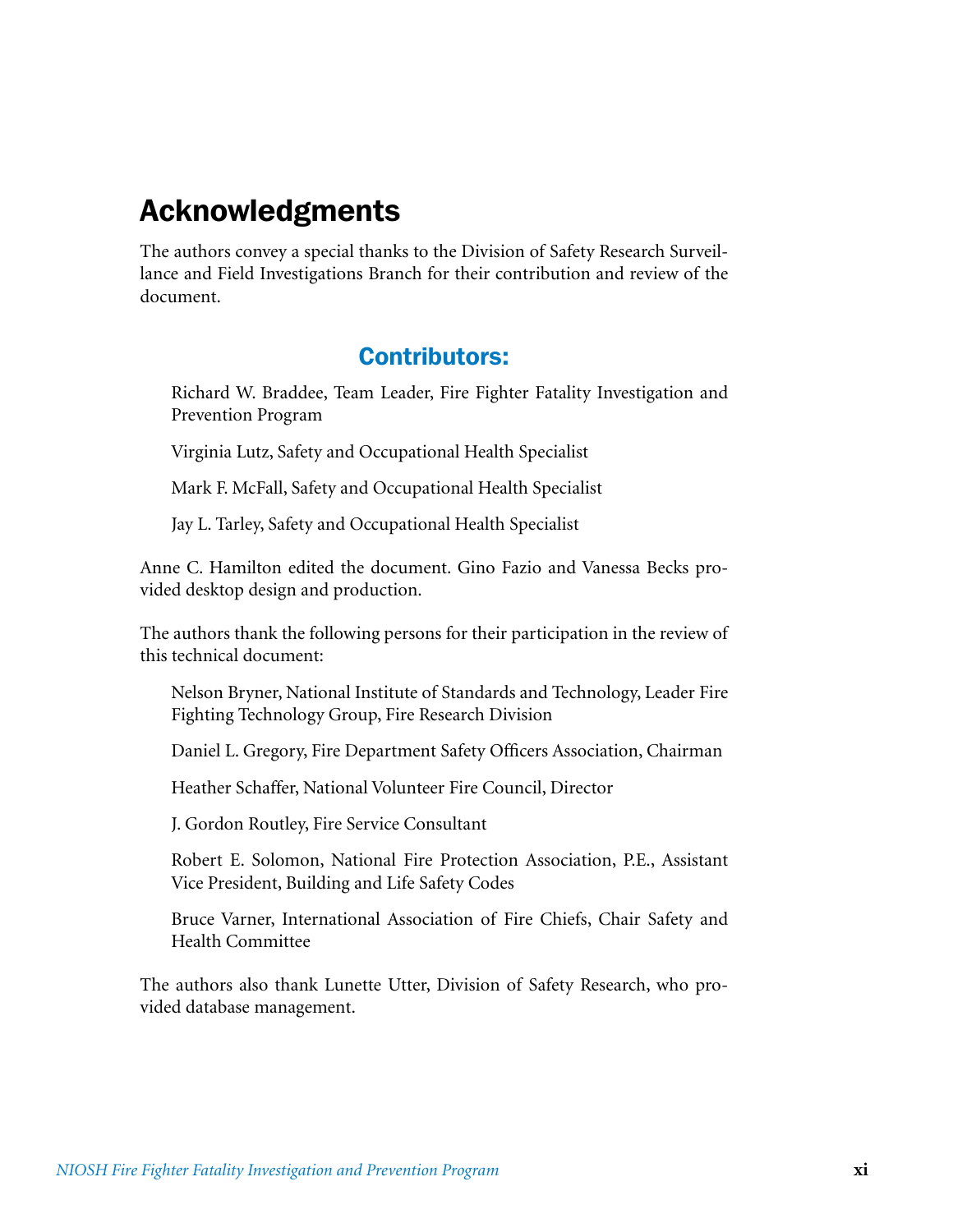# Acknowledgments

The authors convey a special thanks to the Division of Safety Research Surveillance and Field Investigations Branch for their contribution and review of the document.

## Contributors:

Richard W. Braddee, Team Leader, Fire Fighter Fatality Investigation and Prevention Program

Virginia Lutz, Safety and Occupational Health Specialist

Mark F. McFall, Safety and Occupational Health Specialist

Jay L. Tarley, Safety and Occupational Health Specialist

Anne C. Hamilton edited the document. Gino Fazio and Vanessa Becks provided desktop design and production.

The authors thank the following persons for their participation in the review of this technical document:

Nelson Bryner, National Institute of Standards and Technology, Leader Fire Fighting Technology Group, Fire Research Division

Daniel L. Gregory, Fire Department Safety Officers Association, Chairman

Heather Schaffer, National Volunteer Fire Council, Director

J. Gordon Routley, Fire Service Consultant

Robert E. Solomon, National Fire Protection Association, P.E., Assistant Vice President, Building and Life Safety Codes

Bruce Varner, International Association of Fire Chiefs, Chair Safety and Health Committee

The authors also thank Lunette Utter, Division of Safety Research, who provided database management.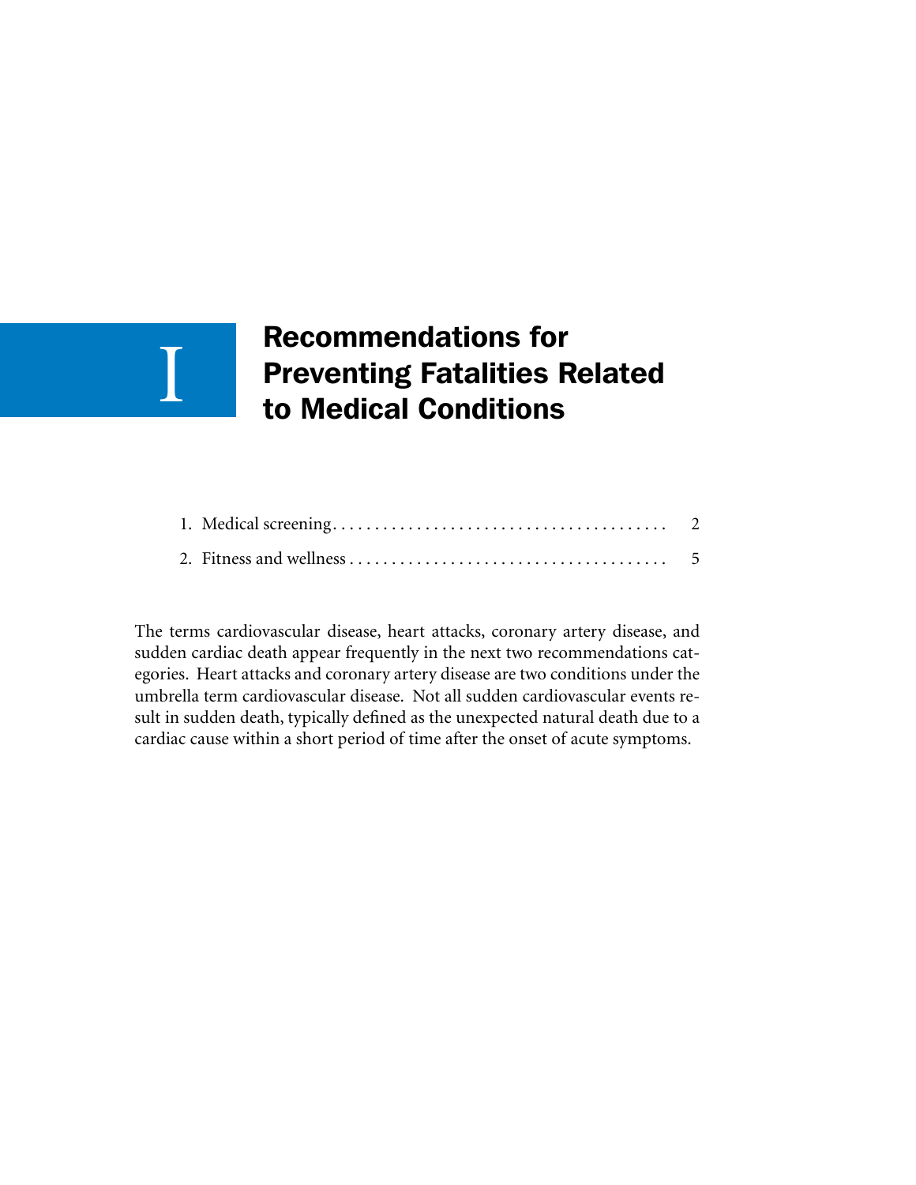# I Recommendations for Preventing Fatalities Related to Medical Conditions

1. Medical screening . . . . . . . . . . . . . . . . . . . . . . . . . . . . . . . . . . . . . . . . 2
2. Fitness and wellness . . . . . . . . . . . . . . . . . . . . . . . . . . . . . . . . . . . . . . 5

The terms cardiovascular disease, heart attacks, coronary artery disease, and sudden cardiac death appear frequently in the next two recommendations categories. Heart attacks and coronary artery disease are two conditions under the umbrella term cardiovascular disease. Not all sudden cardiovascular events result in sudden death, typically defined as the unexpected natural death due to a cardiac cause within a short period of time after the onset of acute symptoms.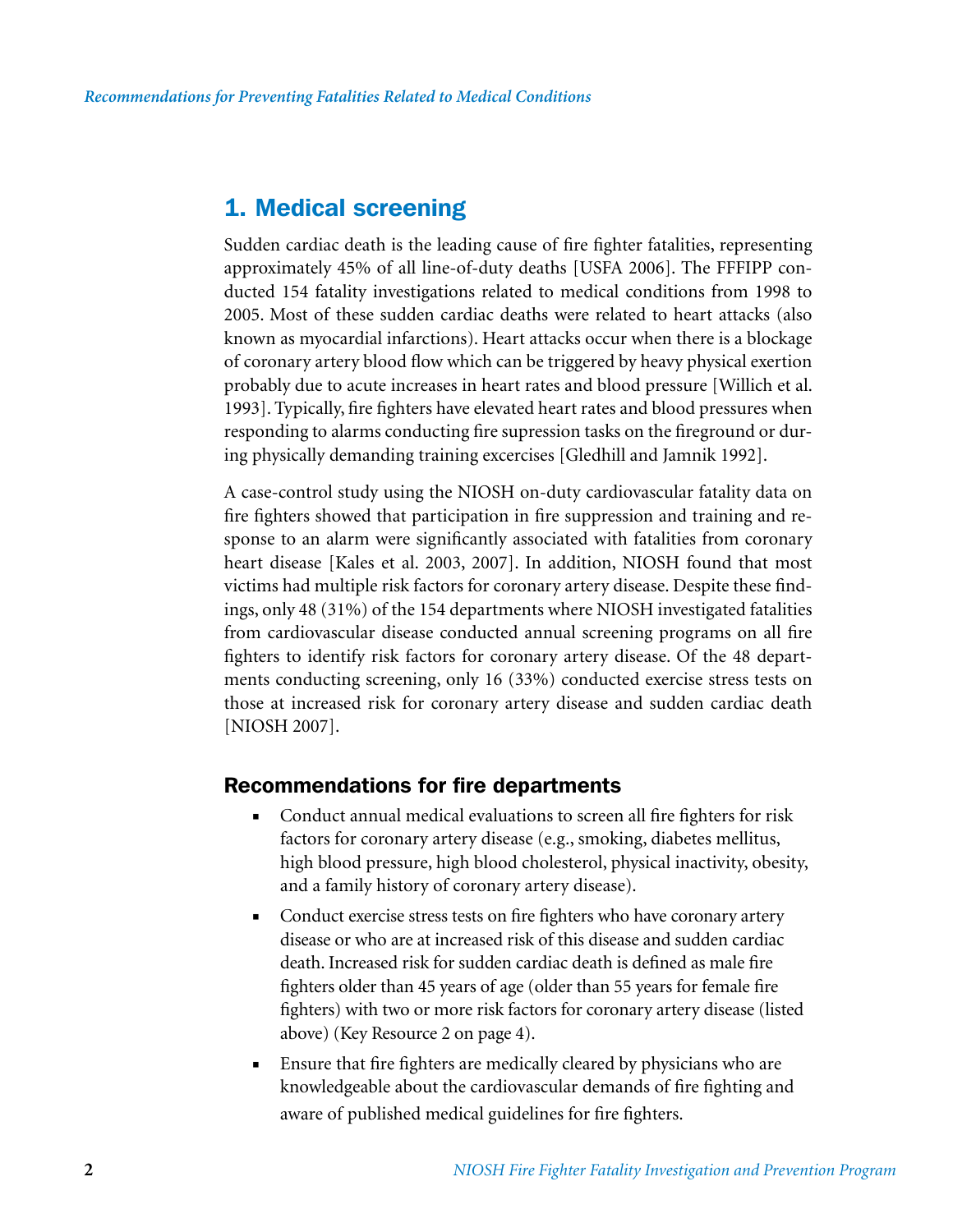## 1. Medical screening

Sudden cardiac death is the leading cause of fire fighter fatalities, representing approximately 45% of all line-of-duty deaths [USFA 2006]. The FFFIPP conducted 154 fatality investigations related to medical conditions from 1998 to 2005. Most of these sudden cardiac deaths were related to heart attacks (also known as myocardial infarctions). Heart attacks occur when there is a blockage of coronary artery blood flow which can be triggered by heavy physical exertion probably due to acute increases in heart rates and blood pressure [Willich et al. 1993]. Typically, fire fighters have elevated heart rates and blood pressures when responding to alarms conducting fire supression tasks on the fireground or during physically demanding training excercises [Gledhill and Jamnik 1992].

A case-control study using the NIOSH on-duty cardiovascular fatality data on fire fighters showed that participation in fire suppression and training and response to an alarm were significantly associated with fatalities from coronary heart disease [Kales et al. 2003, 2007]. In addition, NIOSH found that most victims had multiple risk factors for coronary artery disease. Despite these findings, only 48 (31%) of the 154 departments where NIOSH investigated fatalities from cardiovascular disease conducted annual screening programs on all fire fighters to identify risk factors for coronary artery disease. Of the 48 departments conducting screening, only 16 (33%) conducted exercise stress tests on those at increased risk for coronary artery disease and sudden cardiac death [NIOSH 2007].

### Recommendations for fire departments

- Conduct annual medical evaluations to screen all fire fighters for risk factors for coronary artery disease (e.g., smoking, diabetes mellitus, high blood pressure, high blood cholesterol, physical inactivity, obesity, and a family history of coronary artery disease).
- Conduct exercise stress tests on fire fighters who have coronary artery disease or who are at increased risk of this disease and sudden cardiac death. Increased risk for sudden cardiac death is defined as male fire fighters older than 45 years of age (older than 55 years for female fire fighters) with two or more risk factors for coronary artery disease (listed above) (Key Resource 2 on page 4).
- Ensure that fire fighters are medically cleared by physicians who are knowledgeable about the cardiovascular demands of fire fighting and aware of published medical guidelines for fire fighters.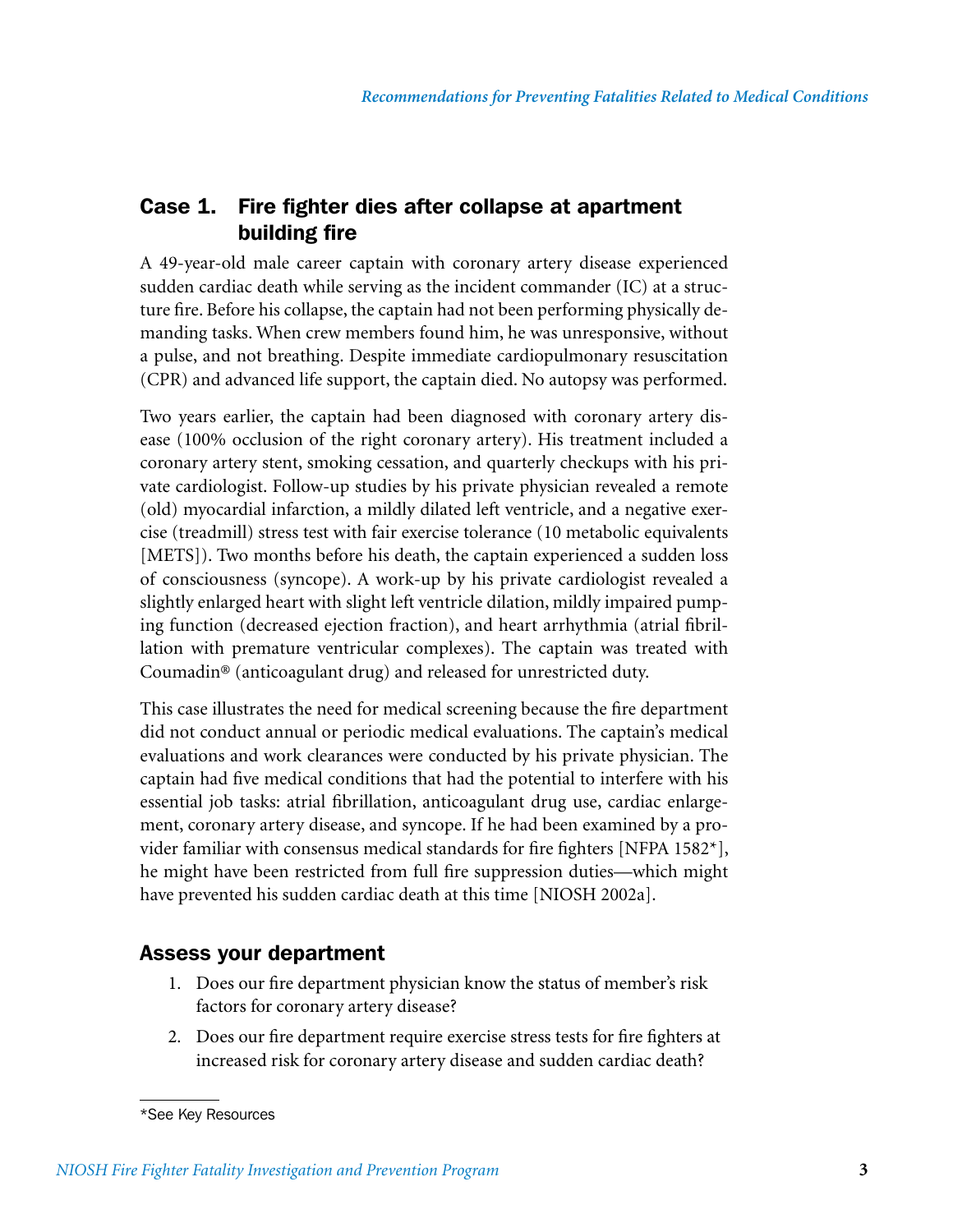## Case 1. Fire fighter dies after collapse at apartment building fire

A 49-year-old male career captain with coronary artery disease experienced sudden cardiac death while serving as the incident commander (IC) at a structure fire. Before his collapse, the captain had not been performing physically demanding tasks. When crew members found him, he was unresponsive, without a pulse, and not breathing. Despite immediate cardiopulmonary resuscitation (CPR) and advanced life support, the captain died. No autopsy was performed.

Two years earlier, the captain had been diagnosed with coronary artery disease (100% occlusion of the right coronary artery). His treatment included a coronary artery stent, smoking cessation, and quarterly checkups with his private cardiologist. Follow-up studies by his private physician revealed a remote (old) myocardial infarction, a mildly dilated left ventricle, and a negative exercise (treadmill) stress test with fair exercise tolerance (10 metabolic equivalents [METS]). Two months before his death, the captain experienced a sudden loss of consciousness (syncope). A work-up by his private cardiologist revealed a slightly enlarged heart with slight left ventricle dilation, mildly impaired pumping function (decreased ejection fraction), and heart arrhythmia (atrial fibrillation with premature ventricular complexes). The captain was treated with Coumadin® (anticoagulant drug) and released for unrestricted duty.

This case illustrates the need for medical screening because the fire department did not conduct annual or periodic medical evaluations. The captain's medical evaluations and work clearances were conducted by his private physician. The captain had five medical conditions that had the potential to interfere with his essential job tasks: atrial fibrillation, anticoagulant drug use, cardiac enlargement, coronary artery disease, and syncope. If he had been examined by a provider familiar with consensus medical standards for fire fighters [NFPA 1582*], he might have been restricted from full fire suppression duties—which might have prevented his sudden cardiac death at this time [NIOSH 2002a].

### Assess your department

1. Does our fire department physician know the status of member's risk factors for coronary artery disease?
2. Does our fire department require exercise stress tests for fire fighters at increased risk for coronary artery disease and sudden cardiac death?

---

*See Key Resources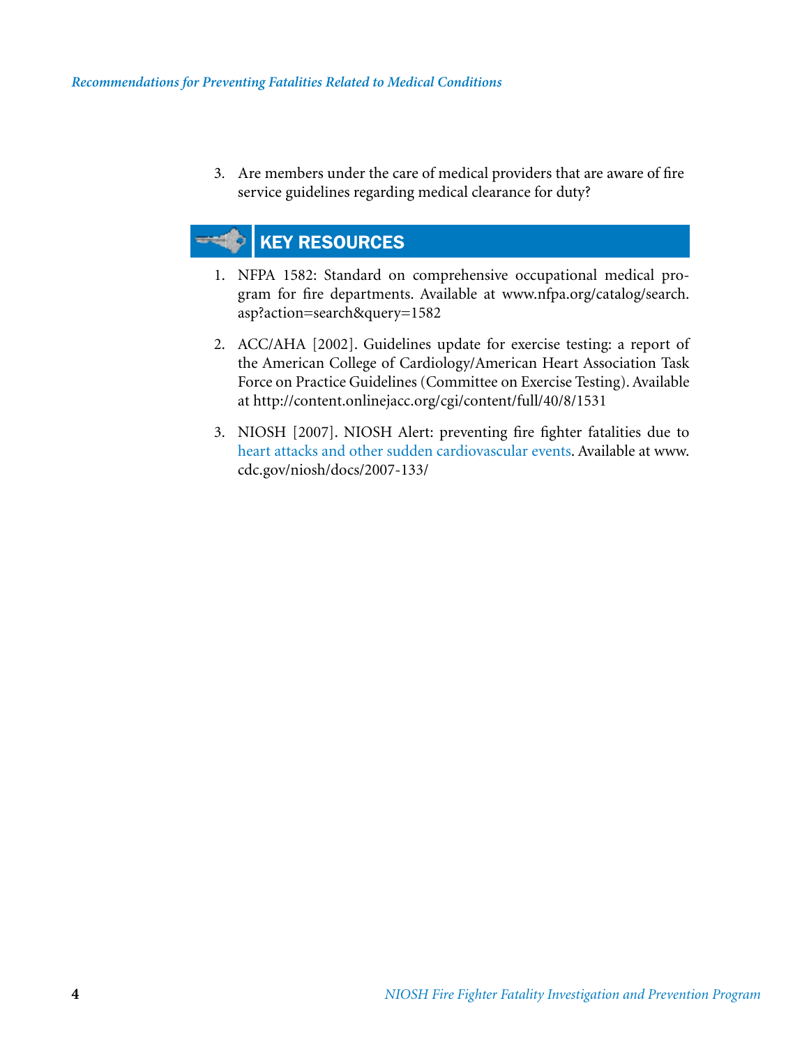3. Are members under the care of medical providers that are aware of fire service guidelines regarding medical clearance for duty?

## KEY RESOURCES

1. NFPA 1582: Standard on comprehensive occupational medical program for fire departments. Available at www.nfpa.org/catalog/search.asp?action=search&query=1582

2. ACC/AHA [2002]. Guidelines update for exercise testing: a report of the American College of Cardiology/American Heart Association Task Force on Practice Guidelines (Committee on Exercise Testing). Available at http://content.onlinejacc.org/cgi/content/full/40/8/1531

3. NIOSH [2007]. NIOSH Alert: preventing fire fighter fatalities due to heart attacks and other sudden cardiovascular events. Available at www.cdc.gov/niosh/docs/2007-133/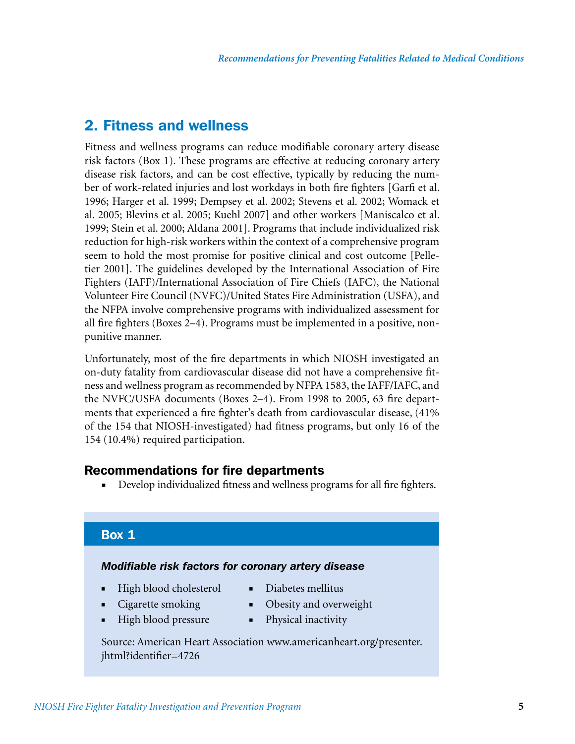## 2. Fitness and wellness

Fitness and wellness programs can reduce modifiable coronary artery disease risk factors (Box 1). These programs are effective at reducing coronary artery disease risk factors, and can be cost effective, typically by reducing the number of work-related injuries and lost workdays in both fire fighters [Garfi et al. 1996; Harger et al. 1999; Dempsey et al. 2002; Stevens et al. 2002; Womack et al. 2005; Blevins et al. 2005; Kuehl 2007] and other workers [Maniscalco et al. 1999; Stein et al. 2000; Aldana 2001]. Programs that include individualized risk reduction for high-risk workers within the context of a comprehensive program seem to hold the most promise for positive clinical and cost outcome [Pelletier 2001]. The guidelines developed by the International Association of Fire Fighters (IAFF)/International Association of Fire Chiefs (IAFC), the National Volunteer Fire Council (NVFC)/United States Fire Administration (USFA), and the NFPA involve comprehensive programs with individualized assessment for all fire fighters (Boxes 2–4). Programs must be implemented in a positive, non-punitive manner.

Unfortunately, most of the fire departments in which NIOSH investigated an on-duty fatality from cardiovascular disease did not have a comprehensive fitness and wellness program as recommended by NFPA 1583, the IAFF/IAFC, and the NVFC/USFA documents (Boxes 2–4). From 1998 to 2005, 63 fire departments that experienced a fire fighter's death from cardiovascular disease, (41% of the 154 that NIOSH-investigated) had fitness programs, but only 16 of the 154 (10.4%) required participation.

### Recommendations for fire departments

- Develop individualized fitness and wellness programs for all fire fighters.

### Box 1

***Modifiable risk factors for coronary artery disease***

- High blood cholesterol
- Cigarette smoking
- High blood pressure
- Diabetes mellitus
- Obesity and overweight
- Physical inactivity

Source: American Heart Association www.americanheart.org/presenter.jhtml?identifier=4726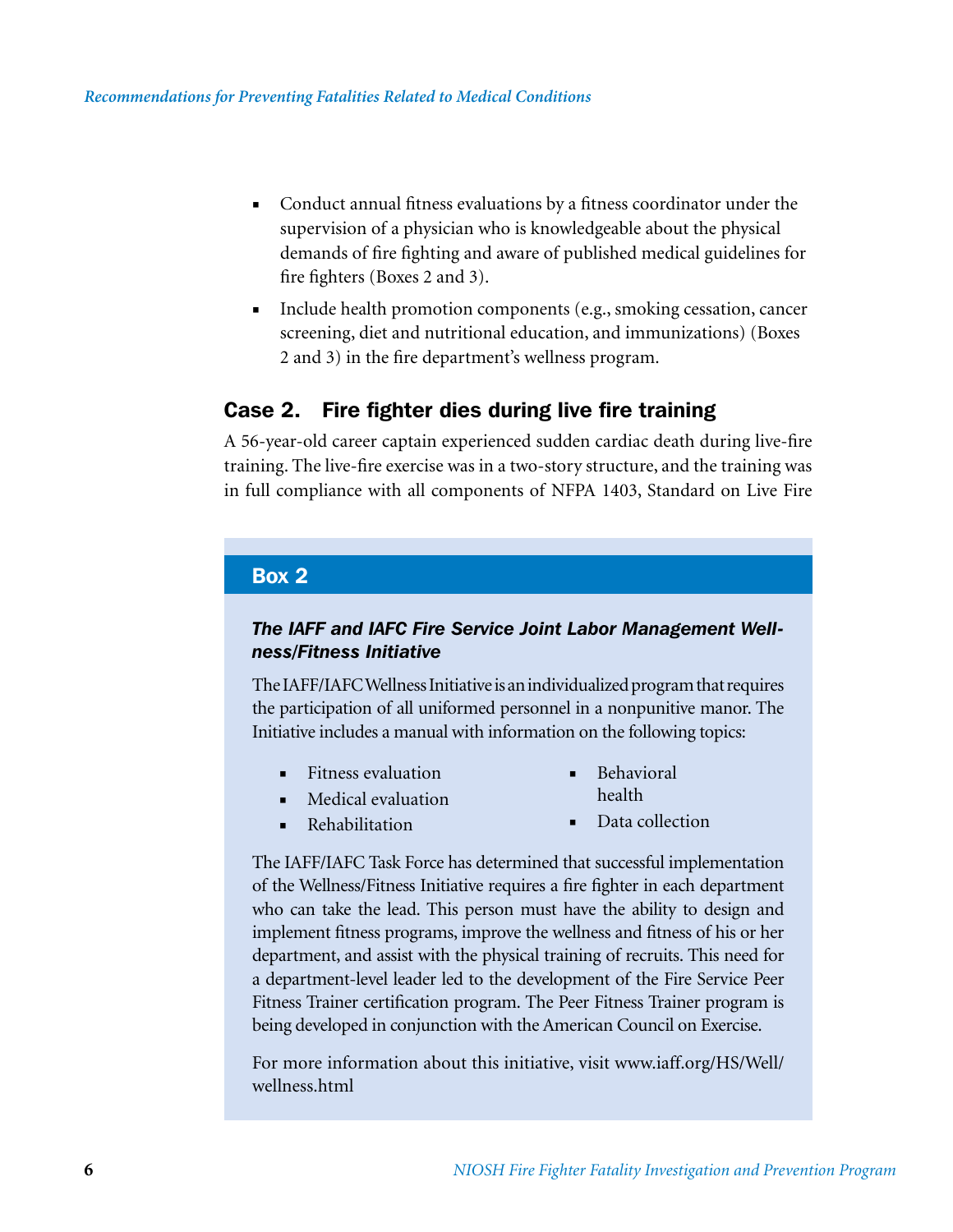- Conduct annual fitness evaluations by a fitness coordinator under the supervision of a physician who is knowledgeable about the physical demands of fire fighting and aware of published medical guidelines for fire fighters (Boxes 2 and 3).
- Include health promotion components (e.g., smoking cessation, cancer screening, diet and nutritional education, and immunizations) (Boxes 2 and 3) in the fire department's wellness program.

## Case 2. Fire fighter dies during live fire training

A 56-year-old career captain experienced sudden cardiac death during live-fire training. The live-fire exercise was in a two-story structure, and the training was in full compliance with all components of NFPA 1403, Standard on Live Fire

### Box 2

***The IAFF and IAFC Fire Service Joint Labor Management Wellness/Fitness Initiative***

The IAFF/IAFC Wellness Initiative is an individualized program that requires the participation of all uniformed personnel in a nonpunitive manor. The Initiative includes a manual with information on the following topics:

- Fitness evaluation
- Medical evaluation
- Rehabilitation
- Behavioral health
- Data collection

The IAFF/IAFC Task Force has determined that successful implementation of the Wellness/Fitness Initiative requires a fire fighter in each department who can take the lead. This person must have the ability to design and implement fitness programs, improve the wellness and fitness of his or her department, and assist with the physical training of recruits. This need for a department-level leader led to the development of the Fire Service Peer Fitness Trainer certification program. The Peer Fitness Trainer program is being developed in conjunction with the American Council on Exercise.

For more information about this initiative, visit www.iaff.org/HS/Well/wellness.html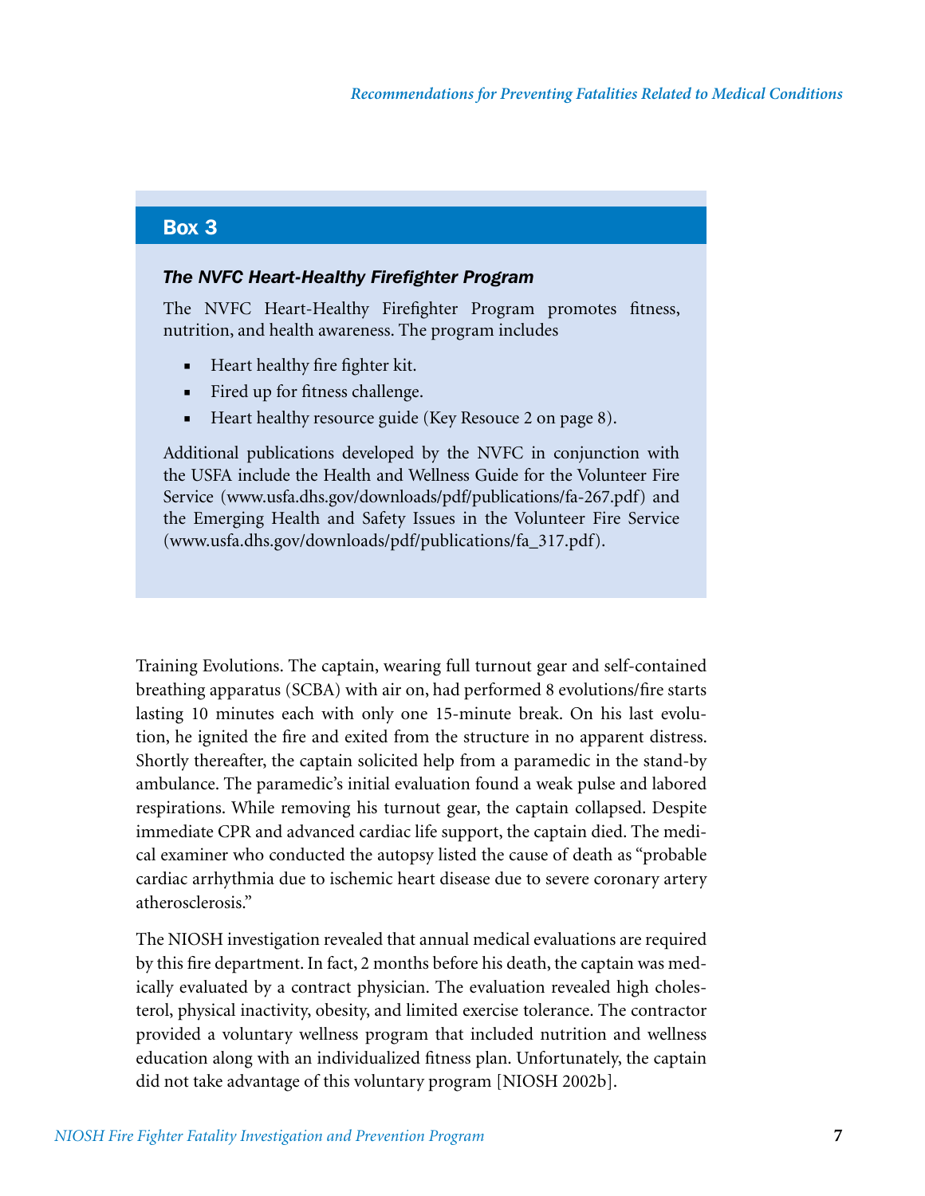## Box 3

### *The NVFC Heart-Healthy Firefighter Program*

The NVFC Heart-Healthy Firefighter Program promotes fitness, nutrition, and health awareness. The program includes

- Heart healthy fire fighter kit.
- Fired up for fitness challenge.
- Heart healthy resource guide (Key Resouce 2 on page 8).

Additional publications developed by the NVFC in conjunction with the USFA include the Health and Wellness Guide for the Volunteer Fire Service (www.usfa.dhs.gov/downloads/pdf/publications/fa-267.pdf) and the Emerging Health and Safety Issues in the Volunteer Fire Service (www.usfa.dhs.gov/downloads/pdf/publications/fa_317.pdf).

Training Evolutions. The captain, wearing full turnout gear and self-contained breathing apparatus (SCBA) with air on, had performed 8 evolutions/fire starts lasting 10 minutes each with only one 15-minute break. On his last evolution, he ignited the fire and exited from the structure in no apparent distress. Shortly thereafter, the captain solicited help from a paramedic in the stand-by ambulance. The paramedic's initial evaluation found a weak pulse and labored respirations. While removing his turnout gear, the captain collapsed. Despite immediate CPR and advanced cardiac life support, the captain died. The medical examiner who conducted the autopsy listed the cause of death as "probable cardiac arrhythmia due to ischemic heart disease due to severe coronary artery atherosclerosis."

The NIOSH investigation revealed that annual medical evaluations are required by this fire department. In fact, 2 months before his death, the captain was medically evaluated by a contract physician. The evaluation revealed high cholesterol, physical inactivity, obesity, and limited exercise tolerance. The contractor provided a voluntary wellness program that included nutrition and wellness education along with an individualized fitness plan. Unfortunately, the captain did not take advantage of this voluntary program [NIOSH 2002b].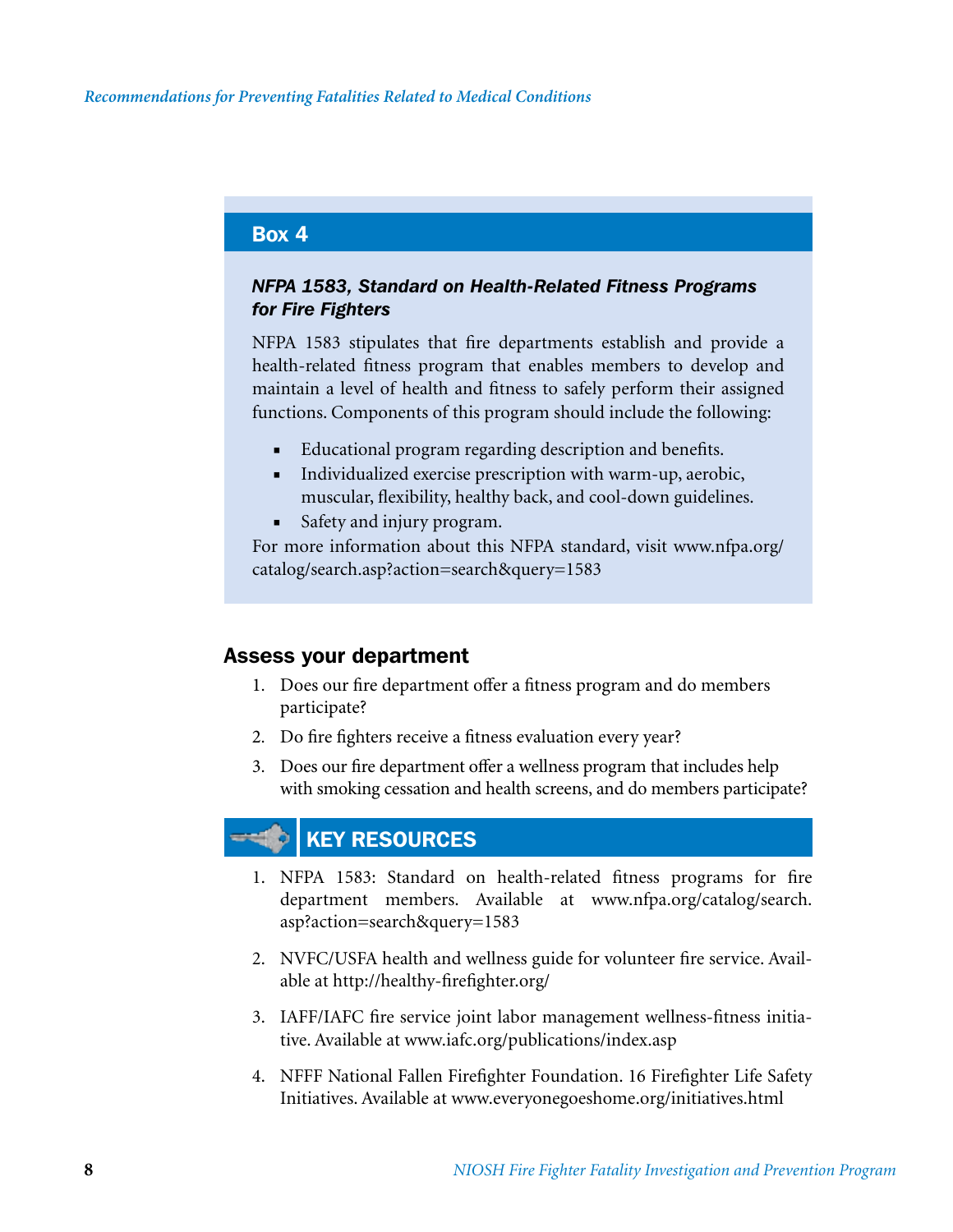## Box 4

***NFPA 1583, Standard on Health-Related Fitness Programs for Fire Fighters***

NFPA 1583 stipulates that fire departments establish and provide a health-related fitness program that enables members to develop and maintain a level of health and fitness to safely perform their assigned functions. Components of this program should include the following:

- Educational program regarding description and benefits.
- Individualized exercise prescription with warm-up, aerobic, muscular, flexibility, healthy back, and cool-down guidelines.
- Safety and injury program.

For more information about this NFPA standard, visit www.nfpa.org/catalog/search.asp?action=search&query=1583

## Assess your department

1. Does our fire department offer a fitness program and do members participate?
2. Do fire fighters receive a fitness evaluation every year?
3. Does our fire department offer a wellness program that includes help with smoking cessation and health screens, and do members participate?

## KEY RESOURCES

1. NFPA 1583: Standard on health-related fitness programs for fire department members. Available at www.nfpa.org/catalog/search.asp?action=search&query=1583
2. NVFC/USFA health and wellness guide for volunteer fire service. Available at http://healthy-firefighter.org/
3. IAFF/IAFC fire service joint labor management wellness-fitness initiative. Available at www.iafc.org/publications/index.asp
4. NFFF National Fallen Firefighter Foundation. 16 Firefighter Life Safety Initiatives. Available at www.everyonegoeshome.org/initiatives.html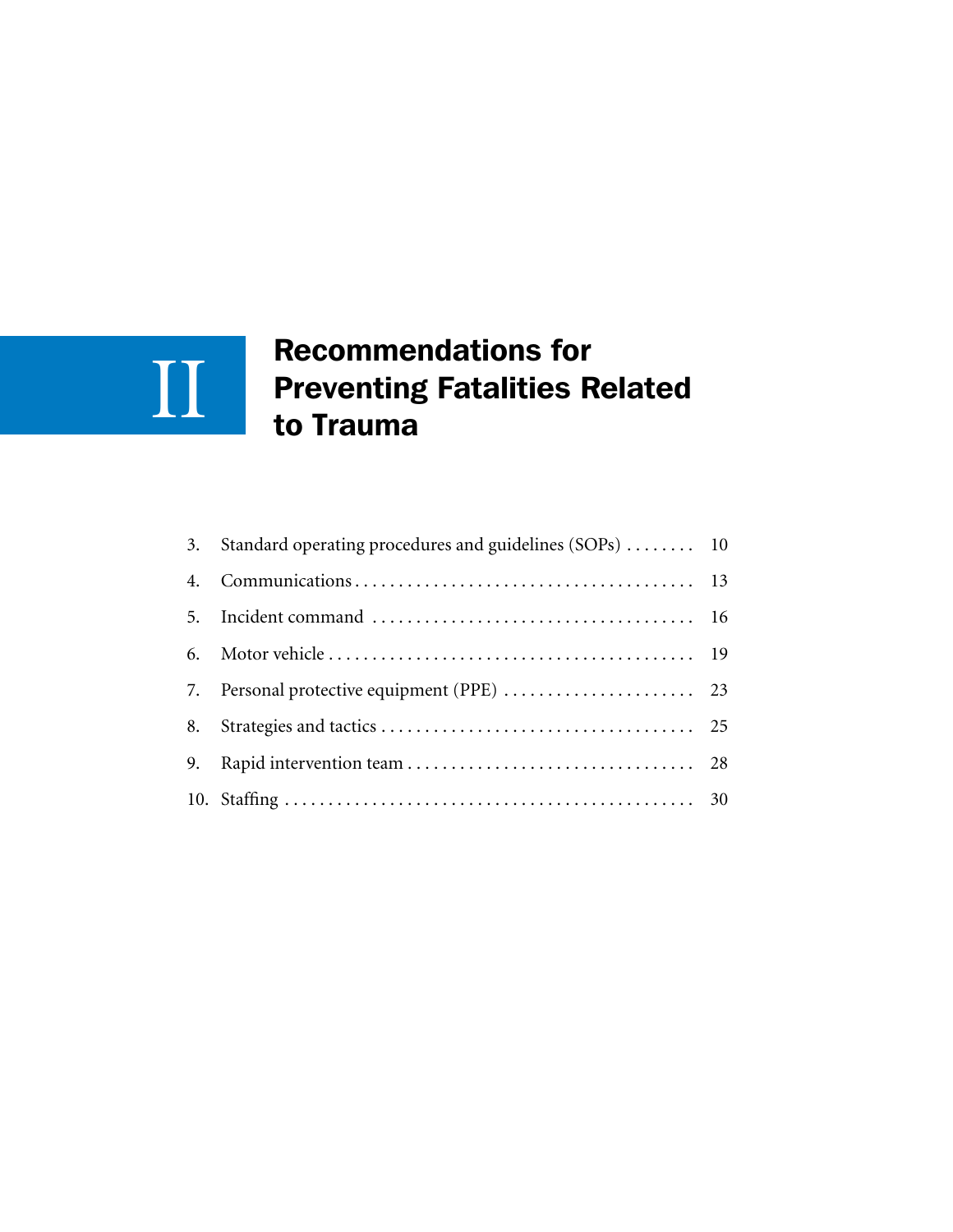# II Recommendations for Preventing Fatalities Related to Trauma

| | | |
|---|---|---|
| 3. | Standard operating procedures and guidelines (SOPs) | 10 |
| 4. | Communications | 13 |
| 5. | Incident command | 16 |
| 6. | Motor vehicle | 19 |
| 7. | Personal protective equipment (PPE) | 23 |
| 8. | Strategies and tactics | 25 |
| 9. | Rapid intervention team | 28 |
| 10. | Staffing | 30 |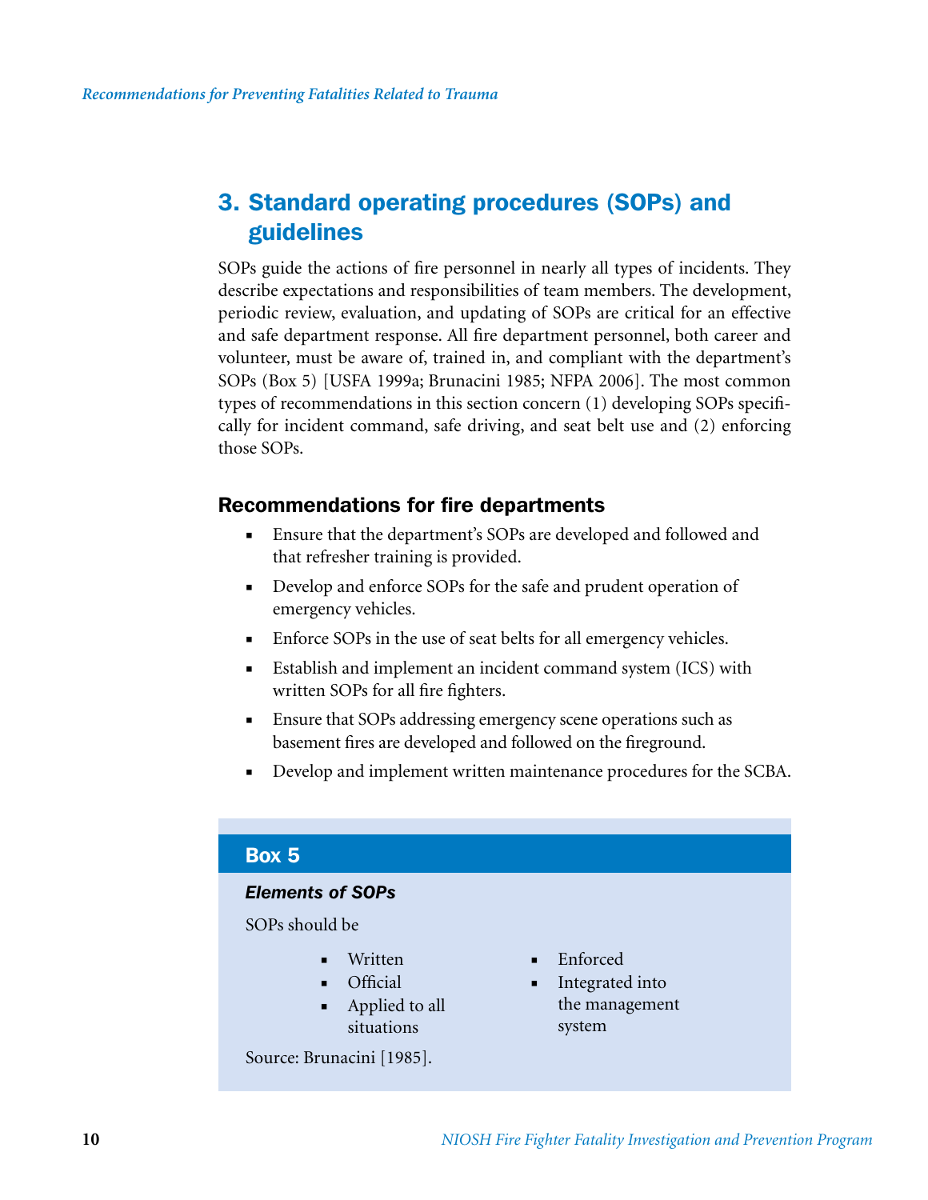## 3. Standard operating procedures (SOPs) and guidelines

SOPs guide the actions of fire personnel in nearly all types of incidents. They describe expectations and responsibilities of team members. The development, periodic review, evaluation, and updating of SOPs are critical for an effective and safe department response. All fire department personnel, both career and volunteer, must be aware of, trained in, and compliant with the department's SOPs (Box 5) [USFA 1999a; Brunacini 1985; NFPA 2006]. The most common types of recommendations in this section concern (1) developing SOPs specifically for incident command, safe driving, and seat belt use and (2) enforcing those SOPs.

### Recommendations for fire departments

- Ensure that the department's SOPs are developed and followed and that refresher training is provided.
- Develop and enforce SOPs for the safe and prudent operation of emergency vehicles.
- Enforce SOPs in the use of seat belts for all emergency vehicles.
- Establish and implement an incident command system (ICS) with written SOPs for all fire fighters.
- Ensure that SOPs addressing emergency scene operations such as basement fires are developed and followed on the fireground.
- Develop and implement written maintenance procedures for the SCBA.

> **Box 5**
>
> ***Elements of SOPs***
>
> SOPs should be
>
> - Written
> - Official
> - Applied to all situations
> - Enforced
> - Integrated into the management system
>
> Source: Brunacini [1985].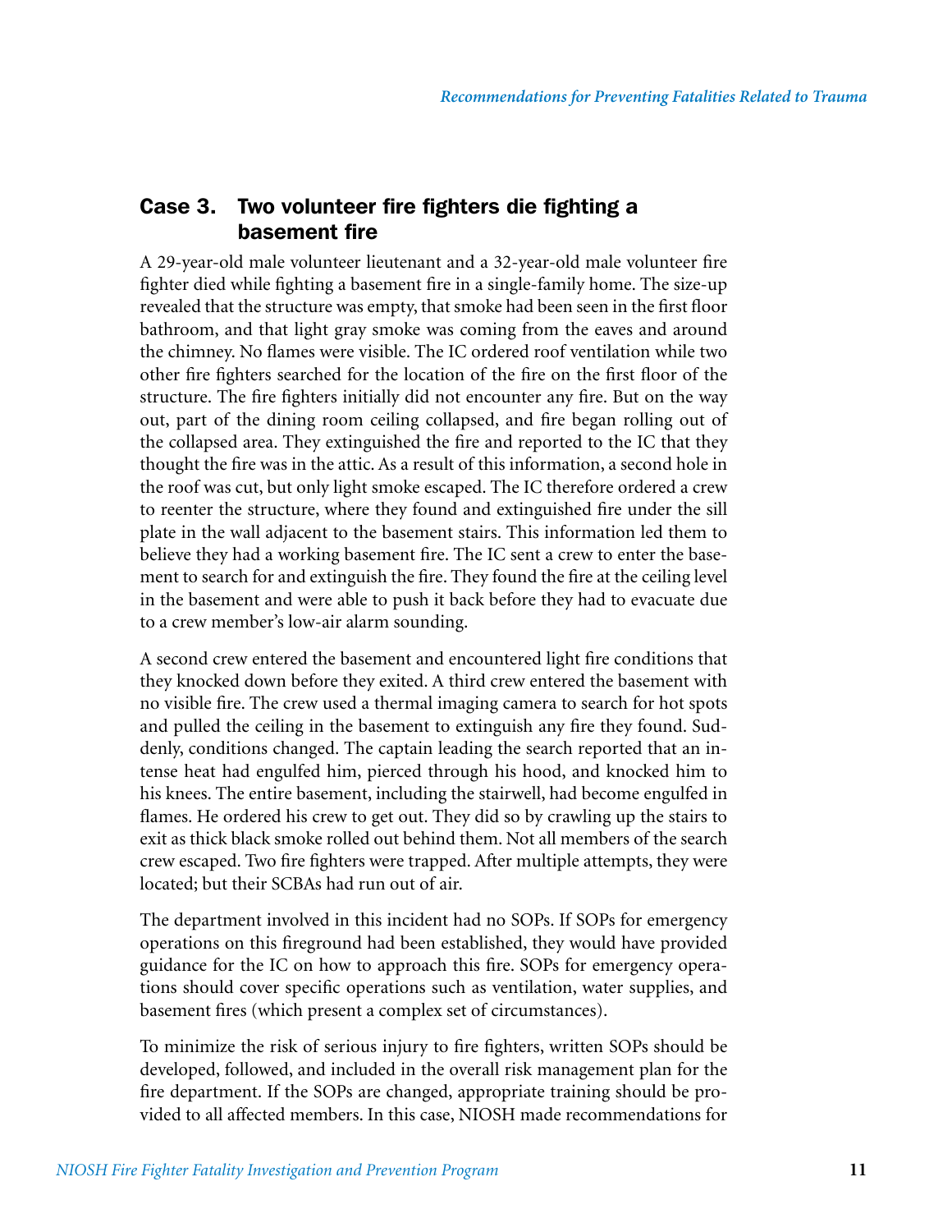## Case 3. Two volunteer fire fighters die fighting a basement fire

A 29-year-old male volunteer lieutenant and a 32-year-old male volunteer fire fighter died while fighting a basement fire in a single-family home. The size-up revealed that the structure was empty, that smoke had been seen in the first floor bathroom, and that light gray smoke was coming from the eaves and around the chimney. No flames were visible. The IC ordered roof ventilation while two other fire fighters searched for the location of the fire on the first floor of the structure. The fire fighters initially did not encounter any fire. But on the way out, part of the dining room ceiling collapsed, and fire began rolling out of the collapsed area. They extinguished the fire and reported to the IC that they thought the fire was in the attic. As a result of this information, a second hole in the roof was cut, but only light smoke escaped. The IC therefore ordered a crew to reenter the structure, where they found and extinguished fire under the sill plate in the wall adjacent to the basement stairs. This information led them to believe they had a working basement fire. The IC sent a crew to enter the basement to search for and extinguish the fire. They found the fire at the ceiling level in the basement and were able to push it back before they had to evacuate due to a crew member's low-air alarm sounding.

A second crew entered the basement and encountered light fire conditions that they knocked down before they exited. A third crew entered the basement with no visible fire. The crew used a thermal imaging camera to search for hot spots and pulled the ceiling in the basement to extinguish any fire they found. Suddenly, conditions changed. The captain leading the search reported that an intense heat had engulfed him, pierced through his hood, and knocked him to his knees. The entire basement, including the stairwell, had become engulfed in flames. He ordered his crew to get out. They did so by crawling up the stairs to exit as thick black smoke rolled out behind them. Not all members of the search crew escaped. Two fire fighters were trapped. After multiple attempts, they were located; but their SCBAs had run out of air.

The department involved in this incident had no SOPs. If SOPs for emergency operations on this fireground had been established, they would have provided guidance for the IC on how to approach this fire. SOPs for emergency operations should cover specific operations such as ventilation, water supplies, and basement fires (which present a complex set of circumstances).

To minimize the risk of serious injury to fire fighters, written SOPs should be developed, followed, and included in the overall risk management plan for the fire department. If the SOPs are changed, appropriate training should be provided to all affected members. In this case, NIOSH made recommendations for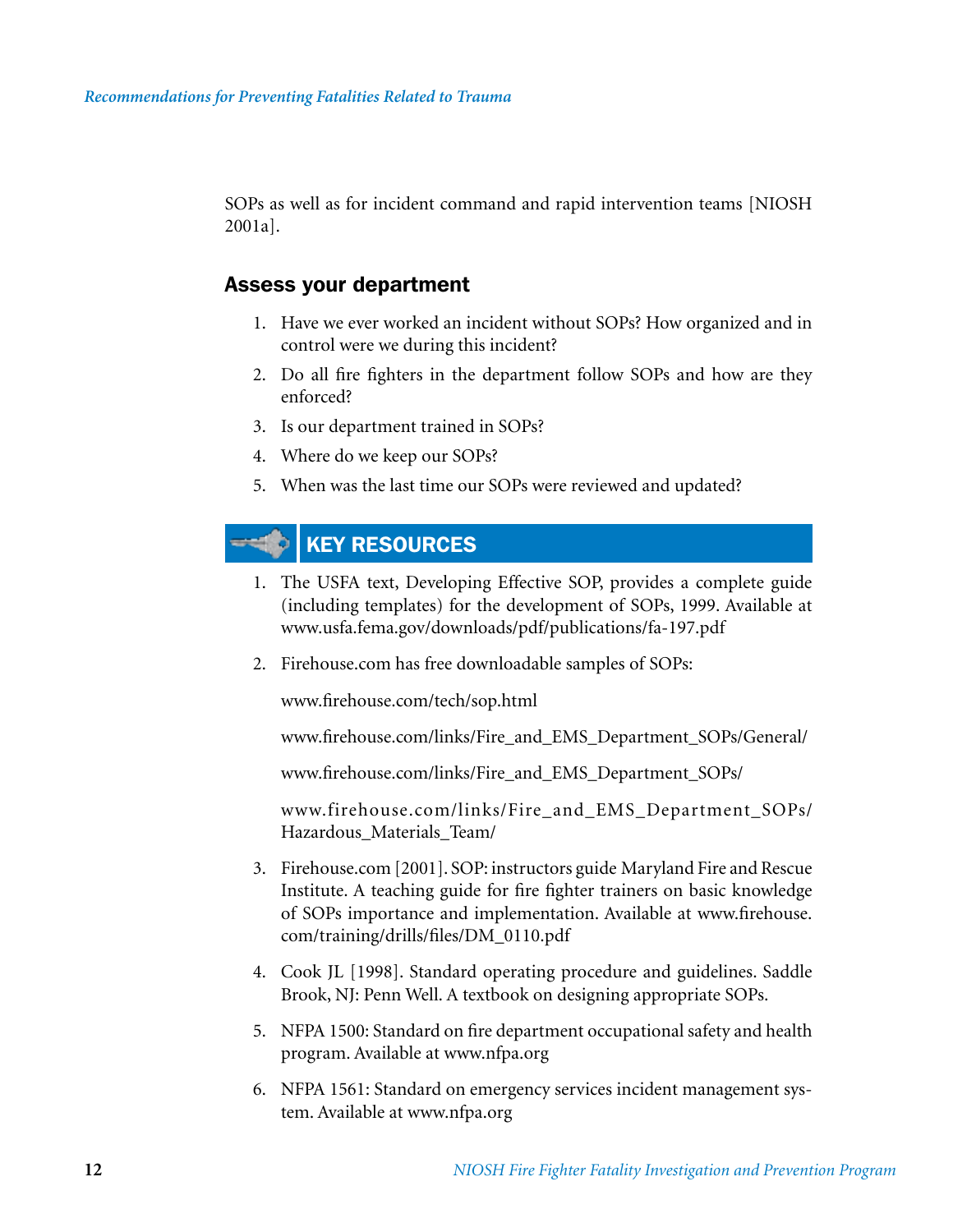SOPs as well as for incident command and rapid intervention teams [NIOSH 2001a].

## Assess your department

1. Have we ever worked an incident without SOPs? How organized and in control were we during this incident?
2. Do all fire fighters in the department follow SOPs and how are they enforced?
3. Is our department trained in SOPs?
4. Where do we keep our SOPs?
5. When was the last time our SOPs were reviewed and updated?

## KEY RESOURCES

1. The USFA text, Developing Effective SOP, provides a complete guide (including templates) for the development of SOPs, 1999. Available at www.usfa.fema.gov/downloads/pdf/publications/fa-197.pdf

2. Firehouse.com has free downloadable samples of SOPs:

   www.firehouse.com/tech/sop.html

   www.firehouse.com/links/Fire_and_EMS_Department_SOPs/General/

   www.firehouse.com/links/Fire_and_EMS_Department_SOPs/

   www.firehouse.com/links/Fire_and_EMS_Department_SOPs/Hazardous_Materials_Team/

3. Firehouse.com [2001]. SOP: instructors guide Maryland Fire and Rescue Institute. A teaching guide for fire fighter trainers on basic knowledge of SOPs importance and implementation. Available at www.firehouse.com/training/drills/files/DM_0110.pdf

4. Cook JL [1998]. Standard operating procedure and guidelines. Saddle Brook, NJ: Penn Well. A textbook on designing appropriate SOPs.

5. NFPA 1500: Standard on fire department occupational safety and health program. Available at www.nfpa.org

6. NFPA 1561: Standard on emergency services incident management system. Available at www.nfpa.org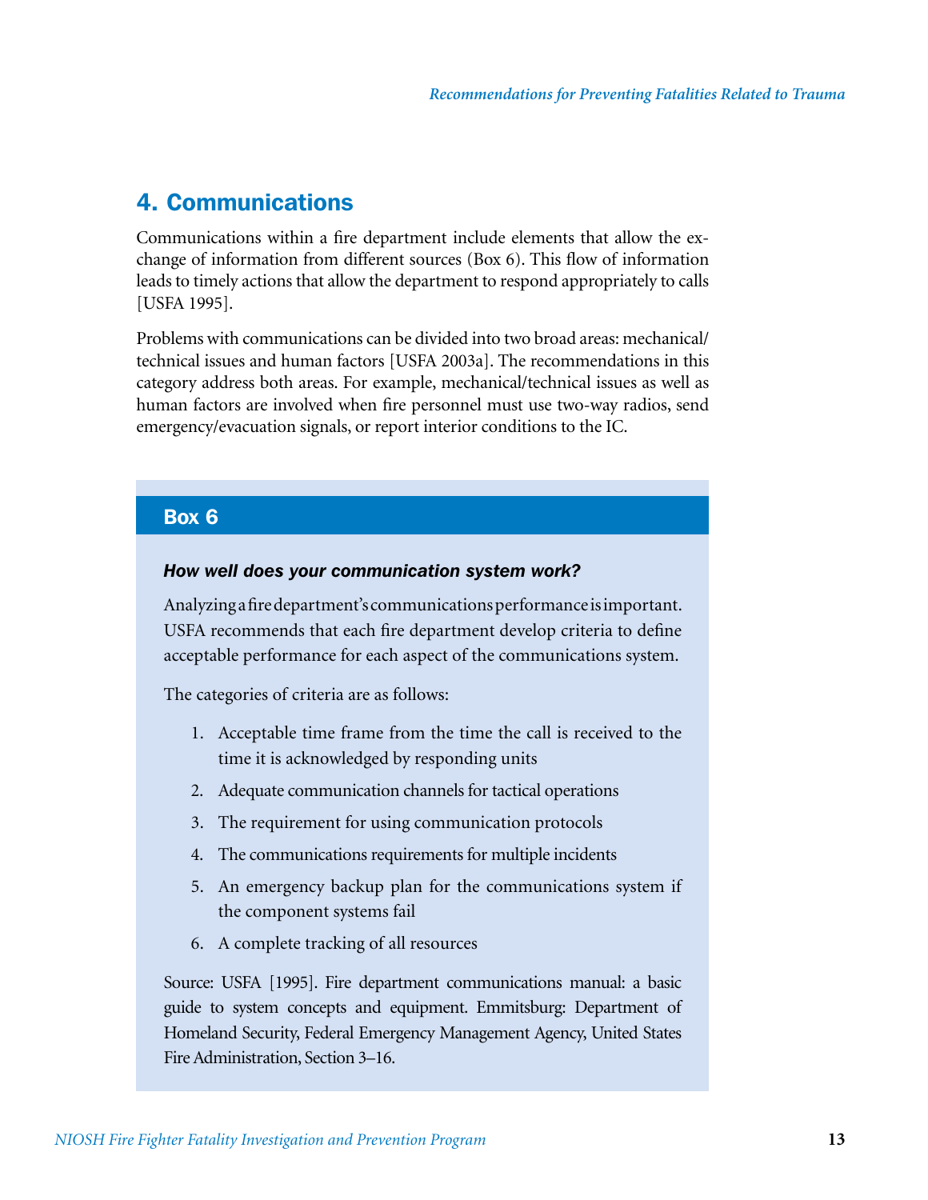## 4. Communications

Communications within a fire department include elements that allow the exchange of information from different sources (Box 6). This flow of information leads to timely actions that allow the department to respond appropriately to calls [USFA 1995].

Problems with communications can be divided into two broad areas: mechanical/technical issues and human factors [USFA 2003a]. The recommendations in this category address both areas. For example, mechanical/technical issues as well as human factors are involved when fire personnel must use two-way radios, send emergency/evacuation signals, or report interior conditions to the IC.

### Box 6

***How well does your communication system work?***

Analyzing a fire department's communications performance is important. USFA recommends that each fire department develop criteria to define acceptable performance for each aspect of the communications system.

The categories of criteria are as follows:

1. Acceptable time frame from the time the call is received to the time it is acknowledged by responding units
2. Adequate communication channels for tactical operations
3. The requirement for using communication protocols
4. The communications requirements for multiple incidents
5. An emergency backup plan for the communications system if the component systems fail
6. A complete tracking of all resources

Source: USFA [1995]. Fire department communications manual: a basic guide to system concepts and equipment. Emmitsburg: Department of Homeland Security, Federal Emergency Management Agency, United States Fire Administration, Section 3–16.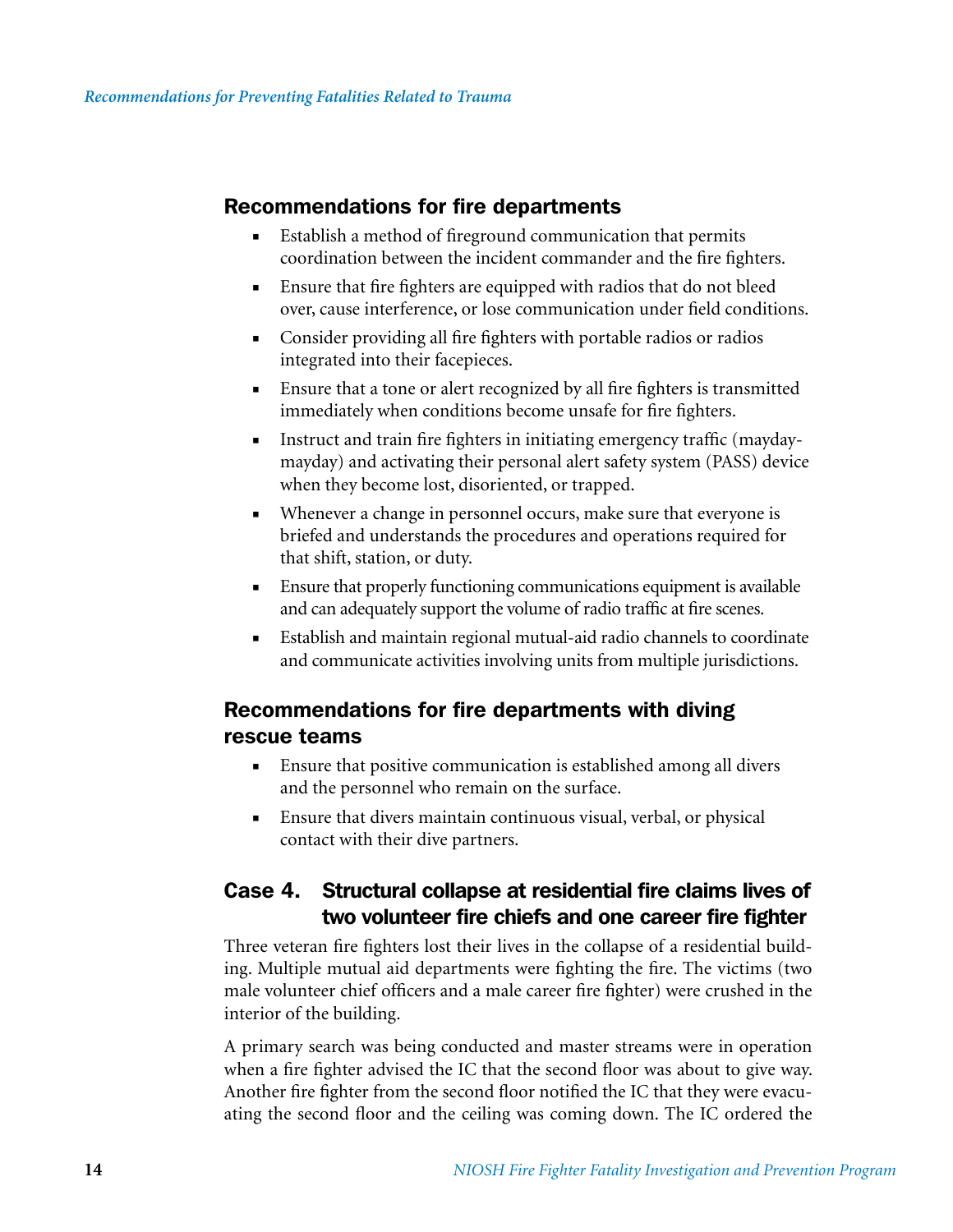## Recommendations for fire departments

- Establish a method of fireground communication that permits coordination between the incident commander and the fire fighters.
- Ensure that fire fighters are equipped with radios that do not bleed over, cause interference, or lose communication under field conditions.
- Consider providing all fire fighters with portable radios or radios integrated into their facepieces.
- Ensure that a tone or alert recognized by all fire fighters is transmitted immediately when conditions become unsafe for fire fighters.
- Instruct and train fire fighters in initiating emergency traffic (mayday-mayday) and activating their personal alert safety system (PASS) device when they become lost, disoriented, or trapped.
- Whenever a change in personnel occurs, make sure that everyone is briefed and understands the procedures and operations required for that shift, station, or duty.
- Ensure that properly functioning communications equipment is available and can adequately support the volume of radio traffic at fire scenes.
- Establish and maintain regional mutual-aid radio channels to coordinate and communicate activities involving units from multiple jurisdictions.

## Recommendations for fire departments with diving rescue teams

- Ensure that positive communication is established among all divers and the personnel who remain on the surface.
- Ensure that divers maintain continuous visual, verbal, or physical contact with their dive partners.

## Case 4. Structural collapse at residential fire claims lives of two volunteer fire chiefs and one career fire fighter

Three veteran fire fighters lost their lives in the collapse of a residential building. Multiple mutual aid departments were fighting the fire. The victims (two male volunteer chief officers and a male career fire fighter) were crushed in the interior of the building.

A primary search was being conducted and master streams were in operation when a fire fighter advised the IC that the second floor was about to give way. Another fire fighter from the second floor notified the IC that they were evacuating the second floor and the ceiling was coming down. The IC ordered the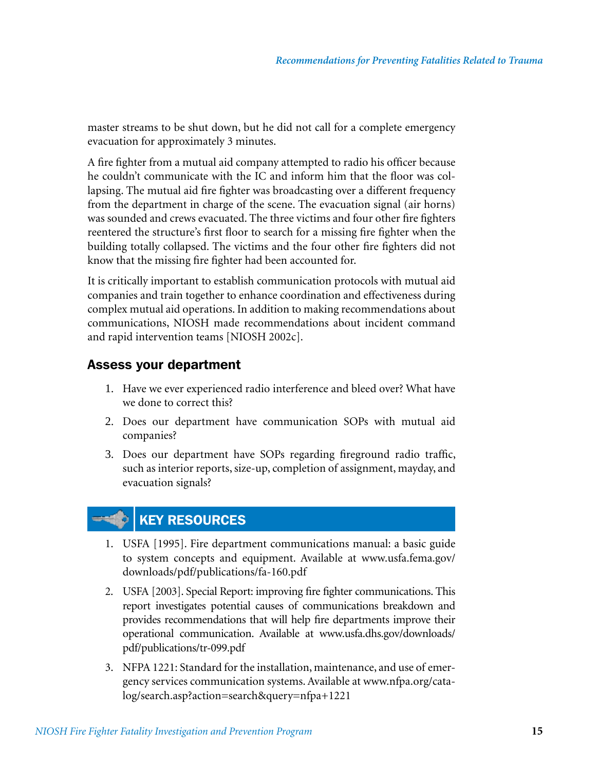master streams to be shut down, but he did not call for a complete emergency evacuation for approximately 3 minutes.

A fire fighter from a mutual aid company attempted to radio his officer because he couldn't communicate with the IC and inform him that the floor was collapsing. The mutual aid fire fighter was broadcasting over a different frequency from the department in charge of the scene. The evacuation signal (air horns) was sounded and crews evacuated. The three victims and four other fire fighters reentered the structure's first floor to search for a missing fire fighter when the building totally collapsed. The victims and the four other fire fighters did not know that the missing fire fighter had been accounted for.

It is critically important to establish communication protocols with mutual aid companies and train together to enhance coordination and effectiveness during complex mutual aid operations. In addition to making recommendations about communications, NIOSH made recommendations about incident command and rapid intervention teams [NIOSH 2002c].

### Assess your department

1. Have we ever experienced radio interference and bleed over? What have we done to correct this?
2. Does our department have communication SOPs with mutual aid companies?
3. Does our department have SOPs regarding fireground radio traffic, such as interior reports, size-up, completion of assignment, mayday, and evacuation signals?

### KEY RESOURCES

1. USFA [1995]. Fire department communications manual: a basic guide to system concepts and equipment. Available at www.usfa.fema.gov/downloads/pdf/publications/fa-160.pdf
2. USFA [2003]. Special Report: improving fire fighter communications. This report investigates potential causes of communications breakdown and provides recommendations that will help fire departments improve their operational communication. Available at www.usfa.dhs.gov/downloads/pdf/publications/tr-099.pdf
3. NFPA 1221: Standard for the installation, maintenance, and use of emergency services communication systems. Available at www.nfpa.org/catalog/search.asp?action=search&query=nfpa+1221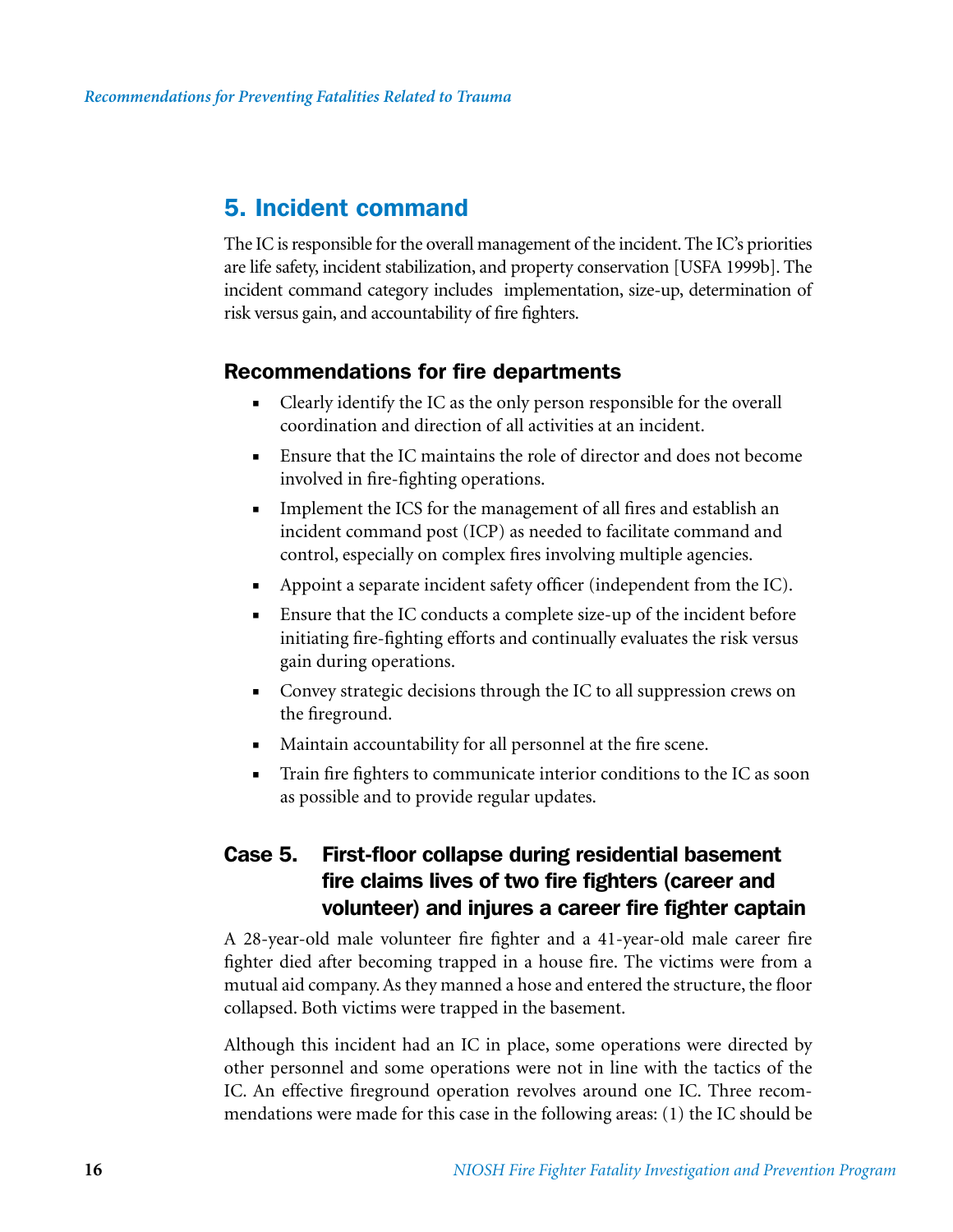## 5. Incident command

The IC is responsible for the overall management of the incident. The IC's priorities are life safety, incident stabilization, and property conservation [USFA 1999b]. The incident command category includes implementation, size-up, determination of risk versus gain, and accountability of fire fighters.

### Recommendations for fire departments

- Clearly identify the IC as the only person responsible for the overall coordination and direction of all activities at an incident.
- Ensure that the IC maintains the role of director and does not become involved in fire-fighting operations.
- Implement the ICS for the management of all fires and establish an incident command post (ICP) as needed to facilitate command and control, especially on complex fires involving multiple agencies.
- Appoint a separate incident safety officer (independent from the IC).
- Ensure that the IC conducts a complete size-up of the incident before initiating fire-fighting efforts and continually evaluates the risk versus gain during operations.
- Convey strategic decisions through the IC to all suppression crews on the fireground.
- Maintain accountability for all personnel at the fire scene.
- Train fire fighters to communicate interior conditions to the IC as soon as possible and to provide regular updates.

### Case 5. First-floor collapse during residential basement fire claims lives of two fire fighters (career and volunteer) and injures a career fire fighter captain

A 28-year-old male volunteer fire fighter and a 41-year-old male career fire fighter died after becoming trapped in a house fire. The victims were from a mutual aid company. As they manned a hose and entered the structure, the floor collapsed. Both victims were trapped in the basement.

Although this incident had an IC in place, some operations were directed by other personnel and some operations were not in line with the tactics of the IC. An effective fireground operation revolves around one IC. Three recommendations were made for this case in the following areas: (1) the IC should be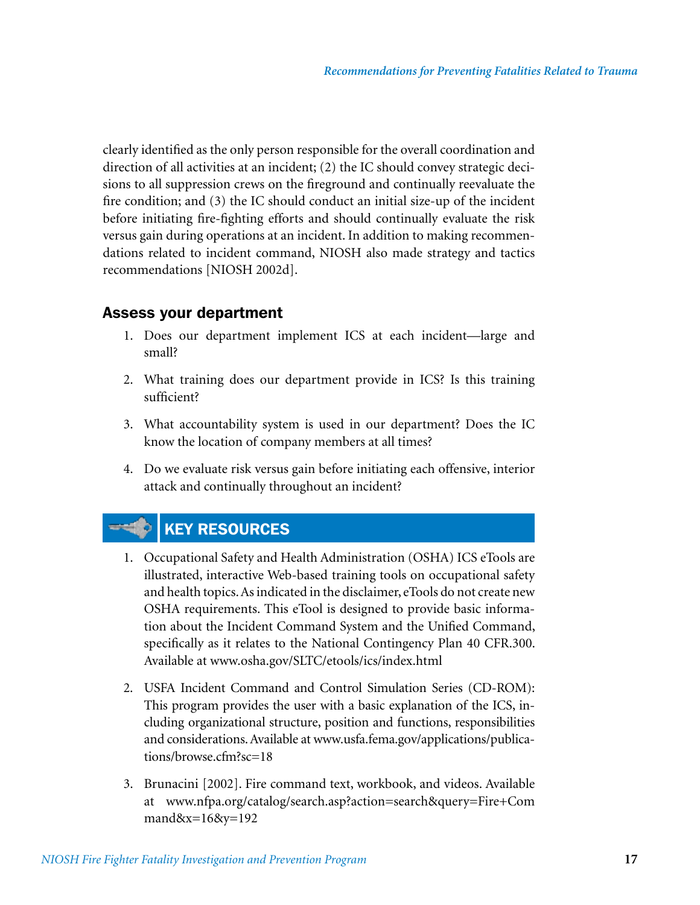clearly identified as the only person responsible for the overall coordination and direction of all activities at an incident; (2) the IC should convey strategic decisions to all suppression crews on the fireground and continually reevaluate the fire condition; and (3) the IC should conduct an initial size-up of the incident before initiating fire-fighting efforts and should continually evaluate the risk versus gain during operations at an incident. In addition to making recommendations related to incident command, NIOSH also made strategy and tactics recommendations [NIOSH 2002d].

### Assess your department

1. Does our department implement ICS at each incident—large and small?
2. What training does our department provide in ICS? Is this training sufficient?
3. What accountability system is used in our department? Does the IC know the location of company members at all times?
4. Do we evaluate risk versus gain before initiating each offensive, interior attack and continually throughout an incident?

### KEY RESOURCES

1. Occupational Safety and Health Administration (OSHA) ICS eTools are illustrated, interactive Web-based training tools on occupational safety and health topics. As indicated in the disclaimer, eTools do not create new OSHA requirements. This eTool is designed to provide basic information about the Incident Command System and the Unified Command, specifically as it relates to the National Contingency Plan 40 CFR.300. Available at www.osha.gov/SLTC/etools/ics/index.html
2. USFA Incident Command and Control Simulation Series (CD-ROM): This program provides the user with a basic explanation of the ICS, including organizational structure, position and functions, responsibilities and considerations. Available at www.usfa.fema.gov/applications/publications/browse.cfm?sc=18
3. Brunacini [2002]. Fire command text, workbook, and videos. Available at www.nfpa.org/catalog/search.asp?action=search&query=Fire+Command&x=16&y=192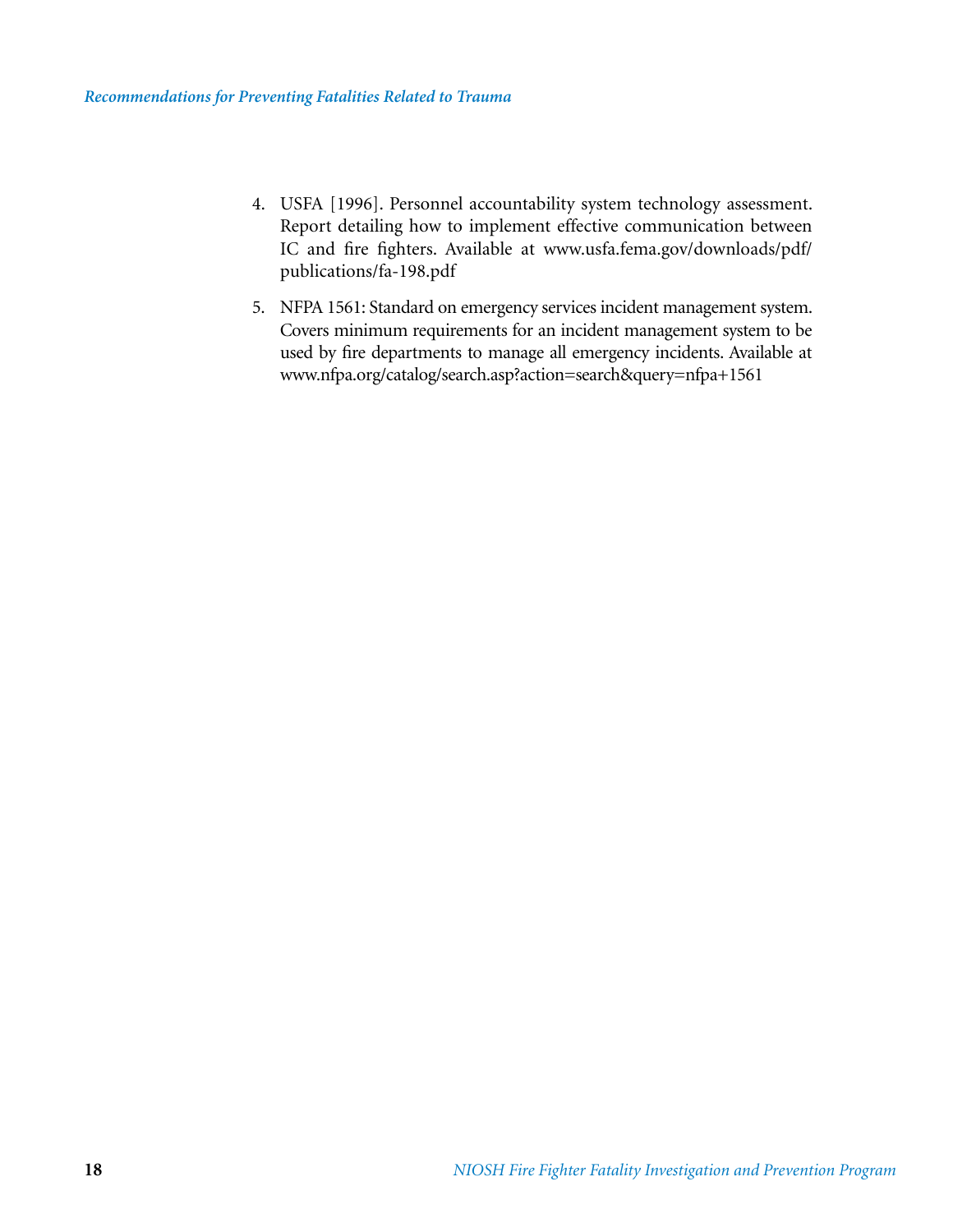4. USFA [1996]. Personnel accountability system technology assessment. Report detailing how to implement effective communication between IC and fire fighters. Available at www.usfa.fema.gov/downloads/pdf/publications/fa-198.pdf

5. NFPA 1561: Standard on emergency services incident management system. Covers minimum requirements for an incident management system to be used by fire departments to manage all emergency incidents. Available at www.nfpa.org/catalog/search.asp?action=search&query=nfpa+1561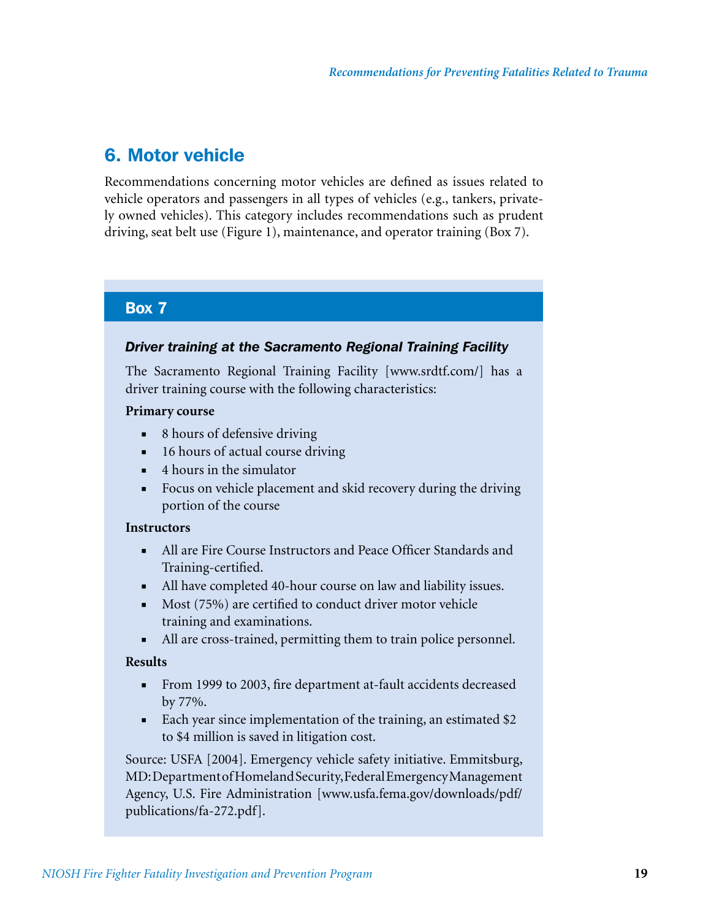## 6. Motor vehicle

Recommendations concerning motor vehicles are defined as issues related to vehicle operators and passengers in all types of vehicles (e.g., tankers, privately owned vehicles). This category includes recommendations such as prudent driving, seat belt use (Figure 1), maintenance, and operator training (Box 7).

### Box 7

***Driver training at the Sacramento Regional Training Facility***

The Sacramento Regional Training Facility [www.srdtf.com/] has a driver training course with the following characteristics:

**Primary course**

- 8 hours of defensive driving
- 16 hours of actual course driving
- 4 hours in the simulator
- Focus on vehicle placement and skid recovery during the driving portion of the course

**Instructors**

- All are Fire Course Instructors and Peace Officer Standards and Training-certified.
- All have completed 40-hour course on law and liability issues.
- Most (75%) are certified to conduct driver motor vehicle training and examinations.
- All are cross-trained, permitting them to train police personnel.

**Results**

- From 1999 to 2003, fire department at-fault accidents decreased by 77%.
- Each year since implementation of the training, an estimated $2 to $4 million is saved in litigation cost.

Source: USFA [2004]. Emergency vehicle safety initiative. Emmitsburg, MD: Department of Homeland Security, Federal Emergency Management Agency, U.S. Fire Administration [www.usfa.fema.gov/downloads/pdf/publications/fa-272.pdf].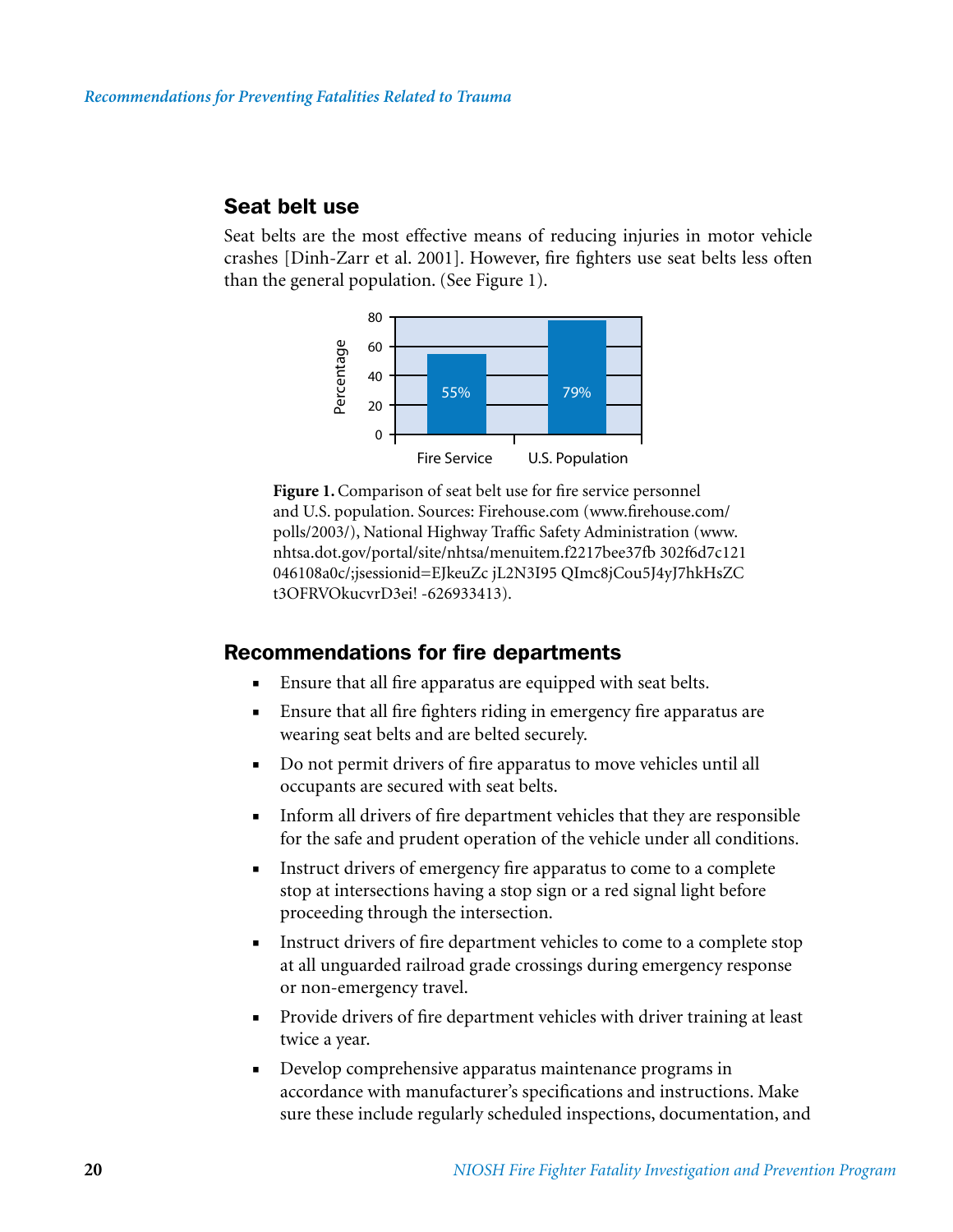## Seat belt use

Seat belts are the most effective means of reducing injuries in motor vehicle crashes [Dinh-Zarr et al. 2001]. However, fire fighters use seat belts less often than the general population. (See Figure 1).

| | Percentage |
|---|---|
| Fire Service | 55% |
| U.S. Population | 79% |

**Figure 1.** Comparison of seat belt use for fire service personnel and U.S. population. Sources: Firehouse.com (www.firehouse.com/polls/2003/), National Highway Traffic Safety Administration (www.nhtsa.dot.gov/portal/site/nhtsa/menuitem.f2217bee37fb 302f6d7c121 046108a0c/;jsessionid=EJkeuZc jL2N3I95 QImc8jCou5J4yJ7hkHsZC t3OFRVOkucvrD3ei! -626933413).

## Recommendations for fire departments

- Ensure that all fire apparatus are equipped with seat belts.
- Ensure that all fire fighters riding in emergency fire apparatus are wearing seat belts and are belted securely.
- Do not permit drivers of fire apparatus to move vehicles until all occupants are secured with seat belts.
- Inform all drivers of fire department vehicles that they are responsible for the safe and prudent operation of the vehicle under all conditions.
- Instruct drivers of emergency fire apparatus to come to a complete stop at intersections having a stop sign or a red signal light before proceeding through the intersection.
- Instruct drivers of fire department vehicles to come to a complete stop at all unguarded railroad grade crossings during emergency response or non-emergency travel.
- Provide drivers of fire department vehicles with driver training at least twice a year.
- Develop comprehensive apparatus maintenance programs in accordance with manufacturer's specifications and instructions. Make sure these include regularly scheduled inspections, documentation, and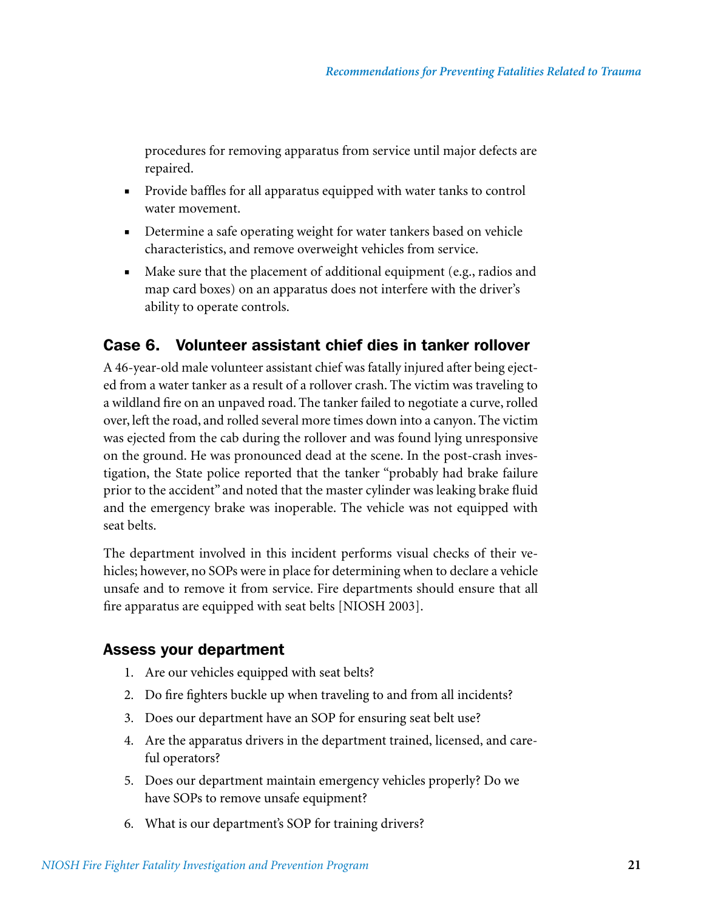procedures for removing apparatus from service until major defects are repaired.

- Provide baffles for all apparatus equipped with water tanks to control water movement.
- Determine a safe operating weight for water tankers based on vehicle characteristics, and remove overweight vehicles from service.
- Make sure that the placement of additional equipment (e.g., radios and map card boxes) on an apparatus does not interfere with the driver's ability to operate controls.

## Case 6. Volunteer assistant chief dies in tanker rollover

A 46-year-old male volunteer assistant chief was fatally injured after being ejected from a water tanker as a result of a rollover crash. The victim was traveling to a wildland fire on an unpaved road. The tanker failed to negotiate a curve, rolled over, left the road, and rolled several more times down into a canyon. The victim was ejected from the cab during the rollover and was found lying unresponsive on the ground. He was pronounced dead at the scene. In the post-crash investigation, the State police reported that the tanker "probably had brake failure prior to the accident" and noted that the master cylinder was leaking brake fluid and the emergency brake was inoperable. The vehicle was not equipped with seat belts.

The department involved in this incident performs visual checks of their vehicles; however, no SOPs were in place for determining when to declare a vehicle unsafe and to remove it from service. Fire departments should ensure that all fire apparatus are equipped with seat belts [NIOSH 2003].

### Assess your department

1. Are our vehicles equipped with seat belts?
2. Do fire fighters buckle up when traveling to and from all incidents?
3. Does our department have an SOP for ensuring seat belt use?
4. Are the apparatus drivers in the department trained, licensed, and careful operators?
5. Does our department maintain emergency vehicles properly? Do we have SOPs to remove unsafe equipment?
6. What is our department's SOP for training drivers?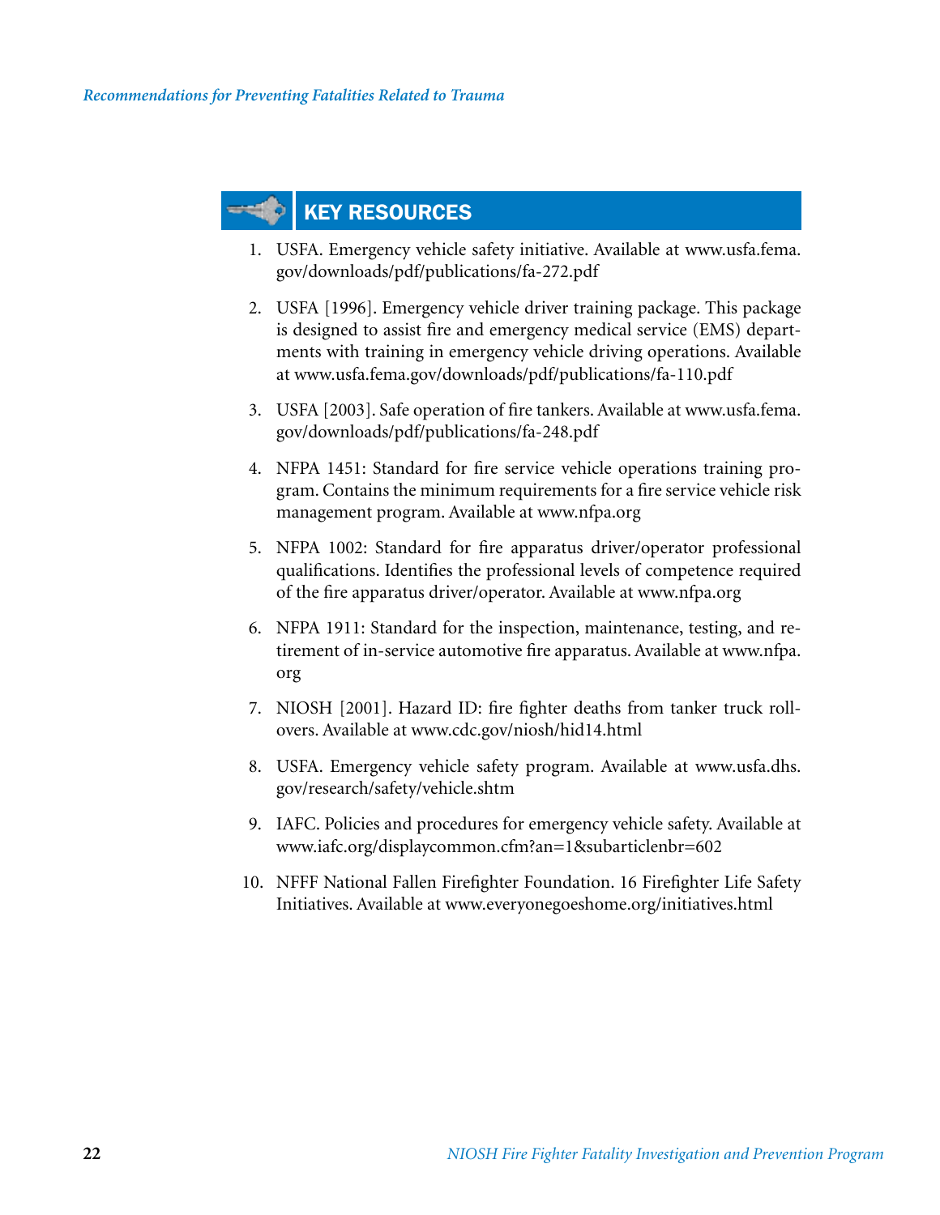## KEY RESOURCES

1. USFA. Emergency vehicle safety initiative. Available at www.usfa.fema.gov/downloads/pdf/publications/fa-272.pdf

2. USFA [1996]. Emergency vehicle driver training package. This package is designed to assist fire and emergency medical service (EMS) departments with training in emergency vehicle driving operations. Available at www.usfa.fema.gov/downloads/pdf/publications/fa-110.pdf

3. USFA [2003]. Safe operation of fire tankers. Available at www.usfa.fema.gov/downloads/pdf/publications/fa-248.pdf

4. NFPA 1451: Standard for fire service vehicle operations training program. Contains the minimum requirements for a fire service vehicle risk management program. Available at www.nfpa.org

5. NFPA 1002: Standard for fire apparatus driver/operator professional qualifications. Identifies the professional levels of competence required of the fire apparatus driver/operator. Available at www.nfpa.org

6. NFPA 1911: Standard for the inspection, maintenance, testing, and retirement of in-service automotive fire apparatus. Available at www.nfpa.org

7. NIOSH [2001]. Hazard ID: fire fighter deaths from tanker truck rollovers. Available at www.cdc.gov/niosh/hid14.html

8. USFA. Emergency vehicle safety program. Available at www.usfa.dhs.gov/research/safety/vehicle.shtm

9. IAFC. Policies and procedures for emergency vehicle safety. Available at www.iafc.org/displaycommon.cfm?an=1&subarticlenbr=602

10. NFFF National Fallen Firefighter Foundation. 16 Firefighter Life Safety Initiatives. Available at www.everyonegoeshome.org/initiatives.html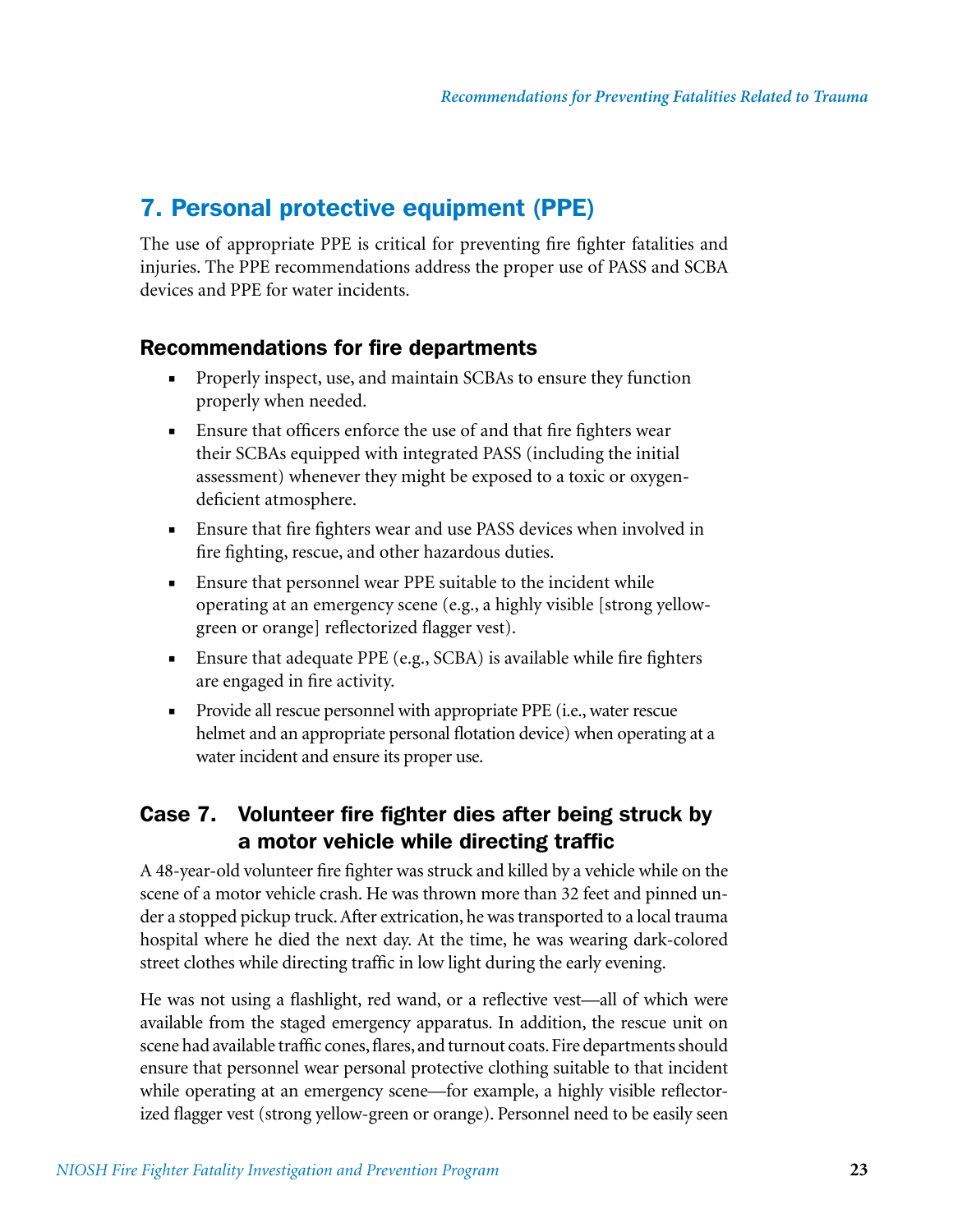## 7. Personal protective equipment (PPE)

The use of appropriate PPE is critical for preventing fire fighter fatalities and injuries. The PPE recommendations address the proper use of PASS and SCBA devices and PPE for water incidents.

### Recommendations for fire departments

- Properly inspect, use, and maintain SCBAs to ensure they function properly when needed.
- Ensure that officers enforce the use of and that fire fighters wear their SCBAs equipped with integrated PASS (including the initial assessment) whenever they might be exposed to a toxic or oxygen-deficient atmosphere.
- Ensure that fire fighters wear and use PASS devices when involved in fire fighting, rescue, and other hazardous duties.
- Ensure that personnel wear PPE suitable to the incident while operating at an emergency scene (e.g., a highly visible [strong yellow-green or orange] reflectorized flagger vest).
- Ensure that adequate PPE (e.g., SCBA) is available while fire fighters are engaged in fire activity.
- Provide all rescue personnel with appropriate PPE (i.e., water rescue helmet and an appropriate personal flotation device) when operating at a water incident and ensure its proper use.

### Case 7. Volunteer fire fighter dies after being struck by a motor vehicle while directing traffic

A 48-year-old volunteer fire fighter was struck and killed by a vehicle while on the scene of a motor vehicle crash. He was thrown more than 32 feet and pinned under a stopped pickup truck. After extrication, he was transported to a local trauma hospital where he died the next day. At the time, he was wearing dark-colored street clothes while directing traffic in low light during the early evening.

He was not using a flashlight, red wand, or a reflective vest—all of which were available from the staged emergency apparatus. In addition, the rescue unit on scene had available traffic cones, flares, and turnout coats. Fire departments should ensure that personnel wear personal protective clothing suitable to that incident while operating at an emergency scene—for example, a highly visible reflectorized flagger vest (strong yellow-green or orange). Personnel need to be easily seen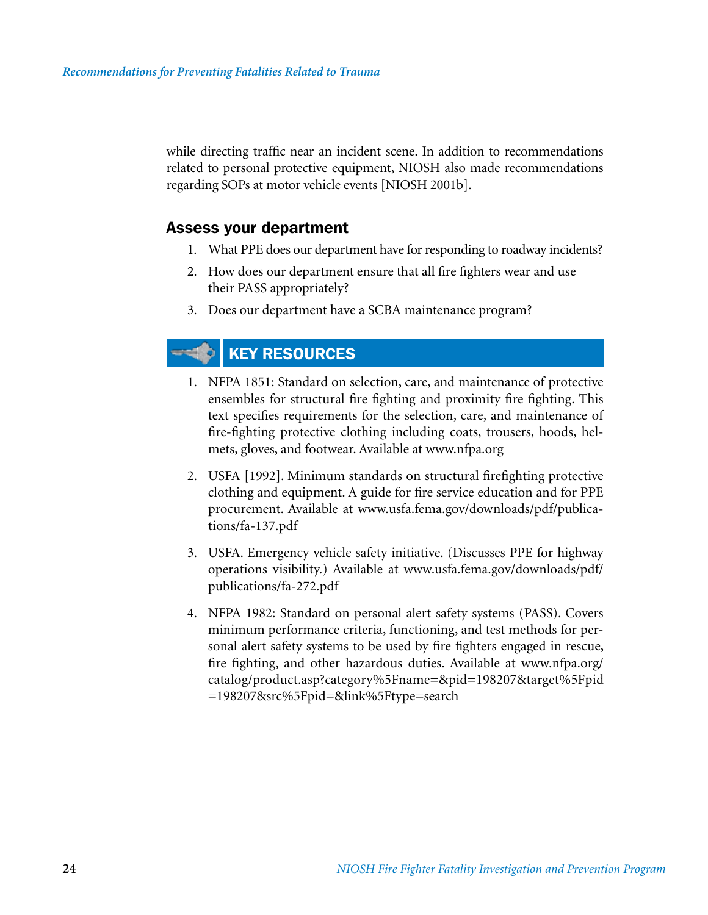while directing traffic near an incident scene. In addition to recommendations related to personal protective equipment, NIOSH also made recommendations regarding SOPs at motor vehicle events [NIOSH 2001b].

## Assess your department

1. What PPE does our department have for responding to roadway incidents?
2. How does our department ensure that all fire fighters wear and use their PASS appropriately?
3. Does our department have a SCBA maintenance program?

## KEY RESOURCES

1. NFPA 1851: Standard on selection, care, and maintenance of protective ensembles for structural fire fighting and proximity fire fighting. This text specifies requirements for the selection, care, and maintenance of fire-fighting protective clothing including coats, trousers, hoods, helmets, gloves, and footwear. Available at www.nfpa.org
2. USFA [1992]. Minimum standards on structural firefighting protective clothing and equipment. A guide for fire service education and for PPE procurement. Available at www.usfa.fema.gov/downloads/pdf/publications/fa-137.pdf
3. USFA. Emergency vehicle safety initiative. (Discusses PPE for highway operations visibility.) Available at www.usfa.fema.gov/downloads/pdf/publications/fa-272.pdf
4. NFPA 1982: Standard on personal alert safety systems (PASS). Covers minimum performance criteria, functioning, and test methods for personal alert safety systems to be used by fire fighters engaged in rescue, fire fighting, and other hazardous duties. Available at www.nfpa.org/catalog/product.asp?category%5Fname=&pid=198207&target%5Fpid=198207&src%5Fpid=&link%5Ftype=search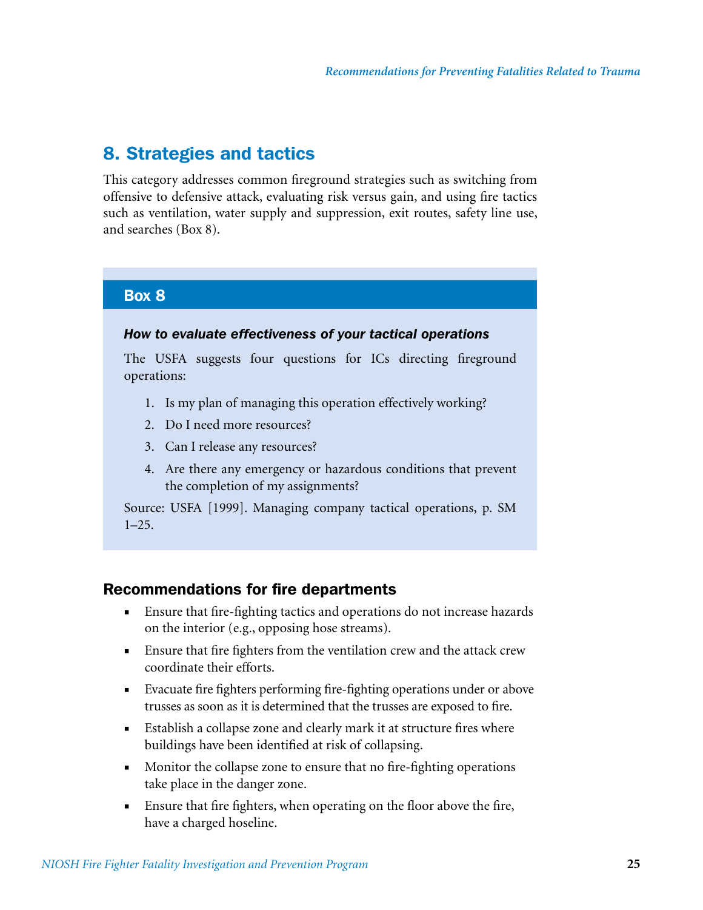## 8. Strategies and tactics

This category addresses common fireground strategies such as switching from offensive to defensive attack, evaluating risk versus gain, and using fire tactics such as ventilation, water supply and suppression, exit routes, safety line use, and searches (Box 8).

### Box 8

***How to evaluate effectiveness of your tactical operations***

The USFA suggests four questions for ICs directing fireground operations:

1. Is my plan of managing this operation effectively working?
2. Do I need more resources?
3. Can I release any resources?
4. Are there any emergency or hazardous conditions that prevent the completion of my assignments?

Source: USFA [1999]. Managing company tactical operations, p. SM 1–25.

### Recommendations for fire departments

- Ensure that fire-fighting tactics and operations do not increase hazards on the interior (e.g., opposing hose streams).
- Ensure that fire fighters from the ventilation crew and the attack crew coordinate their efforts.
- Evacuate fire fighters performing fire-fighting operations under or above trusses as soon as it is determined that the trusses are exposed to fire.
- Establish a collapse zone and clearly mark it at structure fires where buildings have been identified at risk of collapsing.
- Monitor the collapse zone to ensure that no fire-fighting operations take place in the danger zone.
- Ensure that fire fighters, when operating on the floor above the fire, have a charged hoseline.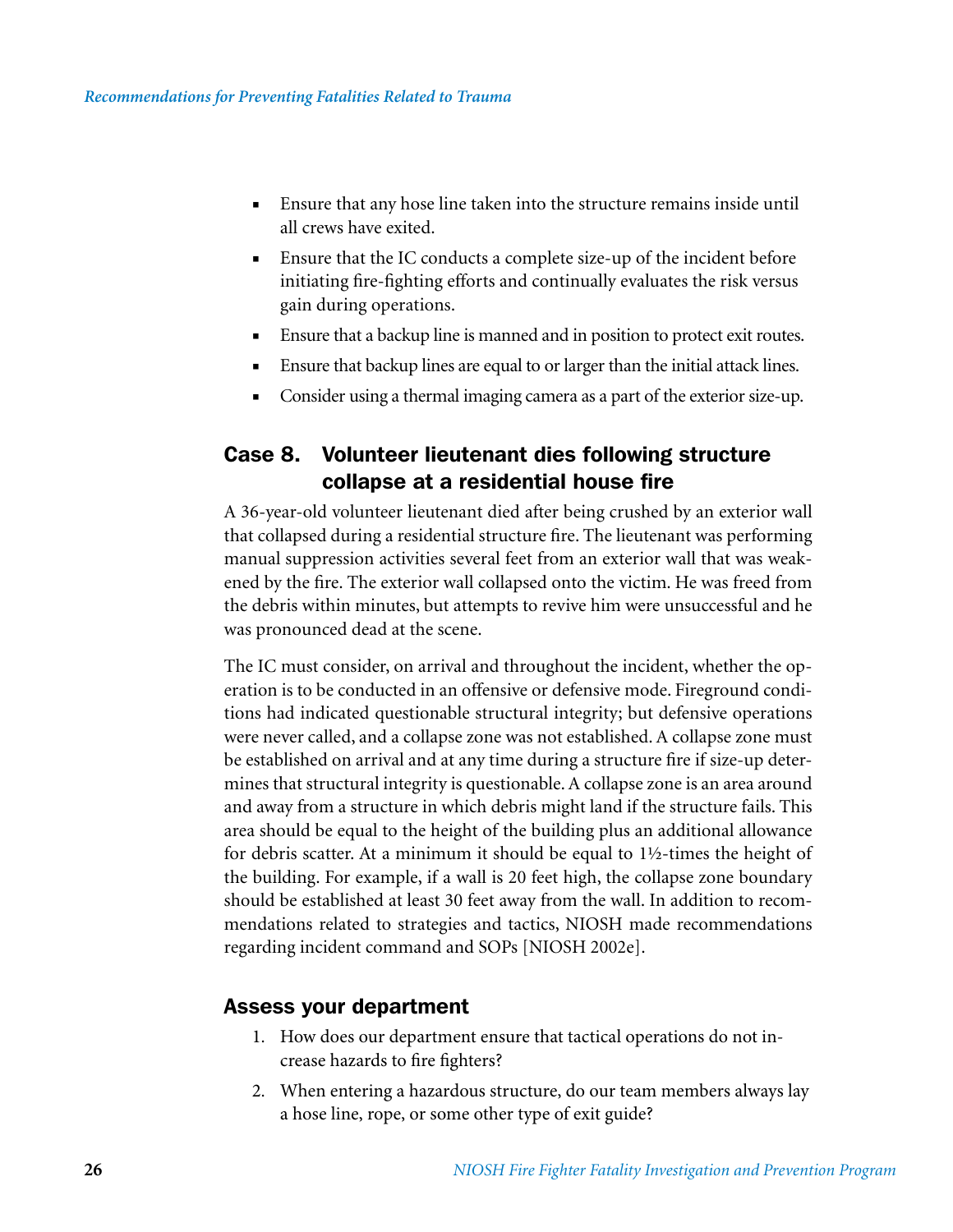- Ensure that any hose line taken into the structure remains inside until all crews have exited.
- Ensure that the IC conducts a complete size-up of the incident before initiating fire-fighting efforts and continually evaluates the risk versus gain during operations.
- Ensure that a backup line is manned and in position to protect exit routes.
- Ensure that backup lines are equal to or larger than the initial attack lines.
- Consider using a thermal imaging camera as a part of the exterior size-up.

## Case 8. Volunteer lieutenant dies following structure collapse at a residential house fire

A 36-year-old volunteer lieutenant died after being crushed by an exterior wall that collapsed during a residential structure fire. The lieutenant was performing manual suppression activities several feet from an exterior wall that was weakened by the fire. The exterior wall collapsed onto the victim. He was freed from the debris within minutes, but attempts to revive him were unsuccessful and he was pronounced dead at the scene.

The IC must consider, on arrival and throughout the incident, whether the operation is to be conducted in an offensive or defensive mode. Fireground conditions had indicated questionable structural integrity; but defensive operations were never called, and a collapse zone was not established. A collapse zone must be established on arrival and at any time during a structure fire if size-up determines that structural integrity is questionable. A collapse zone is an area around and away from a structure in which debris might land if the structure fails. This area should be equal to the height of the building plus an additional allowance for debris scatter. At a minimum it should be equal to 1½-times the height of the building. For example, if a wall is 20 feet high, the collapse zone boundary should be established at least 30 feet away from the wall. In addition to recommendations related to strategies and tactics, NIOSH made recommendations regarding incident command and SOPs [NIOSH 2002e].

### Assess your department

1. How does our department ensure that tactical operations do not increase hazards to fire fighters?
2. When entering a hazardous structure, do our team members always lay a hose line, rope, or some other type of exit guide?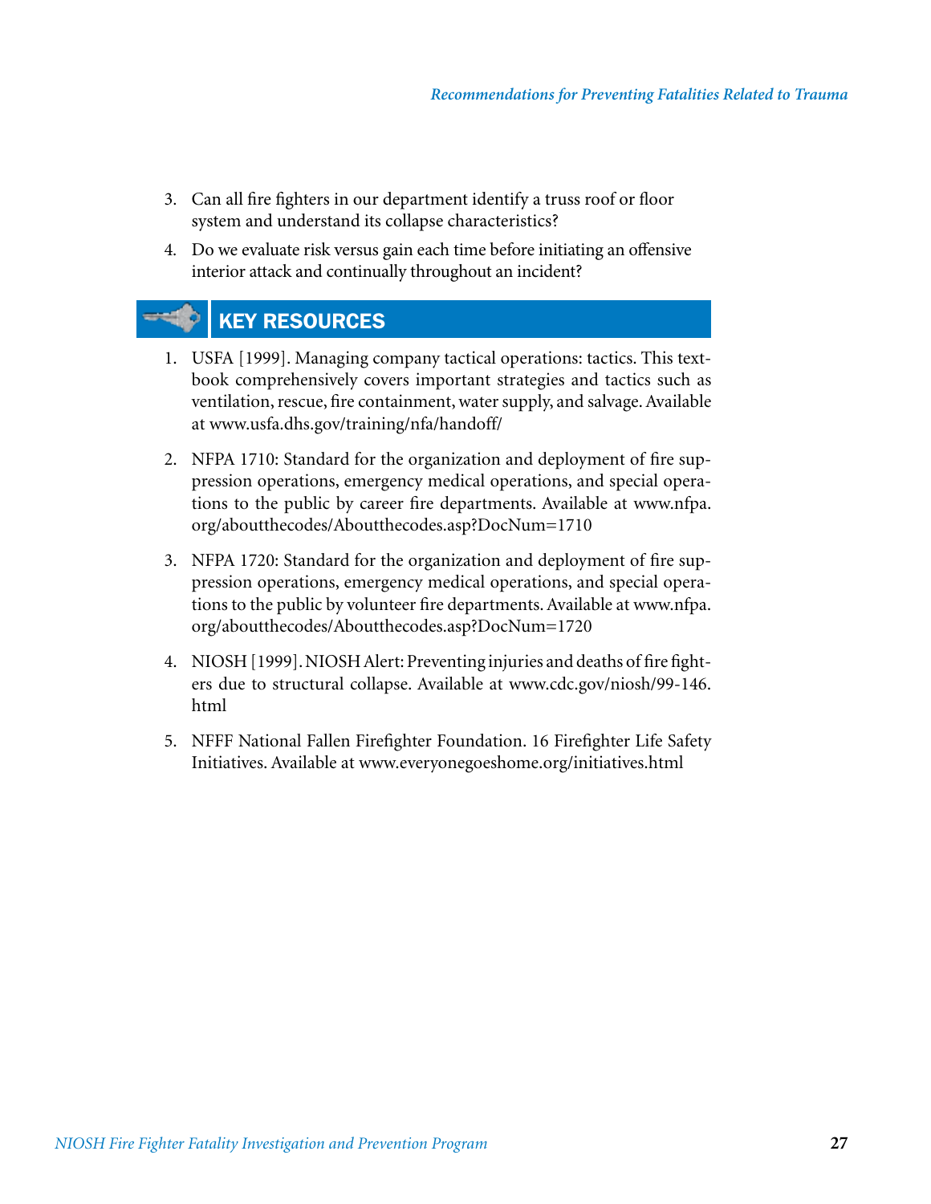3. Can all fire fighters in our department identify a truss roof or floor system and understand its collapse characteristics?
4. Do we evaluate risk versus gain each time before initiating an offensive interior attack and continually throughout an incident?

## KEY RESOURCES

1. USFA [1999]. Managing company tactical operations: tactics. This textbook comprehensively covers important strategies and tactics such as ventilation, rescue, fire containment, water supply, and salvage. Available at www.usfa.dhs.gov/training/nfa/handoff/

2. NFPA 1710: Standard for the organization and deployment of fire suppression operations, emergency medical operations, and special operations to the public by career fire departments. Available at www.nfpa.org/aboutthecodes/Aboutthecodes.asp?DocNum=1710

3. NFPA 1720: Standard for the organization and deployment of fire suppression operations, emergency medical operations, and special operations to the public by volunteer fire departments. Available at www.nfpa.org/aboutthecodes/Aboutthecodes.asp?DocNum=1720

4. NIOSH [1999]. NIOSH Alert: Preventing injuries and deaths of fire fighters due to structural collapse. Available at www.cdc.gov/niosh/99-146.html

5. NFFF National Fallen Firefighter Foundation. 16 Firefighter Life Safety Initiatives. Available at www.everyonegoeshome.org/initiatives.html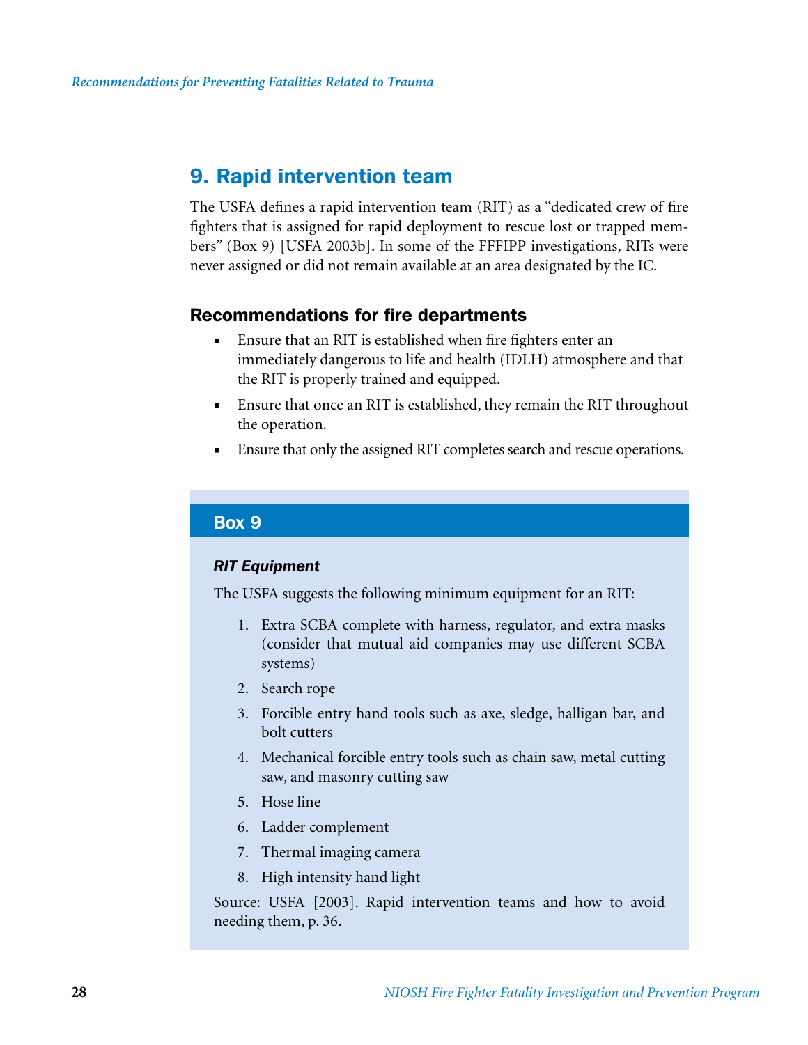## 9. Rapid intervention team

The USFA defines a rapid intervention team (RIT) as a "dedicated crew of fire fighters that is assigned for rapid deployment to rescue lost or trapped members" (Box 9) [USFA 2003b]. In some of the FFFIPP investigations, RITs were never assigned or did not remain available at an area designated by the IC.

### Recommendations for fire departments

- Ensure that an RIT is established when fire fighters enter an immediately dangerous to life and health (IDLH) atmosphere and that the RIT is properly trained and equipped.
- Ensure that once an RIT is established, they remain the RIT throughout the operation.
- Ensure that only the assigned RIT completes search and rescue operations.

### Box 9

***RIT Equipment***

The USFA suggests the following minimum equipment for an RIT:

1. Extra SCBA complete with harness, regulator, and extra masks (consider that mutual aid companies may use different SCBA systems)
2. Search rope
3. Forcible entry hand tools such as axe, sledge, halligan bar, and bolt cutters
4. Mechanical forcible entry tools such as chain saw, metal cutting saw, and masonry cutting saw
5. Hose line
6. Ladder complement
7. Thermal imaging camera
8. High intensity hand light

Source: USFA [2003]. Rapid intervention teams and how to avoid needing them, p. 36.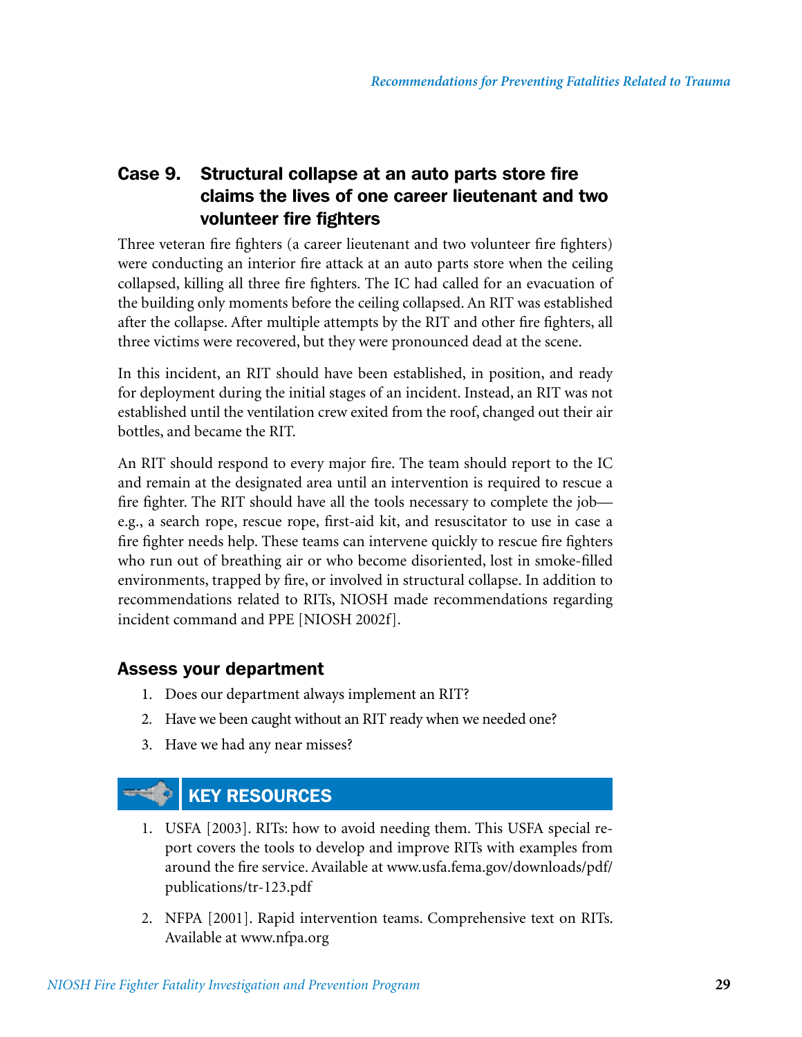## Case 9. Structural collapse at an auto parts store fire claims the lives of one career lieutenant and two volunteer fire fighters

Three veteran fire fighters (a career lieutenant and two volunteer fire fighters) were conducting an interior fire attack at an auto parts store when the ceiling collapsed, killing all three fire fighters. The IC had called for an evacuation of the building only moments before the ceiling collapsed. An RIT was established after the collapse. After multiple attempts by the RIT and other fire fighters, all three victims were recovered, but they were pronounced dead at the scene.

In this incident, an RIT should have been established, in position, and ready for deployment during the initial stages of an incident. Instead, an RIT was not established until the ventilation crew exited from the roof, changed out their air bottles, and became the RIT.

An RIT should respond to every major fire. The team should report to the IC and remain at the designated area until an intervention is required to rescue a fire fighter. The RIT should have all the tools necessary to complete the job—e.g., a search rope, rescue rope, first-aid kit, and resuscitator to use in case a fire fighter needs help. These teams can intervene quickly to rescue fire fighters who run out of breathing air or who become disoriented, lost in smoke-filled environments, trapped by fire, or involved in structural collapse. In addition to recommendations related to RITs, NIOSH made recommendations regarding incident command and PPE [NIOSH 2002f].

### Assess your department

1. Does our department always implement an RIT?
2. Have we been caught without an RIT ready when we needed one?
3. Have we had any near misses?

### KEY RESOURCES

1. USFA [2003]. RITs: how to avoid needing them. This USFA special report covers the tools to develop and improve RITs with examples from around the fire service. Available at www.usfa.fema.gov/downloads/pdf/publications/tr-123.pdf
2. NFPA [2001]. Rapid intervention teams. Comprehensive text on RITs. Available at www.nfpa.org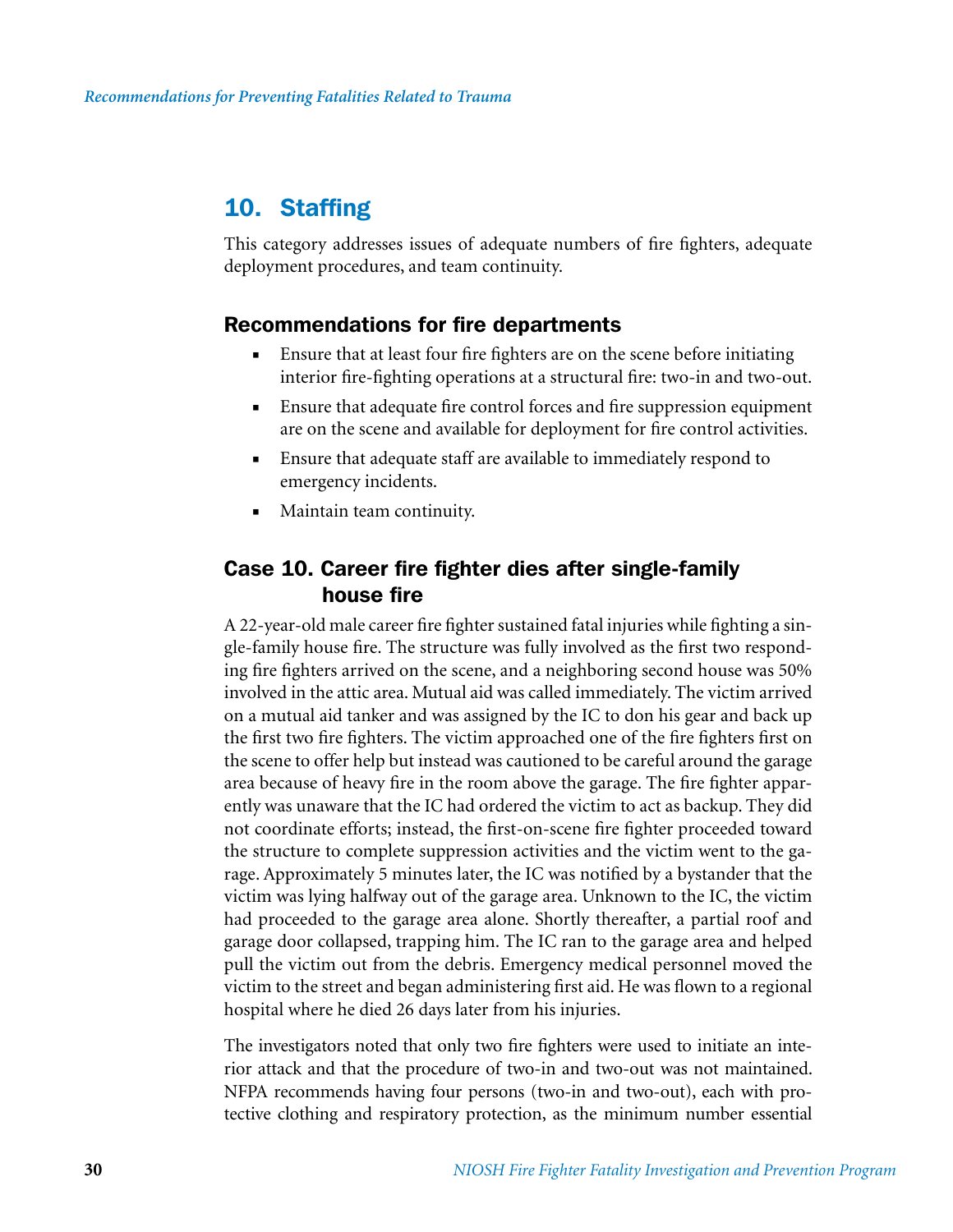## 10. Staffing

This category addresses issues of adequate numbers of fire fighters, adequate deployment procedures, and team continuity.

### Recommendations for fire departments

- Ensure that at least four fire fighters are on the scene before initiating interior fire-fighting operations at a structural fire: two-in and two-out.
- Ensure that adequate fire control forces and fire suppression equipment are on the scene and available for deployment for fire control activities.
- Ensure that adequate staff are available to immediately respond to emergency incidents.
- Maintain team continuity.

### Case 10. Career fire fighter dies after single-family house fire

A 22-year-old male career fire fighter sustained fatal injuries while fighting a single-family house fire. The structure was fully involved as the first two responding fire fighters arrived on the scene, and a neighboring second house was 50% involved in the attic area. Mutual aid was called immediately. The victim arrived on a mutual aid tanker and was assigned by the IC to don his gear and back up the first two fire fighters. The victim approached one of the fire fighters first on the scene to offer help but instead was cautioned to be careful around the garage area because of heavy fire in the room above the garage. The fire fighter apparently was unaware that the IC had ordered the victim to act as backup. They did not coordinate efforts; instead, the first-on-scene fire fighter proceeded toward the structure to complete suppression activities and the victim went to the garage. Approximately 5 minutes later, the IC was notified by a bystander that the victim was lying halfway out of the garage area. Unknown to the IC, the victim had proceeded to the garage area alone. Shortly thereafter, a partial roof and garage door collapsed, trapping him. The IC ran to the garage area and helped pull the victim out from the debris. Emergency medical personnel moved the victim to the street and began administering first aid. He was flown to a regional hospital where he died 26 days later from his injuries.

The investigators noted that only two fire fighters were used to initiate an interior attack and that the procedure of two-in and two-out was not maintained. NFPA recommends having four persons (two-in and two-out), each with protective clothing and respiratory protection, as the minimum number essential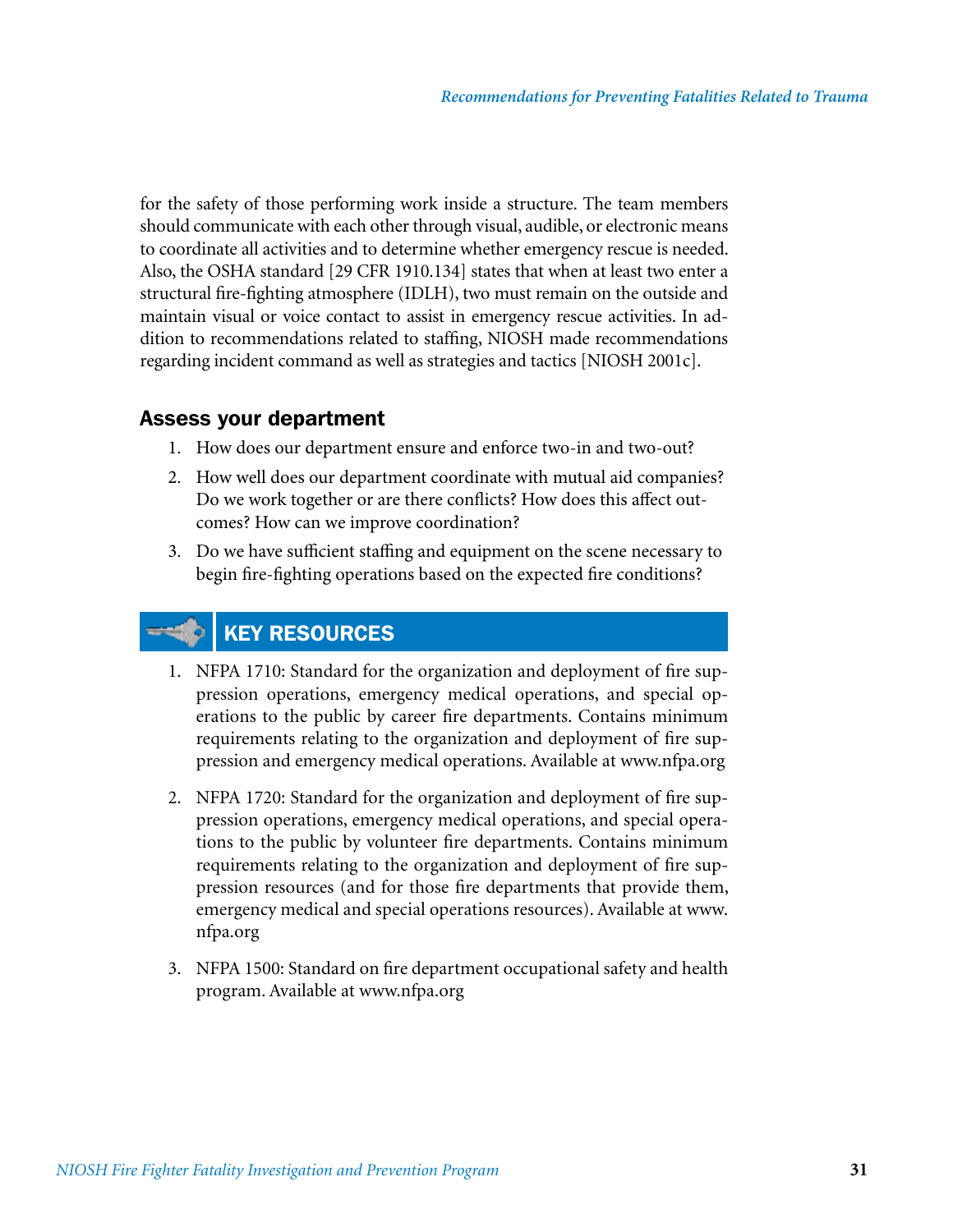for the safety of those performing work inside a structure. The team members should communicate with each other through visual, audible, or electronic means to coordinate all activities and to determine whether emergency rescue is needed. Also, the OSHA standard [29 CFR 1910.134] states that when at least two enter a structural fire-fighting atmosphere (IDLH), two must remain on the outside and maintain visual or voice contact to assist in emergency rescue activities. In addition to recommendations related to staffing, NIOSH made recommendations regarding incident command as well as strategies and tactics [NIOSH 2001c].

### Assess your department

1. How does our department ensure and enforce two-in and two-out?
2. How well does our department coordinate with mutual aid companies? Do we work together or are there conflicts? How does this affect outcomes? How can we improve coordination?
3. Do we have sufficient staffing and equipment on the scene necessary to begin fire-fighting operations based on the expected fire conditions?

### KEY RESOURCES

1. NFPA 1710: Standard for the organization and deployment of fire suppression operations, emergency medical operations, and special operations to the public by career fire departments. Contains minimum requirements relating to the organization and deployment of fire suppression and emergency medical operations. Available at www.nfpa.org
2. NFPA 1720: Standard for the organization and deployment of fire suppression operations, emergency medical operations, and special operations to the public by volunteer fire departments. Contains minimum requirements relating to the organization and deployment of fire suppression resources (and for those fire departments that provide them, emergency medical and special operations resources). Available at www.nfpa.org
3. NFPA 1500: Standard on fire department occupational safety and health program. Available at www.nfpa.org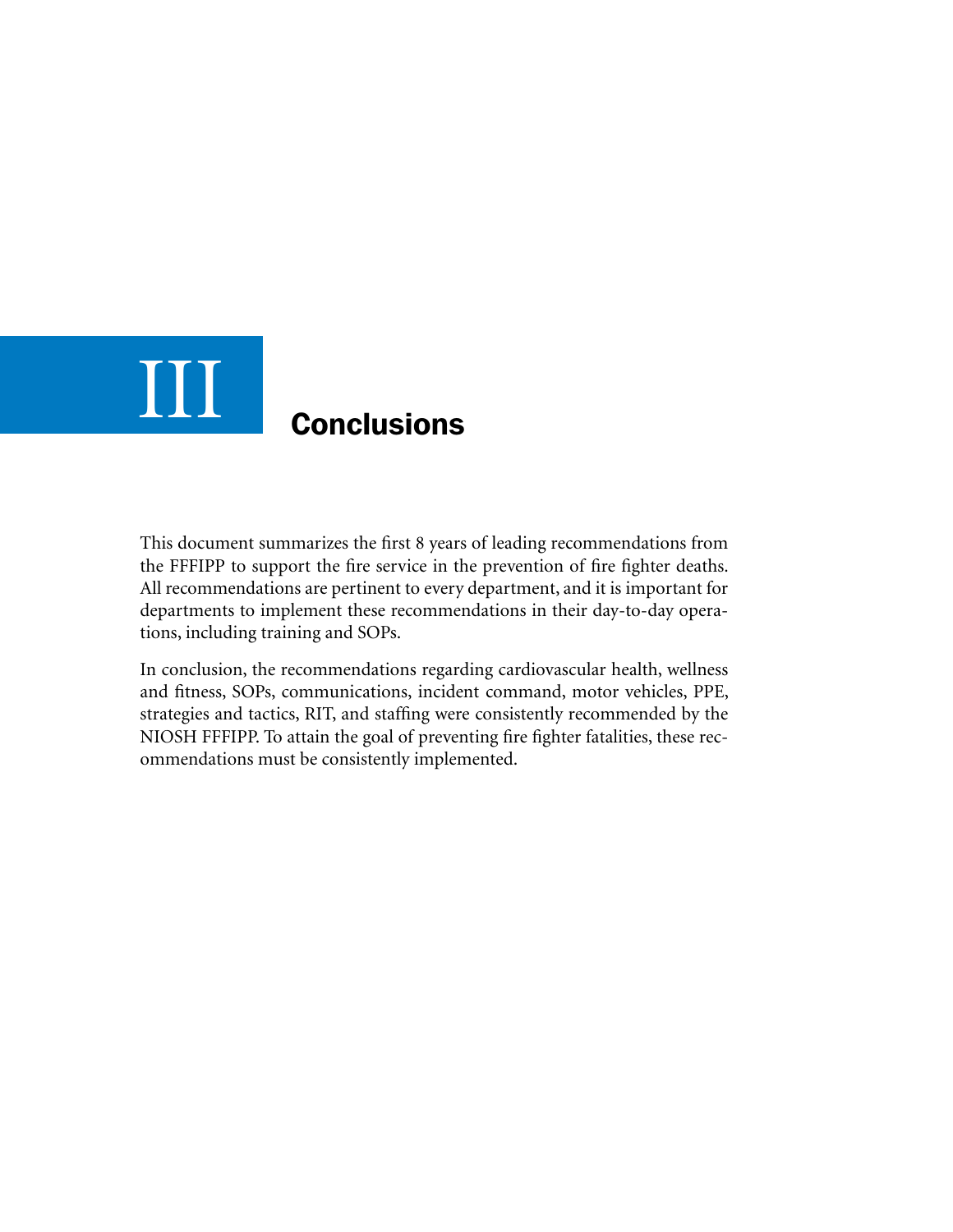# III Conclusions

This document summarizes the first 8 years of leading recommendations from the FFFIPP to support the fire service in the prevention of fire fighter deaths. All recommendations are pertinent to every department, and it is important for departments to implement these recommendations in their day-to-day operations, including training and SOPs.

In conclusion, the recommendations regarding cardiovascular health, wellness and fitness, SOPs, communications, incident command, motor vehicles, PPE, strategies and tactics, RIT, and staffing were consistently recommended by the NIOSH FFFIPP. To attain the goal of preventing fire fighter fatalities, these recommendations must be consistently implemented.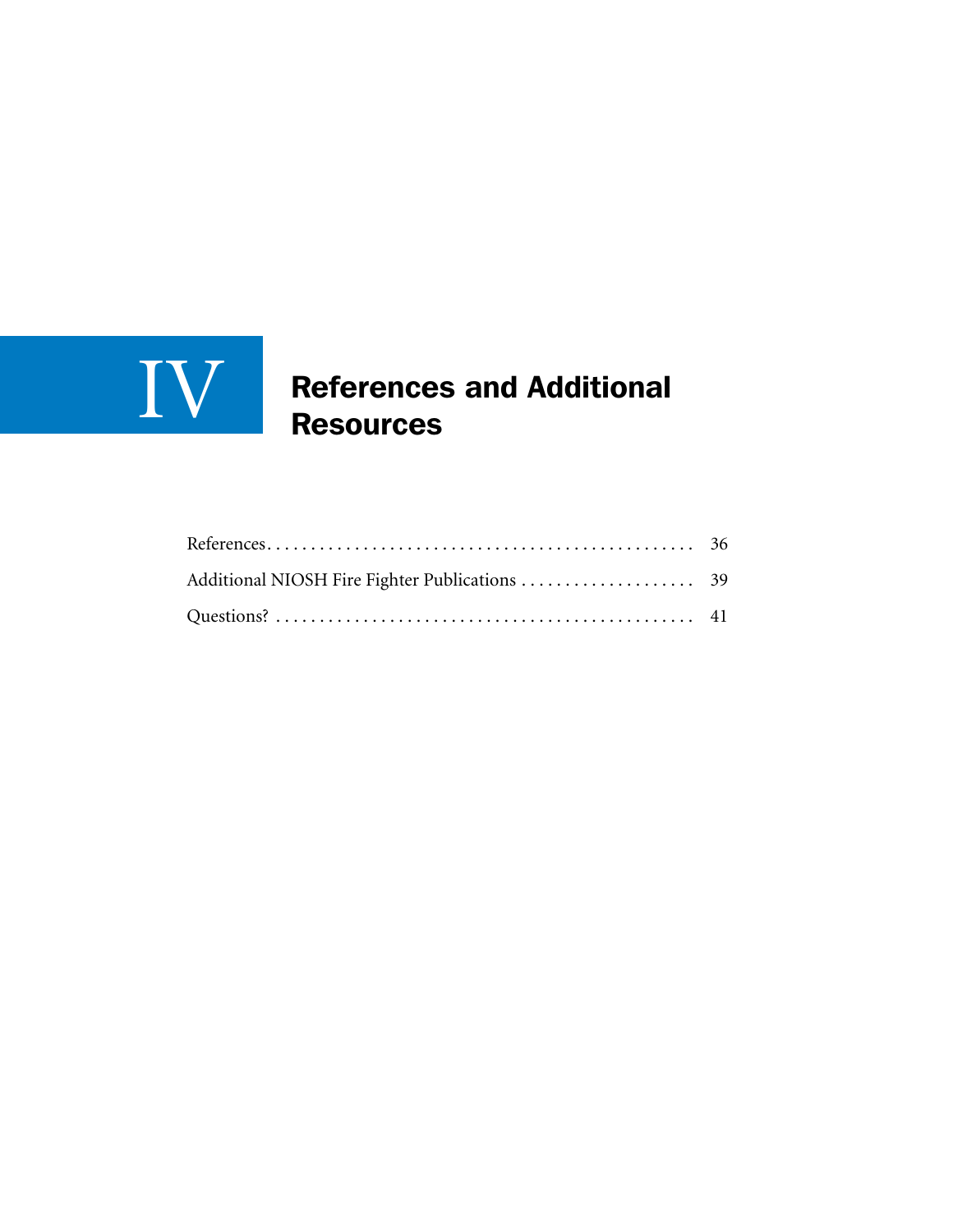# IV References and Additional Resources

References . . . . . . . . . . . . . . . . . . . . . . . . . . . . . . . . . . . . . . . . . . . . . . . . 36

Additional NIOSH Fire Fighter Publications . . . . . . . . . . . . . . . . . . . . 39

Questions? . . . . . . . . . . . . . . . . . . . . . . . . . . . . . . . . . . . . . . . . . . . . . . . . 41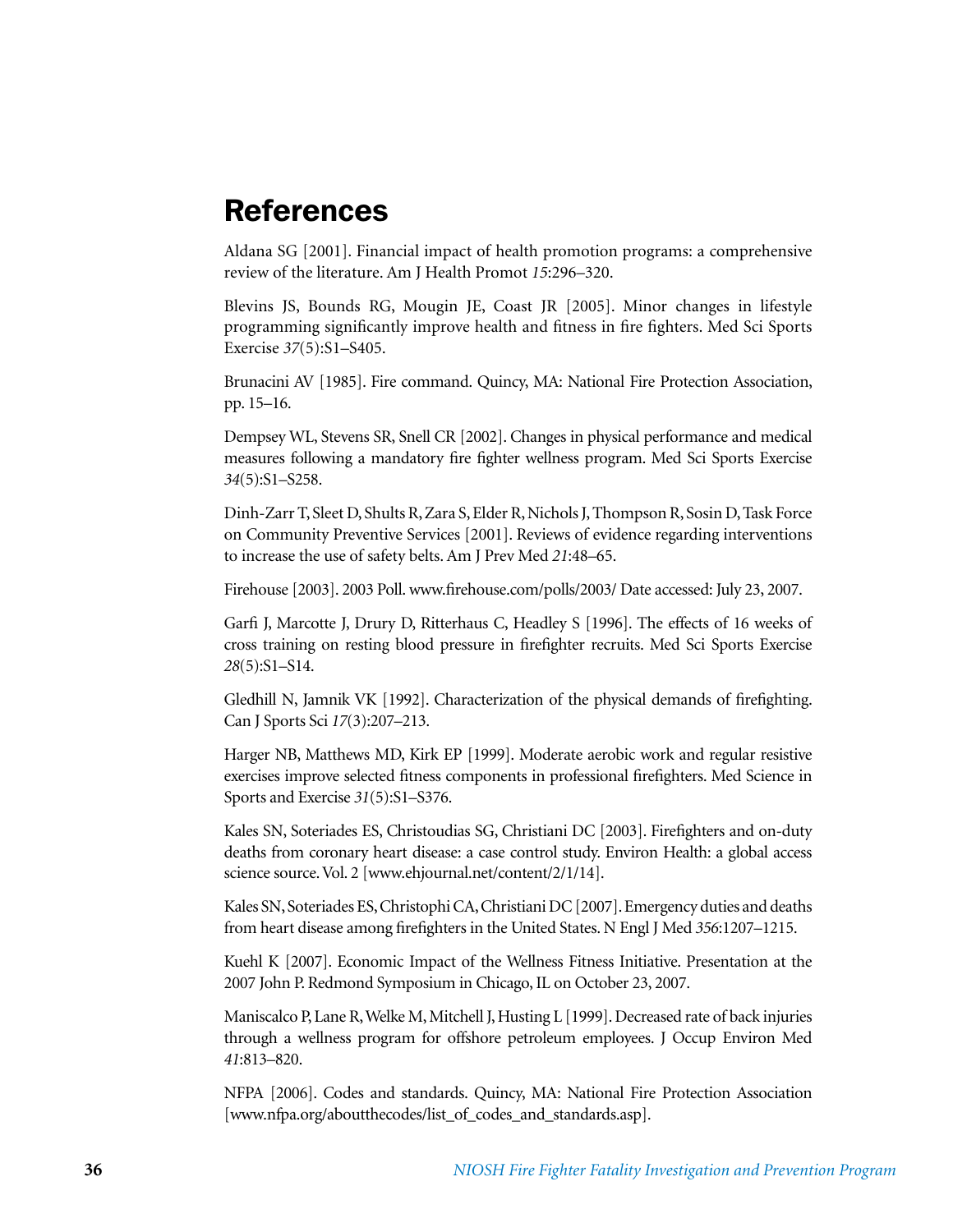# References

Aldana SG [2001]. Financial impact of health promotion programs: a comprehensive review of the literature. Am J Health Promot *15*:296–320.

Blevins JS, Bounds RG, Mougin JE, Coast JR [2005]. Minor changes in lifestyle programming significantly improve health and fitness in fire fighters. Med Sci Sports Exercise *37*(5):S1–S405.

Brunacini AV [1985]. Fire command. Quincy, MA: National Fire Protection Association, pp. 15–16.

Dempsey WL, Stevens SR, Snell CR [2002]. Changes in physical performance and medical measures following a mandatory fire fighter wellness program. Med Sci Sports Exercise *34*(5):S1–S258.

Dinh-Zarr T, Sleet D, Shults R, Zara S, Elder R, Nichols J, Thompson R, Sosin D, Task Force on Community Preventive Services [2001]. Reviews of evidence regarding interventions to increase the use of safety belts. Am J Prev Med *21*:48–65.

Firehouse [2003]. 2003 Poll. www.firehouse.com/polls/2003/ Date accessed: July 23, 2007.

Garfi J, Marcotte J, Drury D, Ritterhaus C, Headley S [1996]. The effects of 16 weeks of cross training on resting blood pressure in firefighter recruits. Med Sci Sports Exercise *28*(5):S1–S14.

Gledhill N, Jamnik VK [1992]. Characterization of the physical demands of firefighting. Can J Sports Sci *17*(3):207–213.

Harger NB, Matthews MD, Kirk EP [1999]. Moderate aerobic work and regular resistive exercises improve selected fitness components in professional firefighters. Med Science in Sports and Exercise *31*(5):S1–S376.

Kales SN, Soteriades ES, Christoudias SG, Christiani DC [2003]. Firefighters and on-duty deaths from coronary heart disease: a case control study. Environ Health: a global access science source. Vol. 2 [www.ehjournal.net/content/2/1/14].

Kales SN, Soteriades ES, Christophi CA, Christiani DC [2007]. Emergency duties and deaths from heart disease among firefighters in the United States. N Engl J Med *356*:1207–1215.

Kuehl K [2007]. Economic Impact of the Wellness Fitness Initiative. Presentation at the 2007 John P. Redmond Symposium in Chicago, IL on October 23, 2007.

Maniscalco P, Lane R, Welke M, Mitchell J, Husting L [1999]. Decreased rate of back injuries through a wellness program for offshore petroleum employees. J Occup Environ Med *41*:813–820.

NFPA [2006]. Codes and standards. Quincy, MA: National Fire Protection Association [www.nfpa.org/aboutthecodes/list_of_codes_and_standards.asp].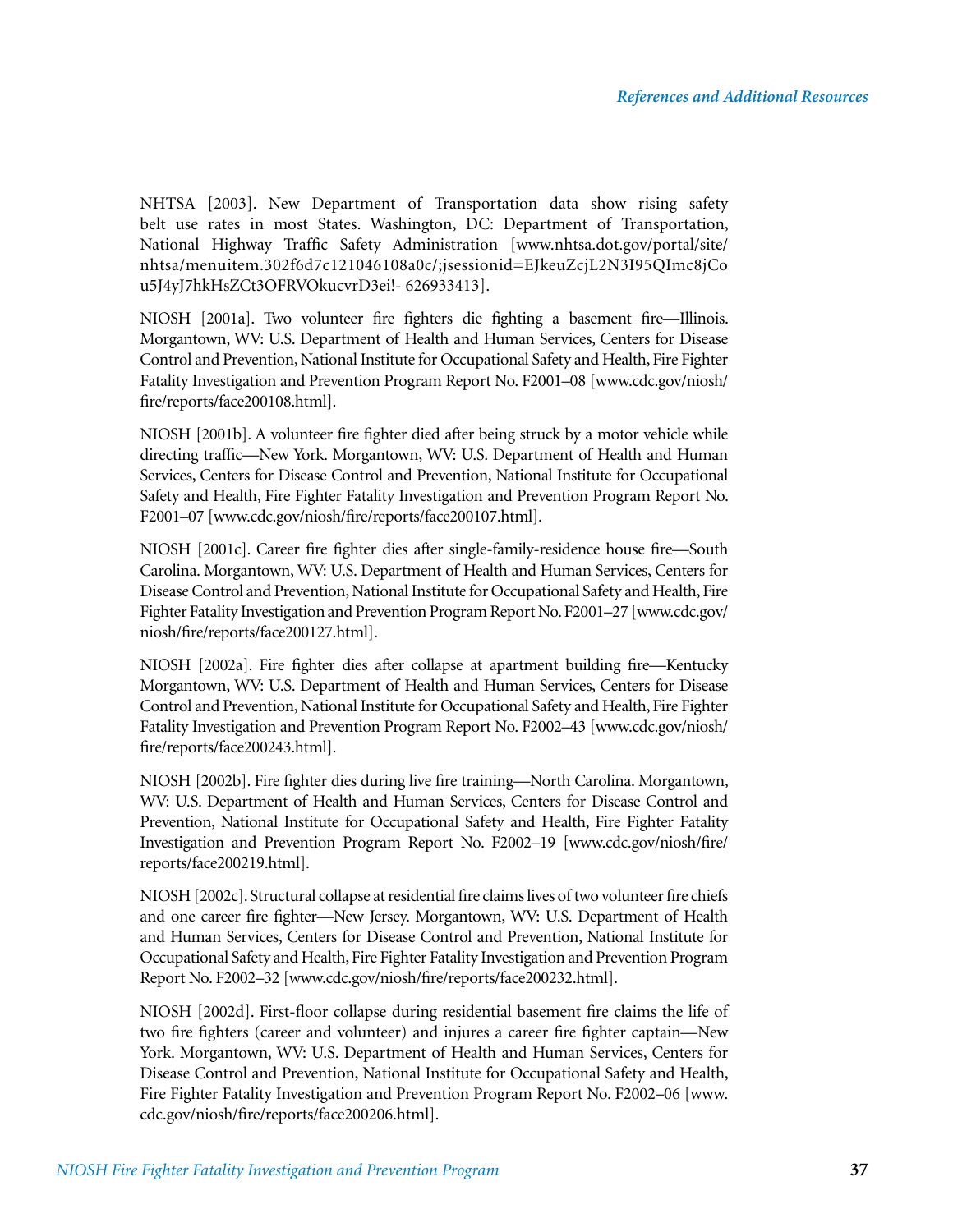NHTSA [2003]. New Department of Transportation data show rising safety belt use rates in most States. Washington, DC: Department of Transportation, National Highway Traffic Safety Administration [www.nhtsa.dot.gov/portal/site/nhtsa/menuitem.302f6d7c121046108a0c/;jsessionid=EJkeuZcjL2N3I95QImc8jCou5J4yJ7hkHsZCt3OFRVOkucvrD3ei!- 626933413].

NIOSH [2001a]. Two volunteer fire fighters die fighting a basement fire—Illinois. Morgantown, WV: U.S. Department of Health and Human Services, Centers for Disease Control and Prevention, National Institute for Occupational Safety and Health, Fire Fighter Fatality Investigation and Prevention Program Report No. F2001–08 [www.cdc.gov/niosh/fire/reports/face200108.html].

NIOSH [2001b]. A volunteer fire fighter died after being struck by a motor vehicle while directing traffic—New York. Morgantown, WV: U.S. Department of Health and Human Services, Centers for Disease Control and Prevention, National Institute for Occupational Safety and Health, Fire Fighter Fatality Investigation and Prevention Program Report No. F2001–07 [www.cdc.gov/niosh/fire/reports/face200107.html].

NIOSH [2001c]. Career fire fighter dies after single-family-residence house fire—South Carolina. Morgantown, WV: U.S. Department of Health and Human Services, Centers for Disease Control and Prevention, National Institute for Occupational Safety and Health, Fire Fighter Fatality Investigation and Prevention Program Report No. F2001–27 [www.cdc.gov/niosh/fire/reports/face200127.html].

NIOSH [2002a]. Fire fighter dies after collapse at apartment building fire—Kentucky Morgantown, WV: U.S. Department of Health and Human Services, Centers for Disease Control and Prevention, National Institute for Occupational Safety and Health, Fire Fighter Fatality Investigation and Prevention Program Report No. F2002–43 [www.cdc.gov/niosh/fire/reports/face200243.html].

NIOSH [2002b]. Fire fighter dies during live fire training—North Carolina. Morgantown, WV: U.S. Department of Health and Human Services, Centers for Disease Control and Prevention, National Institute for Occupational Safety and Health, Fire Fighter Fatality Investigation and Prevention Program Report No. F2002–19 [www.cdc.gov/niosh/fire/reports/face200219.html].

NIOSH [2002c]. Structural collapse at residential fire claims lives of two volunteer fire chiefs and one career fire fighter—New Jersey. Morgantown, WV: U.S. Department of Health and Human Services, Centers for Disease Control and Prevention, National Institute for Occupational Safety and Health, Fire Fighter Fatality Investigation and Prevention Program Report No. F2002–32 [www.cdc.gov/niosh/fire/reports/face200232.html].

NIOSH [2002d]. First-floor collapse during residential basement fire claims the life of two fire fighters (career and volunteer) and injures a career fire fighter captain—New York. Morgantown, WV: U.S. Department of Health and Human Services, Centers for Disease Control and Prevention, National Institute for Occupational Safety and Health, Fire Fighter Fatality Investigation and Prevention Program Report No. F2002–06 [www.cdc.gov/niosh/fire/reports/face200206.html].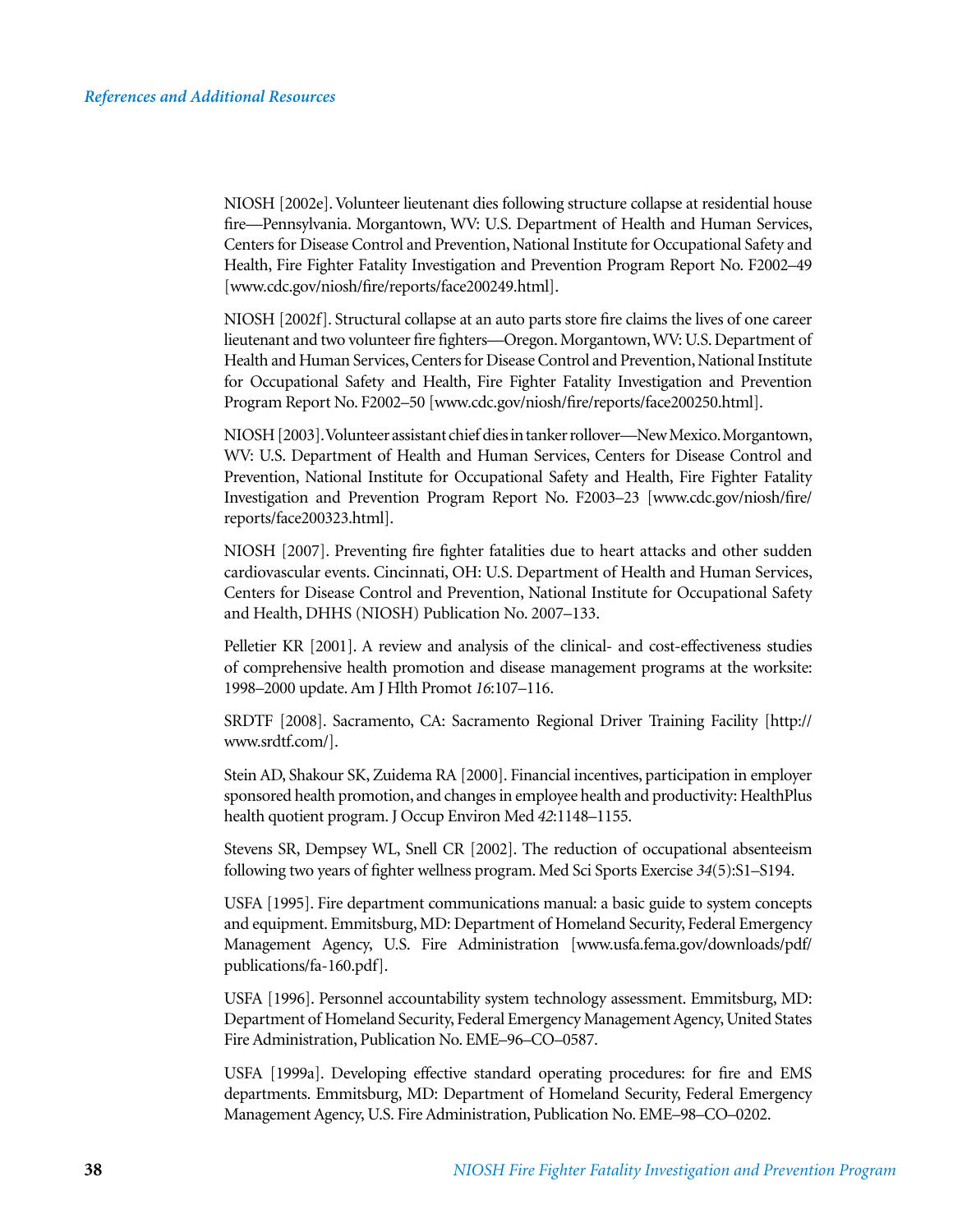NIOSH [2002e]. Volunteer lieutenant dies following structure collapse at residential house fire—Pennsylvania. Morgantown, WV: U.S. Department of Health and Human Services, Centers for Disease Control and Prevention, National Institute for Occupational Safety and Health, Fire Fighter Fatality Investigation and Prevention Program Report No. F2002–49 [www.cdc.gov/niosh/fire/reports/face200249.html].

NIOSH [2002f]. Structural collapse at an auto parts store fire claims the lives of one career lieutenant and two volunteer fire fighters—Oregon. Morgantown, WV: U.S. Department of Health and Human Services, Centers for Disease Control and Prevention, National Institute for Occupational Safety and Health, Fire Fighter Fatality Investigation and Prevention Program Report No. F2002–50 [www.cdc.gov/niosh/fire/reports/face200250.html].

NIOSH [2003]. Volunteer assistant chief dies in tanker rollover—New Mexico. Morgantown, WV: U.S. Department of Health and Human Services, Centers for Disease Control and Prevention, National Institute for Occupational Safety and Health, Fire Fighter Fatality Investigation and Prevention Program Report No. F2003–23 [www.cdc.gov/niosh/fire/reports/face200323.html].

NIOSH [2007]. Preventing fire fighter fatalities due to heart attacks and other sudden cardiovascular events. Cincinnati, OH: U.S. Department of Health and Human Services, Centers for Disease Control and Prevention, National Institute for Occupational Safety and Health, DHHS (NIOSH) Publication No. 2007–133.

Pelletier KR [2001]. A review and analysis of the clinical- and cost-effectiveness studies of comprehensive health promotion and disease management programs at the worksite: 1998–2000 update. Am J Hlth Promot *16*:107–116.

SRDTF [2008]. Sacramento, CA: Sacramento Regional Driver Training Facility [http://www.srdtf.com/].

Stein AD, Shakour SK, Zuidema RA [2000]. Financial incentives, participation in employer sponsored health promotion, and changes in employee health and productivity: HealthPlus health quotient program. J Occup Environ Med *42*:1148–1155.

Stevens SR, Dempsey WL, Snell CR [2002]. The reduction of occupational absenteeism following two years of fighter wellness program. Med Sci Sports Exercise *34*(5):S1–S194.

USFA [1995]. Fire department communications manual: a basic guide to system concepts and equipment. Emmitsburg, MD: Department of Homeland Security, Federal Emergency Management Agency, U.S. Fire Administration [www.usfa.fema.gov/downloads/pdf/publications/fa-160.pdf].

USFA [1996]. Personnel accountability system technology assessment. Emmitsburg, MD: Department of Homeland Security, Federal Emergency Management Agency, United States Fire Administration, Publication No. EME–96–CO–0587.

USFA [1999a]. Developing effective standard operating procedures: for fire and EMS departments. Emmitsburg, MD: Department of Homeland Security, Federal Emergency Management Agency, U.S. Fire Administration, Publication No. EME–98–CO–0202.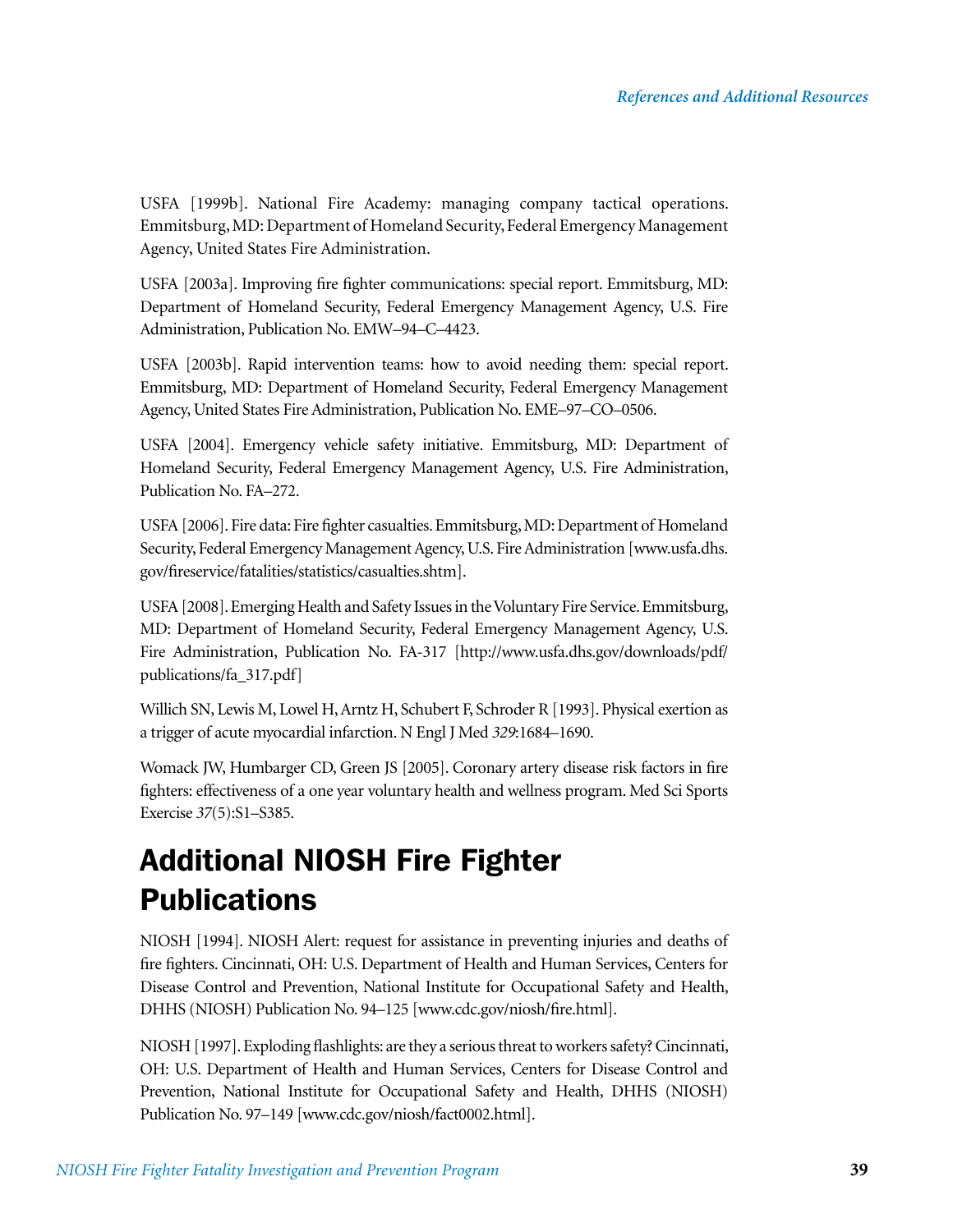USFA [1999b]. National Fire Academy: managing company tactical operations. Emmitsburg, MD: Department of Homeland Security, Federal Emergency Management Agency, United States Fire Administration.

USFA [2003a]. Improving fire fighter communications: special report. Emmitsburg, MD: Department of Homeland Security, Federal Emergency Management Agency, U.S. Fire Administration, Publication No. EMW–94–C–4423.

USFA [2003b]. Rapid intervention teams: how to avoid needing them: special report. Emmitsburg, MD: Department of Homeland Security, Federal Emergency Management Agency, United States Fire Administration, Publication No. EME–97–CO–0506.

USFA [2004]. Emergency vehicle safety initiative. Emmitsburg, MD: Department of Homeland Security, Federal Emergency Management Agency, U.S. Fire Administration, Publication No. FA–272.

USFA [2006]. Fire data: Fire fighter casualties. Emmitsburg, MD: Department of Homeland Security, Federal Emergency Management Agency, U.S. Fire Administration [www.usfa.dhs.gov/fireservice/fatalities/statistics/casualties.shtm].

USFA [2008]. Emerging Health and Safety Issues in the Voluntary Fire Service. Emmitsburg, MD: Department of Homeland Security, Federal Emergency Management Agency, U.S. Fire Administration, Publication No. FA-317 [http://www.usfa.dhs.gov/downloads/pdf/publications/fa_317.pdf]

Willich SN, Lewis M, Lowel H, Arntz H, Schubert F, Schroder R [1993]. Physical exertion as a trigger of acute myocardial infarction. N Engl J Med *329*:1684–1690.

Womack JW, Humbarger CD, Green JS [2005]. Coronary artery disease risk factors in fire fighters: effectiveness of a one year voluntary health and wellness program. Med Sci Sports Exercise *37*(5):S1–S385.

# Additional NIOSH Fire Fighter Publications

NIOSH [1994]. NIOSH Alert: request for assistance in preventing injuries and deaths of fire fighters. Cincinnati, OH: U.S. Department of Health and Human Services, Centers for Disease Control and Prevention, National Institute for Occupational Safety and Health, DHHS (NIOSH) Publication No. 94–125 [www.cdc.gov/niosh/fire.html].

NIOSH [1997]. Exploding flashlights: are they a serious threat to workers safety? Cincinnati, OH: U.S. Department of Health and Human Services, Centers for Disease Control and Prevention, National Institute for Occupational Safety and Health, DHHS (NIOSH) Publication No. 97–149 [www.cdc.gov/niosh/fact0002.html].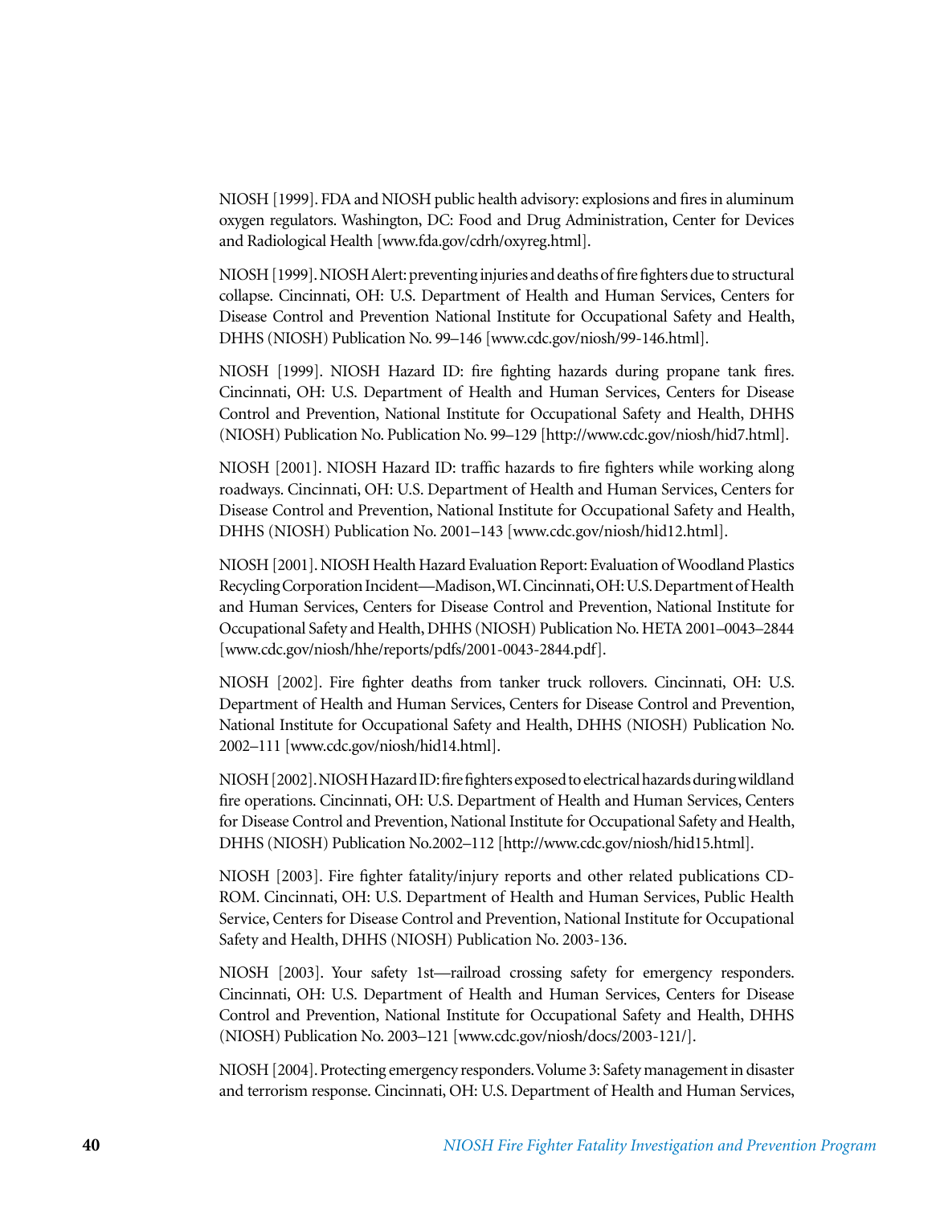NIOSH [1999]. FDA and NIOSH public health advisory: explosions and fires in aluminum oxygen regulators. Washington, DC: Food and Drug Administration, Center for Devices and Radiological Health [www.fda.gov/cdrh/oxyreg.html].

NIOSH [1999]. NIOSH Alert: preventing injuries and deaths of fire fighters due to structural collapse. Cincinnati, OH: U.S. Department of Health and Human Services, Centers for Disease Control and Prevention National Institute for Occupational Safety and Health, DHHS (NIOSH) Publication No. 99–146 [www.cdc.gov/niosh/99-146.html].

NIOSH [1999]. NIOSH Hazard ID: fire fighting hazards during propane tank fires. Cincinnati, OH: U.S. Department of Health and Human Services, Centers for Disease Control and Prevention, National Institute for Occupational Safety and Health, DHHS (NIOSH) Publication No. Publication No. 99–129 [http://www.cdc.gov/niosh/hid7.html].

NIOSH [2001]. NIOSH Hazard ID: traffic hazards to fire fighters while working along roadways. Cincinnati, OH: U.S. Department of Health and Human Services, Centers for Disease Control and Prevention, National Institute for Occupational Safety and Health, DHHS (NIOSH) Publication No. 2001–143 [www.cdc.gov/niosh/hid12.html].

NIOSH [2001]. NIOSH Health Hazard Evaluation Report: Evaluation of Woodland Plastics Recycling Corporation Incident—Madison, WI. Cincinnati, OH: U.S. Department of Health and Human Services, Centers for Disease Control and Prevention, National Institute for Occupational Safety and Health, DHHS (NIOSH) Publication No. HETA 2001–0043–2844 [www.cdc.gov/niosh/hhe/reports/pdfs/2001-0043-2844.pdf].

NIOSH [2002]. Fire fighter deaths from tanker truck rollovers. Cincinnati, OH: U.S. Department of Health and Human Services, Centers for Disease Control and Prevention, National Institute for Occupational Safety and Health, DHHS (NIOSH) Publication No. 2002–111 [www.cdc.gov/niosh/hid14.html].

NIOSH [2002]. NIOSH Hazard ID: fire fighters exposed to electrical hazards during wildland fire operations. Cincinnati, OH: U.S. Department of Health and Human Services, Centers for Disease Control and Prevention, National Institute for Occupational Safety and Health, DHHS (NIOSH) Publication No.2002–112 [http://www.cdc.gov/niosh/hid15.html].

NIOSH [2003]. Fire fighter fatality/injury reports and other related publications CD-ROM. Cincinnati, OH: U.S. Department of Health and Human Services, Public Health Service, Centers for Disease Control and Prevention, National Institute for Occupational Safety and Health, DHHS (NIOSH) Publication No. 2003-136.

NIOSH [2003]. Your safety 1st—railroad crossing safety for emergency responders. Cincinnati, OH: U.S. Department of Health and Human Services, Centers for Disease Control and Prevention, National Institute for Occupational Safety and Health, DHHS (NIOSH) Publication No. 2003–121 [www.cdc.gov/niosh/docs/2003-121/].

NIOSH [2004]. Protecting emergency responders. Volume 3: Safety management in disaster and terrorism response. Cincinnati, OH: U.S. Department of Health and Human Services,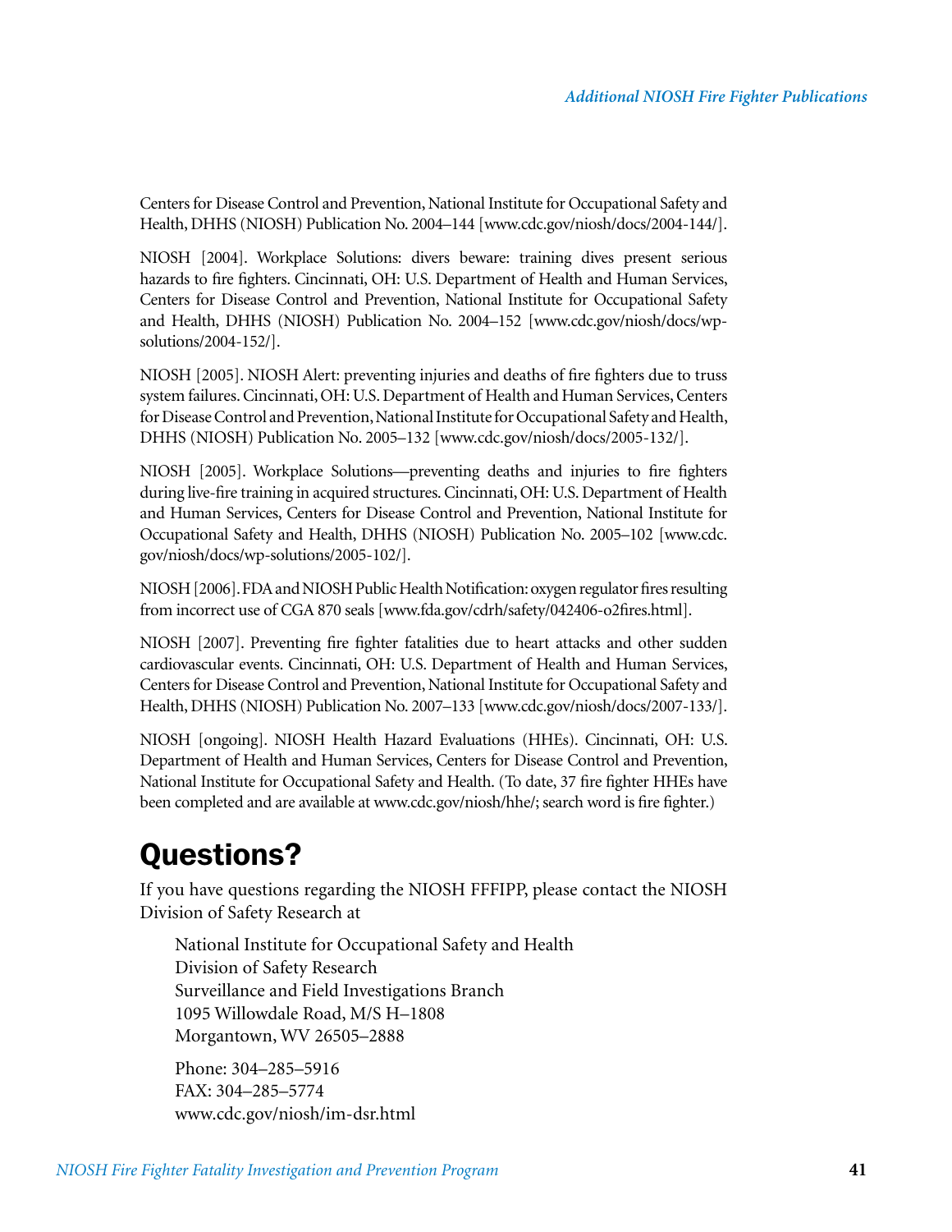Centers for Disease Control and Prevention, National Institute for Occupational Safety and Health, DHHS (NIOSH) Publication No. 2004–144 [www.cdc.gov/niosh/docs/2004-144/].

NIOSH [2004]. Workplace Solutions: divers beware: training dives present serious hazards to fire fighters. Cincinnati, OH: U.S. Department of Health and Human Services, Centers for Disease Control and Prevention, National Institute for Occupational Safety and Health, DHHS (NIOSH) Publication No. 2004–152 [www.cdc.gov/niosh/docs/wp-solutions/2004-152/].

NIOSH [2005]. NIOSH Alert: preventing injuries and deaths of fire fighters due to truss system failures. Cincinnati, OH: U.S. Department of Health and Human Services, Centers for Disease Control and Prevention, National Institute for Occupational Safety and Health, DHHS (NIOSH) Publication No. 2005–132 [www.cdc.gov/niosh/docs/2005-132/].

NIOSH [2005]. Workplace Solutions—preventing deaths and injuries to fire fighters during live-fire training in acquired structures. Cincinnati, OH: U.S. Department of Health and Human Services, Centers for Disease Control and Prevention, National Institute for Occupational Safety and Health, DHHS (NIOSH) Publication No. 2005–102 [www.cdc.gov/niosh/docs/wp-solutions/2005-102/].

NIOSH [2006]. FDA and NIOSH Public Health Notification: oxygen regulator fires resulting from incorrect use of CGA 870 seals [www.fda.gov/cdrh/safety/042406-o2fires.html].

NIOSH [2007]. Preventing fire fighter fatalities due to heart attacks and other sudden cardiovascular events. Cincinnati, OH: U.S. Department of Health and Human Services, Centers for Disease Control and Prevention, National Institute for Occupational Safety and Health, DHHS (NIOSH) Publication No. 2007–133 [www.cdc.gov/niosh/docs/2007-133/].

NIOSH [ongoing]. NIOSH Health Hazard Evaluations (HHEs). Cincinnati, OH: U.S. Department of Health and Human Services, Centers for Disease Control and Prevention, National Institute for Occupational Safety and Health. (To date, 37 fire fighter HHEs have been completed and are available at www.cdc.gov/niosh/hhe/; search word is fire fighter.)

# Questions?

If you have questions regarding the NIOSH FFFIPP, please contact the NIOSH Division of Safety Research at

National Institute for Occupational Safety and Health
Division of Safety Research
Surveillance and Field Investigations Branch
1095 Willowdale Road, M/S H–1808
Morgantown, WV 26505–2888

Phone: 304–285–5916
FAX: 304–285–5774
www.cdc.gov/niosh/im-dsr.html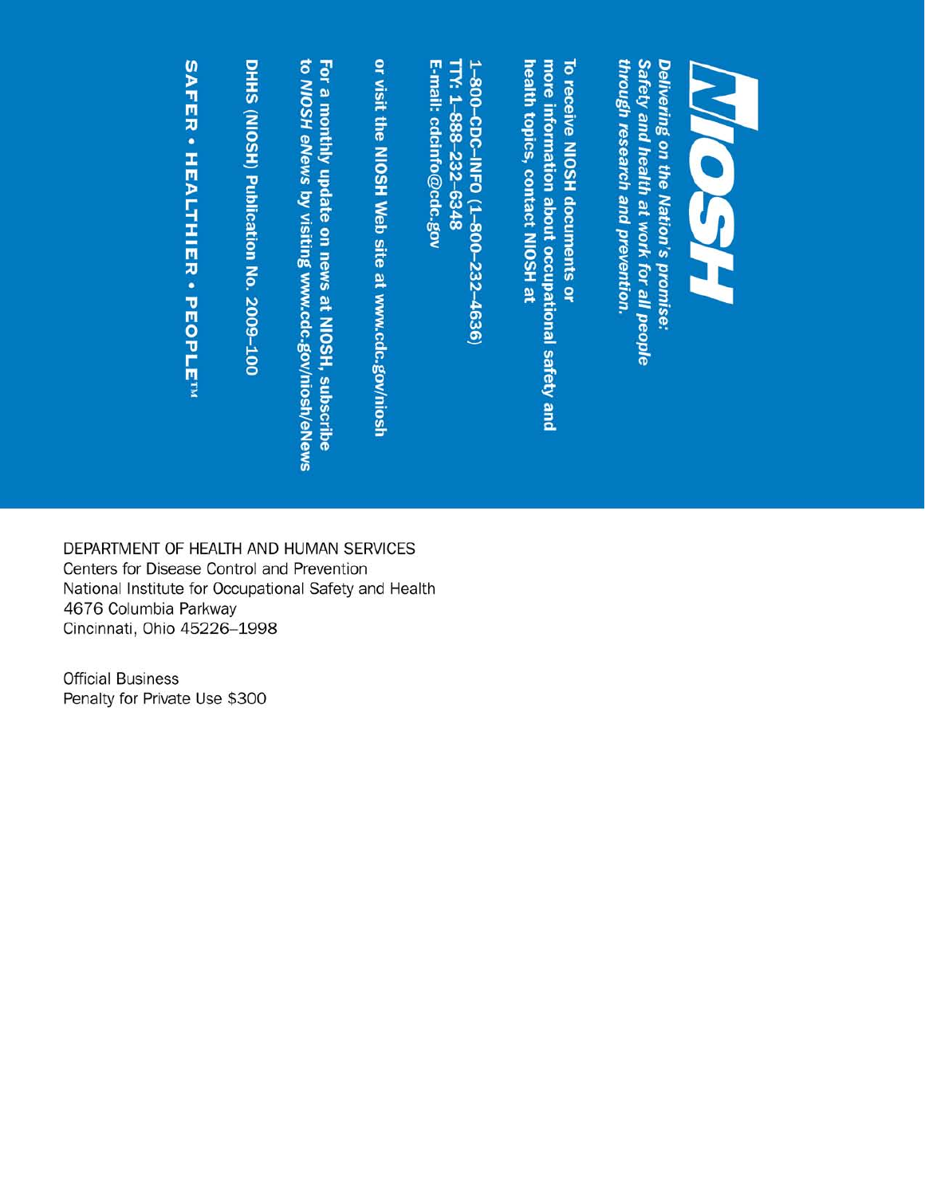NIOSH

*Delivering on the Nation's promise: Safety and health at work for all people through research and prevention.*

**To receive NIOSH documents or more information about occupational safety and health topics, contact NIOSH at**

**1–800–CDC–INFO (1–800–232–4636)**
**TTY: 1–888–232–6348**
**E-mail: cdcinfo@cdc.gov**

**or visit the NIOSH Web site at www.cdc.gov/niosh**

**For a monthly update on news at NIOSH, subscribe to *NIOSH eNews* by visiting www.cdc.gov/niosh/eNews**

**DHHS (NIOSH) Publication No. 2009–100**

**SAFER • HEALTHIER • PEOPLE™**

DEPARTMENT OF HEALTH AND HUMAN SERVICES
Centers for Disease Control and Prevention
National Institute for Occupational Safety and Health
4676 Columbia Parkway
Cincinnati, Ohio 45226–1998

Official Business
Penalty for Private Use $300